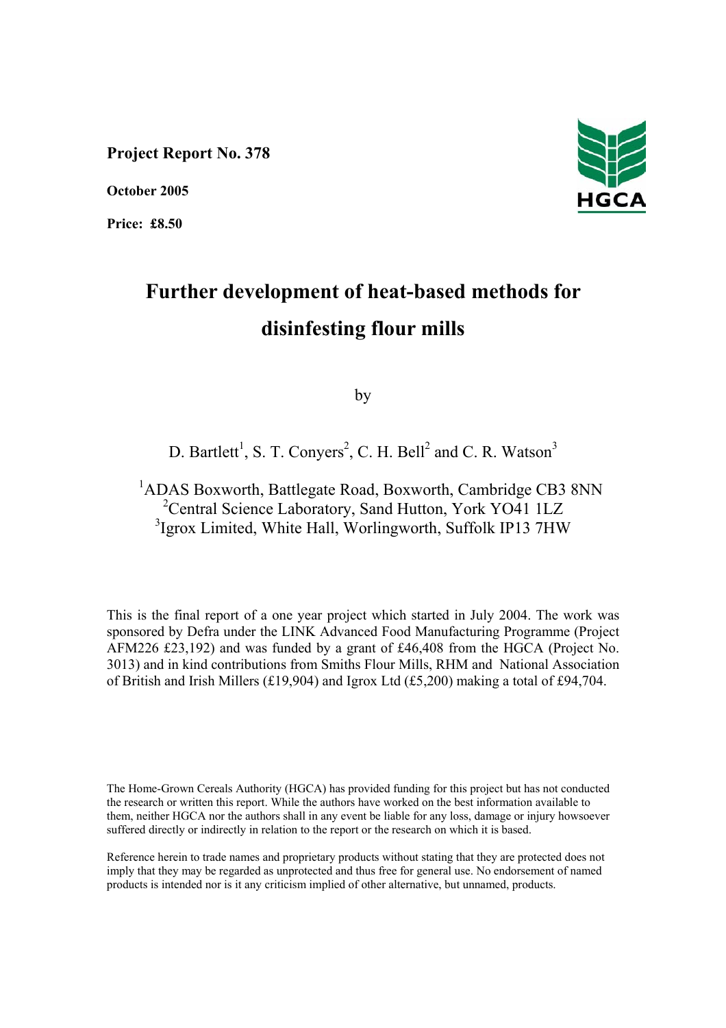**Project Report No. 378**

**October 2005**

**Price: £8.50**

HGCA

# Further development of heat-based methods for disinfesting flour mills

by

D. Bartlett[1], S. T. Conyers[2], C. H. Bell[2] and C. R. Watson[3]

[1]ADAS Boxworth, Battlegate Road, Boxworth, Cambridge CB3 8NN
[2]Central Science Laboratory, Sand Hutton, York YO41 1LZ
[3]Igrox Limited, White Hall, Worlingworth, Suffolk IP13 7HW

This is the final report of a one year project which started in July 2004. The work was sponsored by Defra under the LINK Advanced Food Manufacturing Programme (Project AFM226 £23,192) and was funded by a grant of £46,408 from the HGCA (Project No. 3013) and in kind contributions from Smiths Flour Mills, RHM and National Association of British and Irish Millers (£19,904) and Igrox Ltd (£5,200) making a total of £94,704.

The Home-Grown Cereals Authority (HGCA) has provided funding for this project but has not conducted the research or written this report. While the authors have worked on the best information available to them, neither HGCA nor the authors shall in any event be liable for any loss, damage or injury howsoever suffered directly or indirectly in relation to the report or the research on which it is based.

Reference herein to trade names and proprietary products without stating that they are protected does not imply that they may be regarded as unprotected and thus free for general use. No endorsement of named products is intended nor is it any criticism implied of other alternative, but unnamed, products.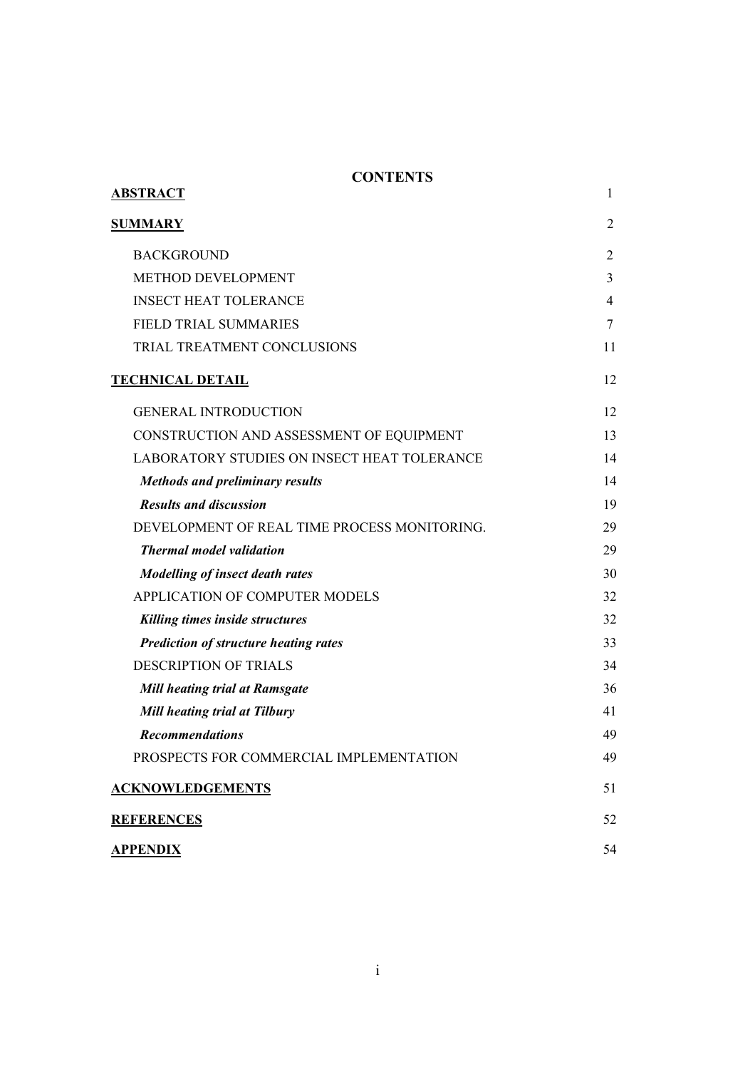# CONTENTS

| | |
|---|---|
| **ABSTRACT** | 1 |
| **SUMMARY** | 2 |
| BACKGROUND | 2 |
| METHOD DEVELOPMENT | 3 |
| INSECT HEAT TOLERANCE | 4 |
| FIELD TRIAL SUMMARIES | 7 |
| TRIAL TREATMENT CONCLUSIONS | 11 |
| **TECHNICAL DETAIL** | 12 |
| GENERAL INTRODUCTION | 12 |
| CONSTRUCTION AND ASSESSMENT OF EQUIPMENT | 13 |
| LABORATORY STUDIES ON INSECT HEAT TOLERANCE | 14 |
| ***Methods and preliminary results*** | 14 |
| ***Results and discussion*** | 19 |
| DEVELOPMENT OF REAL TIME PROCESS MONITORING. | 29 |
| ***Thermal model validation*** | 29 |
| ***Modelling of insect death rates*** | 30 |
| APPLICATION OF COMPUTER MODELS | 32 |
| ***Killing times inside structures*** | 32 |
| ***Prediction of structure heating rates*** | 33 |
| DESCRIPTION OF TRIALS | 34 |
| ***Mill heating trial at Ramsgate*** | 36 |
| ***Mill heating trial at Tilbury*** | 41 |
| ***Recommendations*** | 49 |
| PROSPECTS FOR COMMERCIAL IMPLEMENTATION | 49 |
| **ACKNOWLEDGEMENTS** | 51 |
| **REFERENCES** | 52 |
| **APPENDIX** | 54 |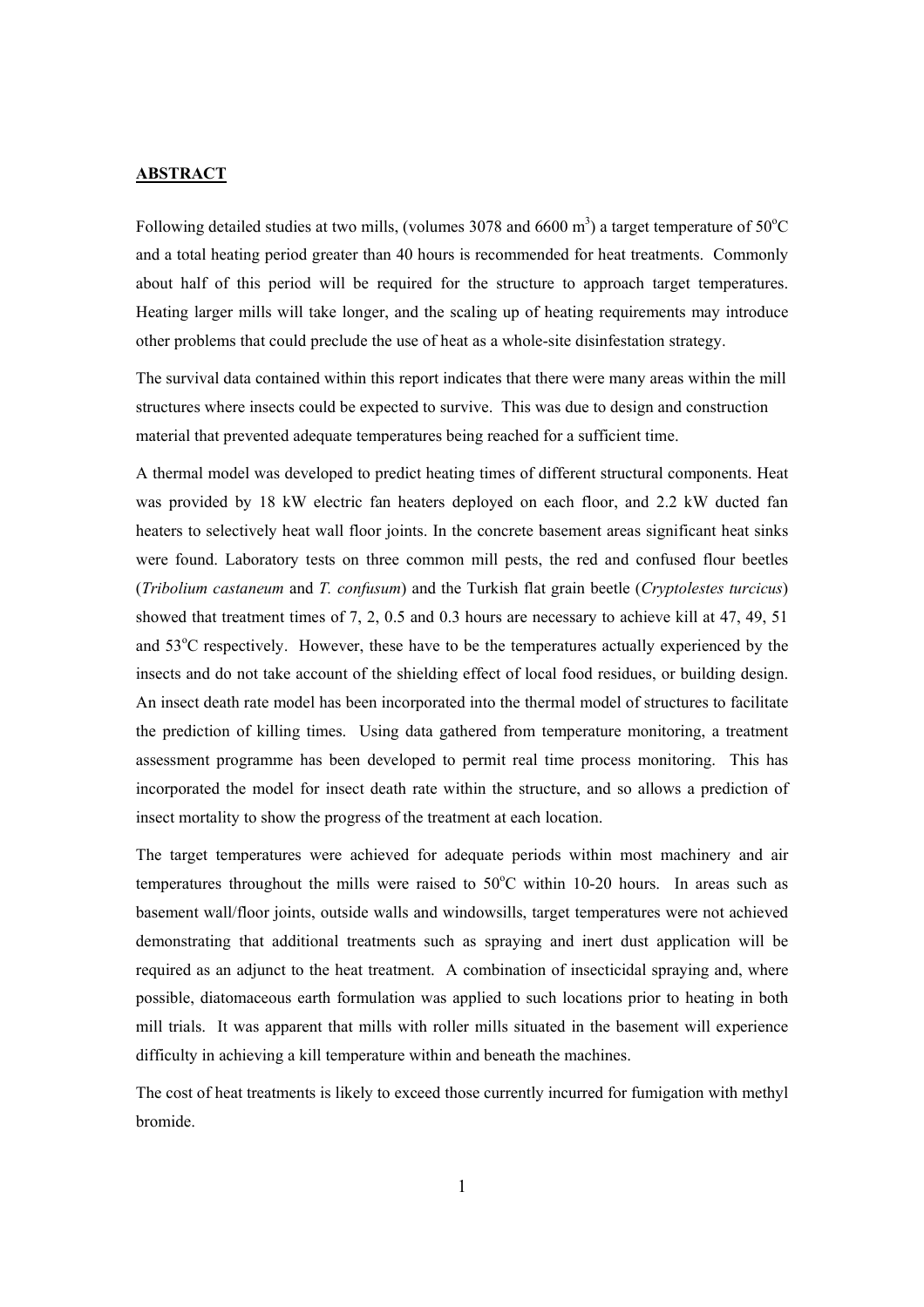## ABSTRACT

Following detailed studies at two mills, (volumes 3078 and 6600 $m^3$) a target temperature of 50°C and a total heating period greater than 40 hours is recommended for heat treatments. Commonly about half of this period will be required for the structure to approach target temperatures. Heating larger mills will take longer, and the scaling up of heating requirements may introduce other problems that could preclude the use of heat as a whole-site disinfestation strategy.

The survival data contained within this report indicates that there were many areas within the mill structures where insects could be expected to survive. This was due to design and construction material that prevented adequate temperatures being reached for a sufficient time.

A thermal model was developed to predict heating times of different structural components. Heat was provided by 18 kW electric fan heaters deployed on each floor, and 2.2 kW ducted fan heaters to selectively heat wall floor joints. In the concrete basement areas significant heat sinks were found. Laboratory tests on three common mill pests, the red and confused flour beetles (*Tribolium castaneum* and *T. confusum*) and the Turkish flat grain beetle (*Cryptolestes turcicus*) showed that treatment times of 7, 2, 0.5 and 0.3 hours are necessary to achieve kill at 47, 49, 51 and 53°C respectively. However, these have to be the temperatures actually experienced by the insects and do not take account of the shielding effect of local food residues, or building design. An insect death rate model has been incorporated into the thermal model of structures to facilitate the prediction of killing times. Using data gathered from temperature monitoring, a treatment assessment programme has been developed to permit real time process monitoring. This has incorporated the model for insect death rate within the structure, and so allows a prediction of insect mortality to show the progress of the treatment at each location.

The target temperatures were achieved for adequate periods within most machinery and air temperatures throughout the mills were raised to 50°C within 10-20 hours. In areas such as basement wall/floor joints, outside walls and windowsills, target temperatures were not achieved demonstrating that additional treatments such as spraying and inert dust application will be required as an adjunct to the heat treatment. A combination of insecticidal spraying and, where possible, diatomaceous earth formulation was applied to such locations prior to heating in both mill trials. It was apparent that mills with roller mills situated in the basement will experience difficulty in achieving a kill temperature within and beneath the machines.

The cost of heat treatments is likely to exceed those currently incurred for fumigation with methyl bromide.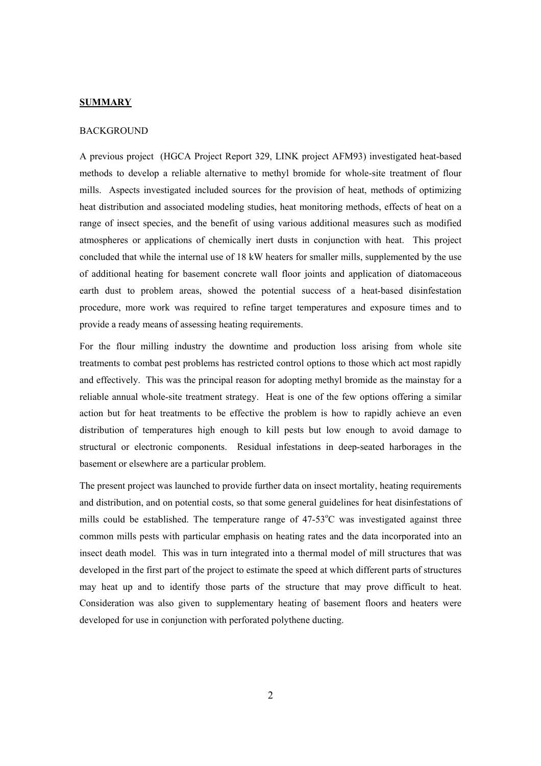**SUMMARY**

BACKGROUND

A previous project (HGCA Project Report 329, LINK project AFM93) investigated heat-based methods to develop a reliable alternative to methyl bromide for whole-site treatment of flour mills. Aspects investigated included sources for the provision of heat, methods of optimizing heat distribution and associated modeling studies, heat monitoring methods, effects of heat on a range of insect species, and the benefit of using various additional measures such as modified atmospheres or applications of chemically inert dusts in conjunction with heat. This project concluded that while the internal use of 18 kW heaters for smaller mills, supplemented by the use of additional heating for basement concrete wall floor joints and application of diatomaceous earth dust to problem areas, showed the potential success of a heat-based disinfestation procedure, more work was required to refine target temperatures and exposure times and to provide a ready means of assessing heating requirements.

For the flour milling industry the downtime and production loss arising from whole site treatments to combat pest problems has restricted control options to those which act most rapidly and effectively. This was the principal reason for adopting methyl bromide as the mainstay for a reliable annual whole-site treatment strategy. Heat is one of the few options offering a similar action but for heat treatments to be effective the problem is how to rapidly achieve an even distribution of temperatures high enough to kill pests but low enough to avoid damage to structural or electronic components. Residual infestations in deep-seated harborages in the basement or elsewhere are a particular problem.

The present project was launched to provide further data on insect mortality, heating requirements and distribution, and on potential costs, so that some general guidelines for heat disinfestations of mills could be established. The temperature range of 47-53$^{o}$C was investigated against three common mills pests with particular emphasis on heating rates and the data incorporated into an insect death model. This was in turn integrated into a thermal model of mill structures that was developed in the first part of the project to estimate the speed at which different parts of structures may heat up and to identify those parts of the structure that may prove difficult to heat. Consideration was also given to supplementary heating of basement floors and heaters were developed for use in conjunction with perforated polythene ducting.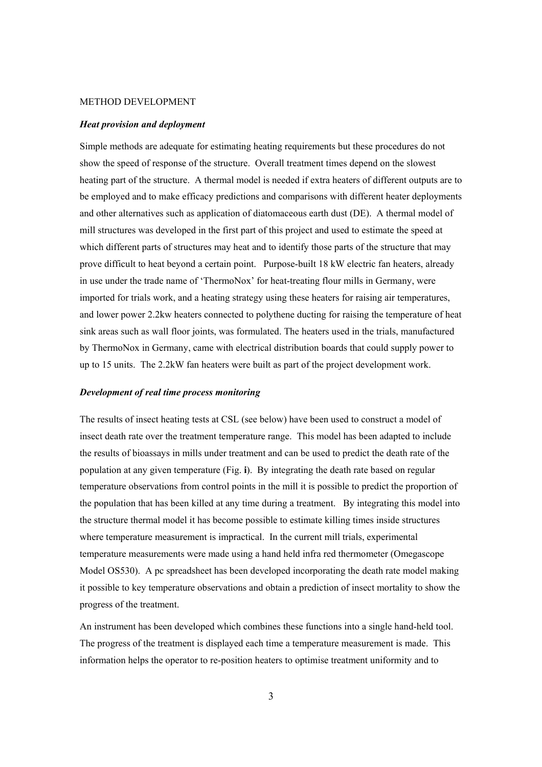METHOD DEVELOPMENT

***Heat provision and deployment***

Simple methods are adequate for estimating heating requirements but these procedures do not show the speed of response of the structure. Overall treatment times depend on the slowest heating part of the structure. A thermal model is needed if extra heaters of different outputs are to be employed and to make efficacy predictions and comparisons with different heater deployments and other alternatives such as application of diatomaceous earth dust (DE). A thermal model of mill structures was developed in the first part of this project and used to estimate the speed at which different parts of structures may heat and to identify those parts of the structure that may prove difficult to heat beyond a certain point. Purpose-built 18 kW electric fan heaters, already in use under the trade name of 'ThermoNox' for heat-treating flour mills in Germany, were imported for trials work, and a heating strategy using these heaters for raising air temperatures, and lower power 2.2kw heaters connected to polythene ducting for raising the temperature of heat sink areas such as wall floor joints, was formulated. The heaters used in the trials, manufactured by ThermoNox in Germany, came with electrical distribution boards that could supply power to up to 15 units. The 2.2kW fan heaters were built as part of the project development work.

***Development of real time process monitoring***

The results of insect heating tests at CSL (see below) have been used to construct a model of insect death rate over the treatment temperature range. This model has been adapted to include the results of bioassays in mills under treatment and can be used to predict the death rate of the population at any given temperature (Fig. **i**). By integrating the death rate based on regular temperature observations from control points in the mill it is possible to predict the proportion of the population that has been killed at any time during a treatment. By integrating this model into the structure thermal model it has become possible to estimate killing times inside structures where temperature measurement is impractical. In the current mill trials, experimental temperature measurements were made using a hand held infra red thermometer (Omegascope Model OS530). A pc spreadsheet has been developed incorporating the death rate model making it possible to key temperature observations and obtain a prediction of insect mortality to show the progress of the treatment.

An instrument has been developed which combines these functions into a single hand-held tool. The progress of the treatment is displayed each time a temperature measurement is made. This information helps the operator to re-position heaters to optimise treatment uniformity and to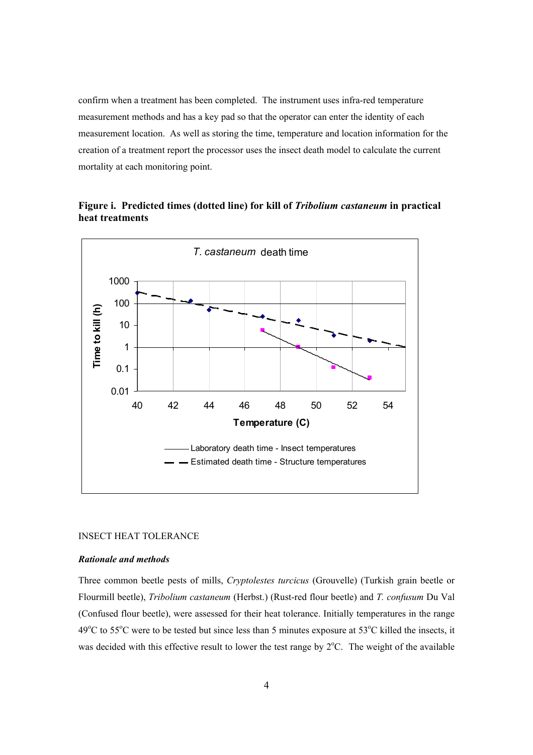confirm when a treatment has been completed. The instrument uses infra-red temperature measurement methods and has a key pad so that the operator can enter the identity of each measurement location. As well as storing the time, temperature and location information for the creation of a treatment report the processor uses the insect death model to calculate the current mortality at each monitoring point.

**Figure i. Predicted times (dotted line) for kill of *Tribolium castaneum* in practical heat treatments**

INSECT HEAT TOLERANCE

***Rationale and methods***

Three common beetle pests of mills, *Cryptolestes turcicus* (Grouvelle) (Turkish grain beetle or Flourmill beetle), *Tribolium castaneum* (Herbst.) (Rust-red flour beetle) and *T. confusum* Du Val (Confused flour beetle), were assessed for their heat tolerance. Initially temperatures in the range 49°C to 55°C were to be tested but since less than 5 minutes exposure at 53°C killed the insects, it was decided with this effective result to lower the test range by 2°C. The weight of the available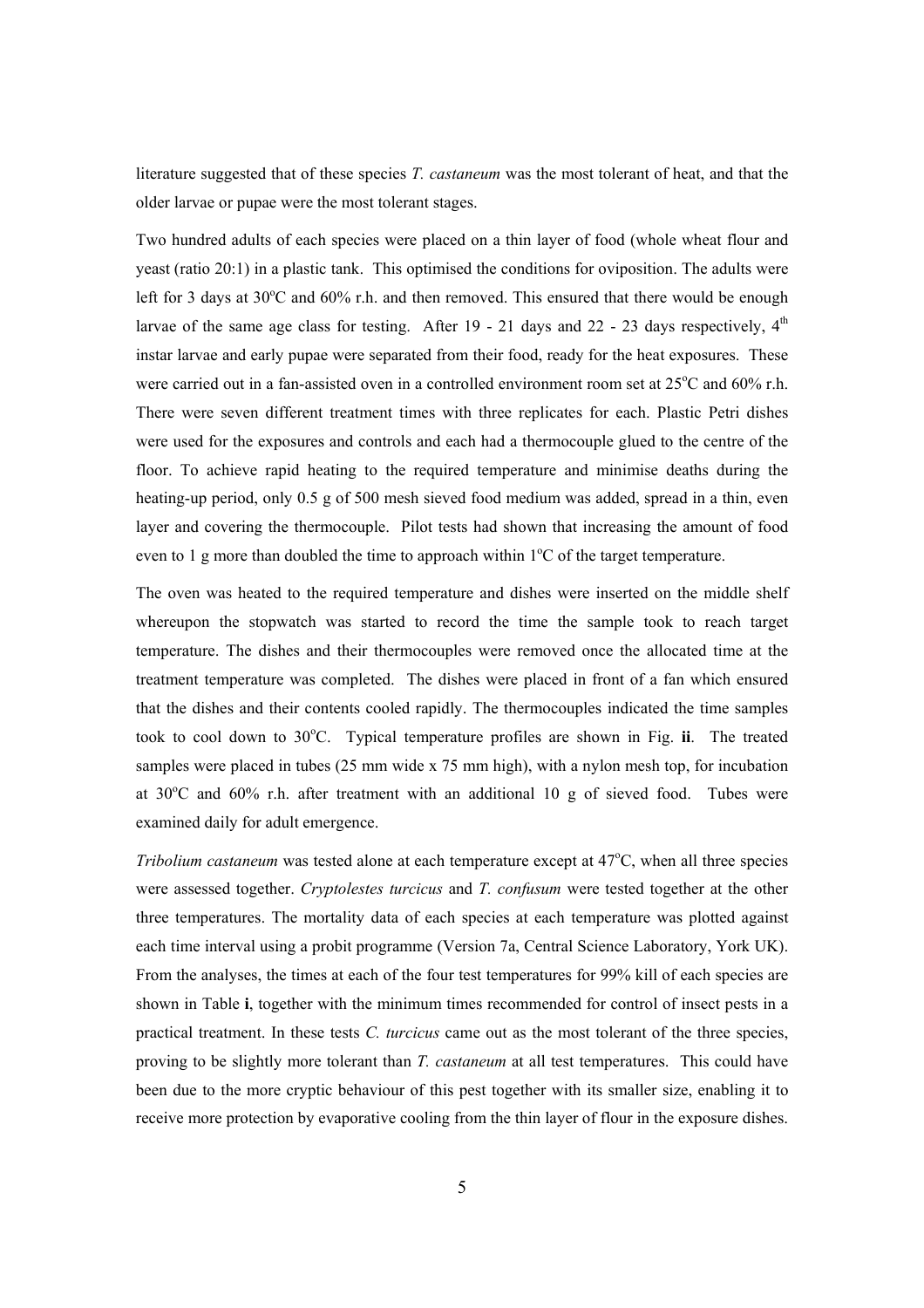literature suggested that of these species *T. castaneum* was the most tolerant of heat, and that the older larvae or pupae were the most tolerant stages.

Two hundred adults of each species were placed on a thin layer of food (whole wheat flour and yeast (ratio 20:1) in a plastic tank. This optimised the conditions for oviposition. The adults were left for 3 days at 30°C and 60% r.h. and then removed. This ensured that there would be enough larvae of the same age class for testing. After 19 - 21 days and 22 - 23 days respectively, 4$^{th}$ instar larvae and early pupae were separated from their food, ready for the heat exposures. These were carried out in a fan-assisted oven in a controlled environment room set at 25°C and 60% r.h. There were seven different treatment times with three replicates for each. Plastic Petri dishes were used for the exposures and controls and each had a thermocouple glued to the centre of the floor. To achieve rapid heating to the required temperature and minimise deaths during the heating-up period, only 0.5 g of 500 mesh sieved food medium was added, spread in a thin, even layer and covering the thermocouple. Pilot tests had shown that increasing the amount of food even to 1 g more than doubled the time to approach within 1°C of the target temperature.

The oven was heated to the required temperature and dishes were inserted on the middle shelf whereupon the stopwatch was started to record the time the sample took to reach target temperature. The dishes and their thermocouples were removed once the allocated time at the treatment temperature was completed. The dishes were placed in front of a fan which ensured that the dishes and their contents cooled rapidly. The thermocouples indicated the time samples took to cool down to 30°C. Typical temperature profiles are shown in Fig. **ii**. The treated samples were placed in tubes (25 mm wide x 75 mm high), with a nylon mesh top, for incubation at 30°C and 60% r.h. after treatment with an additional 10 g of sieved food. Tubes were examined daily for adult emergence.

*Tribolium castaneum* was tested alone at each temperature except at 47°C, when all three species were assessed together. *Cryptolestes turcicus* and *T. confusum* were tested together at the other three temperatures. The mortality data of each species at each temperature was plotted against each time interval using a probit programme (Version 7a, Central Science Laboratory, York UK). From the analyses, the times at each of the four test temperatures for 99% kill of each species are shown in Table **i**, together with the minimum times recommended for control of insect pests in a practical treatment. In these tests *C. turcicus* came out as the most tolerant of the three species, proving to be slightly more tolerant than *T. castaneum* at all test temperatures. This could have been due to the more cryptic behaviour of this pest together with its smaller size, enabling it to receive more protection by evaporative cooling from the thin layer of flour in the exposure dishes.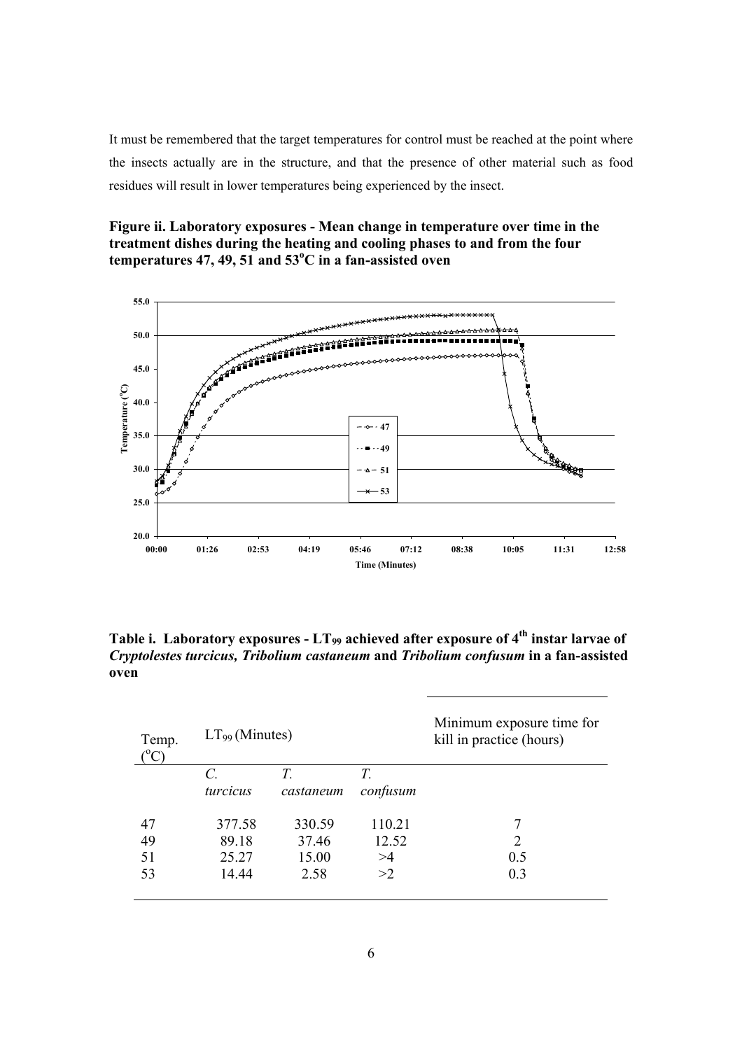It must be remembered that the target temperatures for control must be reached at the point where the insects actually are in the structure, and that the presence of other material such as food residues will result in lower temperatures being experienced by the insect.

**Figure ii. Laboratory exposures - Mean change in temperature over time in the treatment dishes during the heating and cooling phases to and from the four temperatures 47, 49, 51 and 53°C in a fan-assisted oven**

**Table i. Laboratory exposures - $LT_{99}$ achieved after exposure of 4[th] instar larvae of *Cryptolestes turcicus, Tribolium castaneum* and *Tribolium confusum* in a fan-assisted oven**

| Temp. (°C) | $LT_{99}$ (Minutes) | | | Minimum exposure time for kill in practice (hours) |
|---|---|---|---|---|
| | *C. turcicus* | *T. castaneum* | *T. confusum* | |
| 47 | 377.58 | 330.59 | 110.21 | 7 |
| 49 | 89.18 | 37.46 | 12.52 | 2 |
| 51 | 25.27 | 15.00 | >4 | 0.5 |
| 53 | 14.44 | 2.58 | >2 | 0.3 |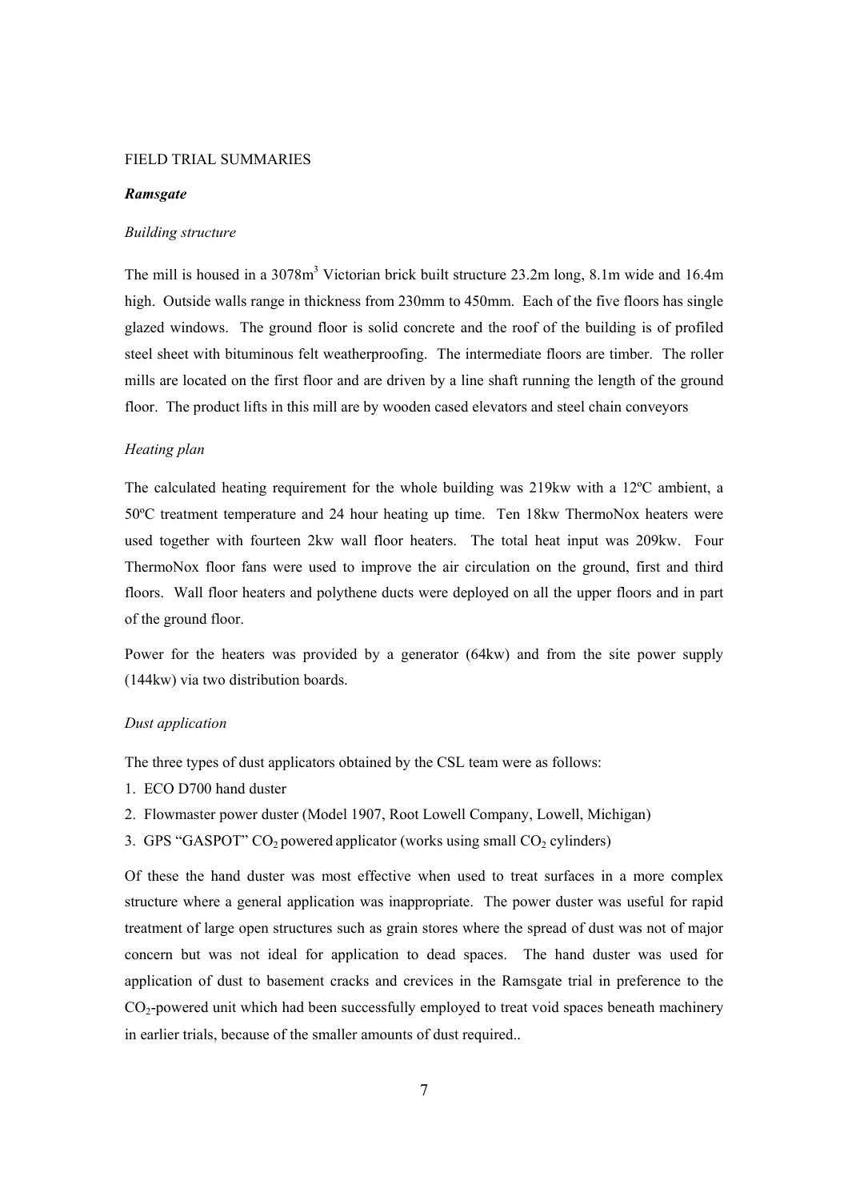FIELD TRIAL SUMMARIES

***Ramsgate***

*Building structure*

The mill is housed in a 3078m$^3$ Victorian brick built structure 23.2m long, 8.1m wide and 16.4m high. Outside walls range in thickness from 230mm to 450mm. Each of the five floors has single glazed windows. The ground floor is solid concrete and the roof of the building is of profiled steel sheet with bituminous felt weatherproofing. The intermediate floors are timber. The roller mills are located on the first floor and are driven by a line shaft running the length of the ground floor. The product lifts in this mill are by wooden cased elevators and steel chain conveyors

*Heating plan*

The calculated heating requirement for the whole building was 219kw with a 12ºC ambient, a 50ºC treatment temperature and 24 hour heating up time. Ten 18kw ThermoNox heaters were used together with fourteen 2kw wall floor heaters. The total heat input was 209kw. Four ThermoNox floor fans were used to improve the air circulation on the ground, first and third floors. Wall floor heaters and polythene ducts were deployed on all the upper floors and in part of the ground floor.

Power for the heaters was provided by a generator (64kw) and from the site power supply (144kw) via two distribution boards.

*Dust application*

The three types of dust applicators obtained by the CSL team were as follows:

1. ECO D700 hand duster
2. Flowmaster power duster (Model 1907, Root Lowell Company, Lowell, Michigan)
3. GPS "GASPOT" $CO_2$ powered applicator (works using small $CO_2$ cylinders)

Of these the hand duster was most effective when used to treat surfaces in a more complex structure where a general application was inappropriate. The power duster was useful for rapid treatment of large open structures such as grain stores where the spread of dust was not of major concern but was not ideal for application to dead spaces. The hand duster was used for application of dust to basement cracks and crevices in the Ramsgate trial in preference to the $CO_2$-powered unit which had been successfully employed to treat void spaces beneath machinery in earlier trials, because of the smaller amounts of dust required..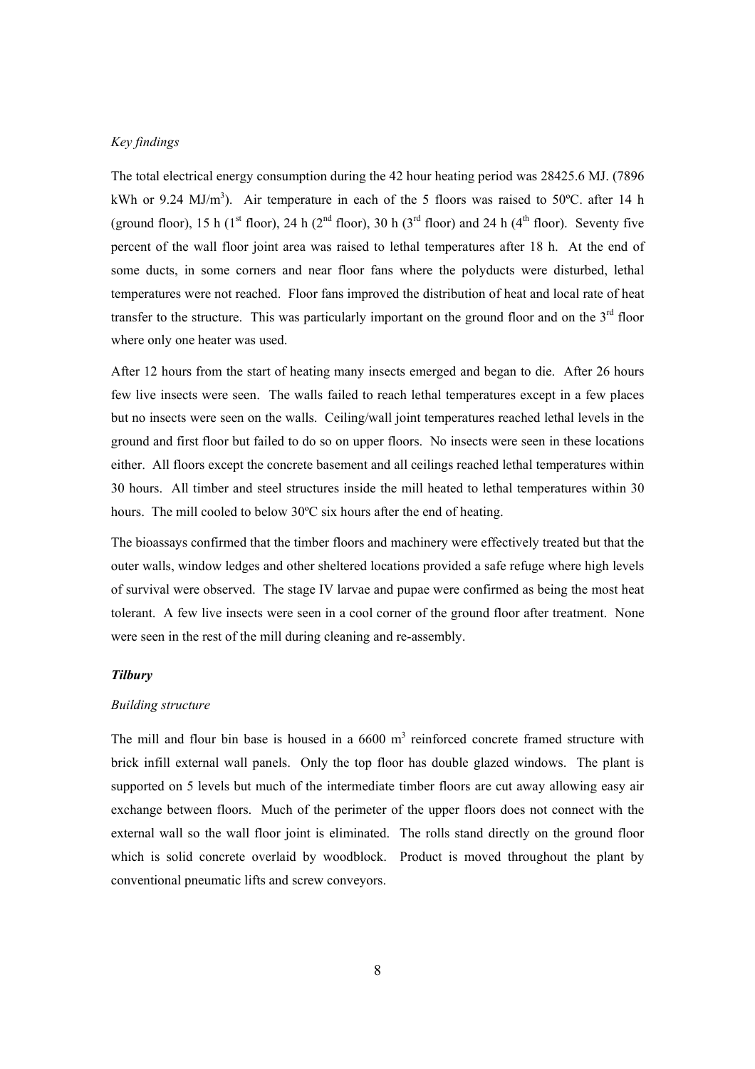*Key findings*

The total electrical energy consumption during the 42 hour heating period was 28425.6 MJ. (7896 kWh or 9.24 MJ/m$^3$). Air temperature in each of the 5 floors was raised to 50ºC. after 14 h (ground floor), 15 h (1$^{st}$ floor), 24 h (2$^{nd}$ floor), 30 h (3$^{rd}$ floor) and 24 h (4$^{th}$ floor). Seventy five percent of the wall floor joint area was raised to lethal temperatures after 18 h. At the end of some ducts, in some corners and near floor fans where the polyducts were disturbed, lethal temperatures were not reached. Floor fans improved the distribution of heat and local rate of heat transfer to the structure. This was particularly important on the ground floor and on the 3$^{rd}$ floor where only one heater was used.

After 12 hours from the start of heating many insects emerged and began to die. After 26 hours few live insects were seen. The walls failed to reach lethal temperatures except in a few places but no insects were seen on the walls. Ceiling/wall joint temperatures reached lethal levels in the ground and first floor but failed to do so on upper floors. No insects were seen in these locations either. All floors except the concrete basement and all ceilings reached lethal temperatures within 30 hours. All timber and steel structures inside the mill heated to lethal temperatures within 30 hours. The mill cooled to below 30ºC six hours after the end of heating.

The bioassays confirmed that the timber floors and machinery were effectively treated but that the outer walls, window ledges and other sheltered locations provided a safe refuge where high levels of survival were observed. The stage IV larvae and pupae were confirmed as being the most heat tolerant. A few live insects were seen in a cool corner of the ground floor after treatment. None were seen in the rest of the mill during cleaning and re-assembly.

***Tilbury***

*Building structure*

The mill and flour bin base is housed in a 6600 m$^3$ reinforced concrete framed structure with brick infill external wall panels. Only the top floor has double glazed windows. The plant is supported on 5 levels but much of the intermediate timber floors are cut away allowing easy air exchange between floors. Much of the perimeter of the upper floors does not connect with the external wall so the wall floor joint is eliminated. The rolls stand directly on the ground floor which is solid concrete overlaid by woodblock. Product is moved throughout the plant by conventional pneumatic lifts and screw conveyors.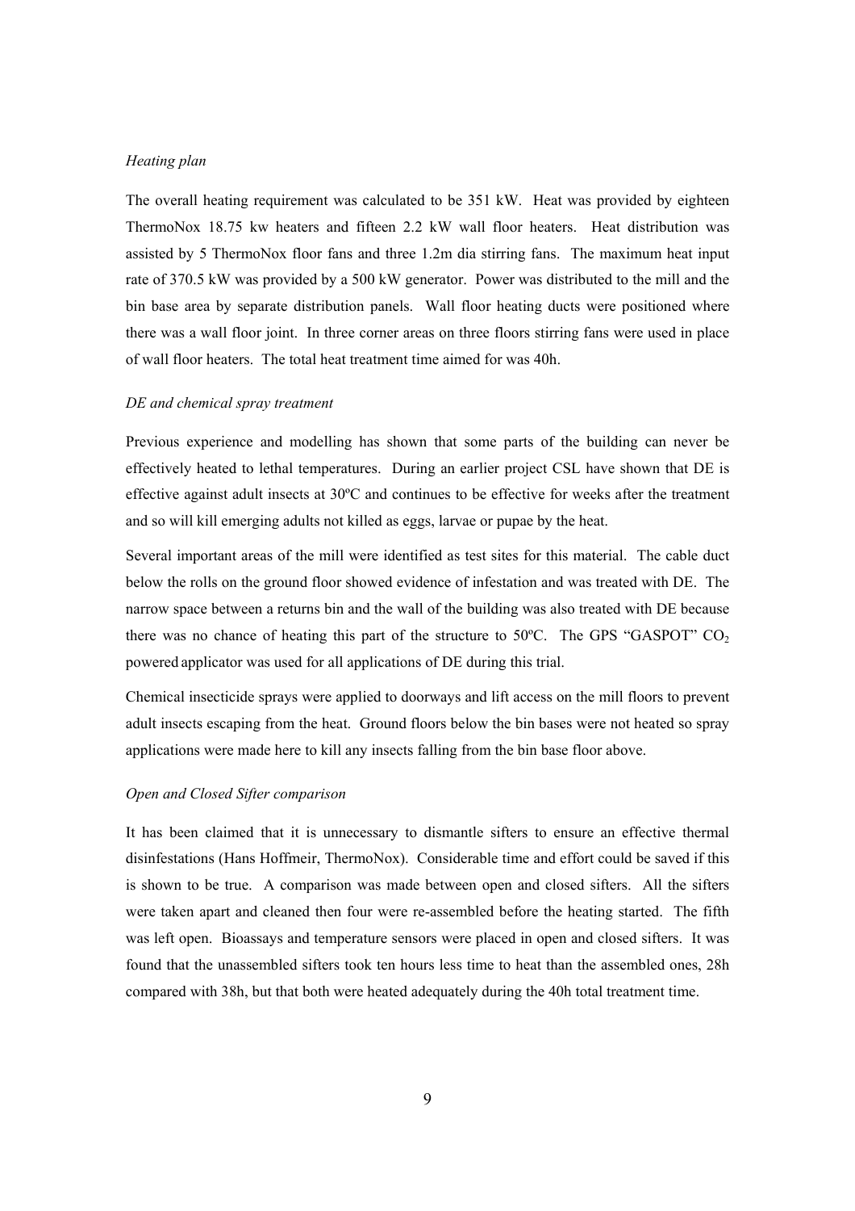*Heating plan*

The overall heating requirement was calculated to be 351 kW. Heat was provided by eighteen ThermoNox 18.75 kw heaters and fifteen 2.2 kW wall floor heaters. Heat distribution was assisted by 5 ThermoNox floor fans and three 1.2m dia stirring fans. The maximum heat input rate of 370.5 kW was provided by a 500 kW generator. Power was distributed to the mill and the bin base area by separate distribution panels. Wall floor heating ducts were positioned where there was a wall floor joint. In three corner areas on three floors stirring fans were used in place of wall floor heaters. The total heat treatment time aimed for was 40h.

*DE and chemical spray treatment*

Previous experience and modelling has shown that some parts of the building can never be effectively heated to lethal temperatures. During an earlier project CSL have shown that DE is effective against adult insects at 30ºC and continues to be effective for weeks after the treatment and so will kill emerging adults not killed as eggs, larvae or pupae by the heat.

Several important areas of the mill were identified as test sites for this material. The cable duct below the rolls on the ground floor showed evidence of infestation and was treated with DE. The narrow space between a returns bin and the wall of the building was also treated with DE because there was no chance of heating this part of the structure to 50ºC. The GPS "GASPOT" $CO_2$ powered applicator was used for all applications of DE during this trial.

Chemical insecticide sprays were applied to doorways and lift access on the mill floors to prevent adult insects escaping from the heat. Ground floors below the bin bases were not heated so spray applications were made here to kill any insects falling from the bin base floor above.

*Open and Closed Sifter comparison*

It has been claimed that it is unnecessary to dismantle sifters to ensure an effective thermal disinfestations (Hans Hoffmeir, ThermoNox). Considerable time and effort could be saved if this is shown to be true. A comparison was made between open and closed sifters. All the sifters were taken apart and cleaned then four were re-assembled before the heating started. The fifth was left open. Bioassays and temperature sensors were placed in open and closed sifters. It was found that the unassembled sifters took ten hours less time to heat than the assembled ones, 28h compared with 38h, but that both were heated adequately during the 40h total treatment time.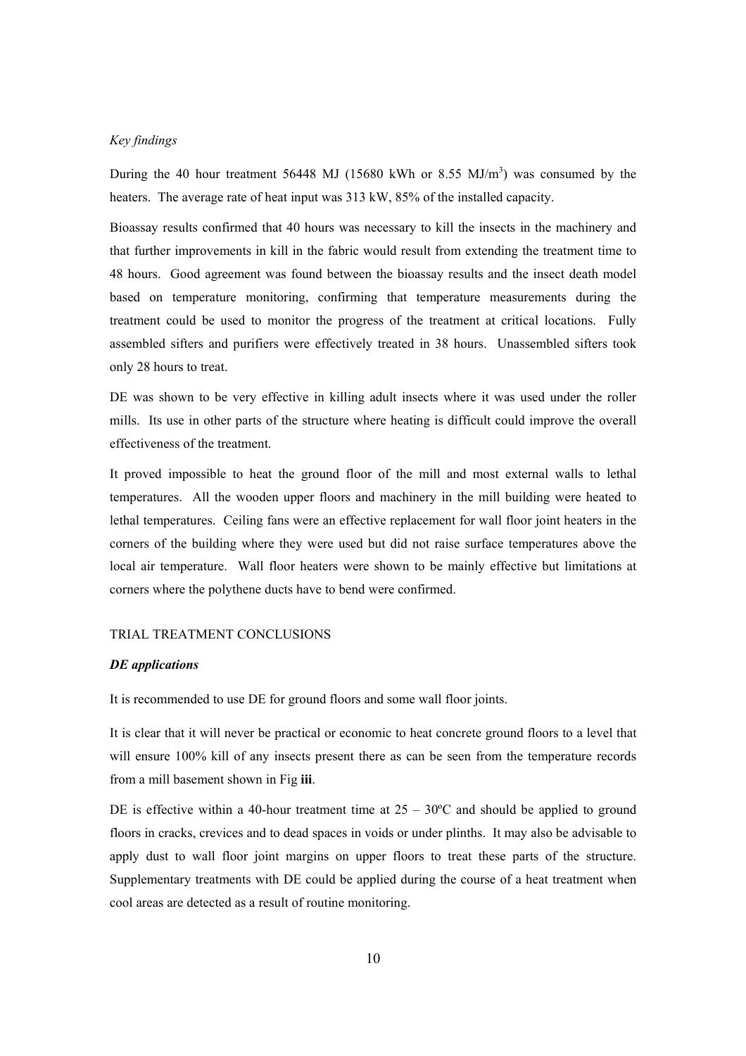*Key findings*

During the 40 hour treatment 56448 MJ (15680 kWh or 8.55 MJ/m$^3$) was consumed by the heaters. The average rate of heat input was 313 kW, 85% of the installed capacity.

Bioassay results confirmed that 40 hours was necessary to kill the insects in the machinery and that further improvements in kill in the fabric would result from extending the treatment time to 48 hours. Good agreement was found between the bioassay results and the insect death model based on temperature monitoring, confirming that temperature measurements during the treatment could be used to monitor the progress of the treatment at critical locations. Fully assembled sifters and purifiers were effectively treated in 38 hours. Unassembled sifters took only 28 hours to treat.

DE was shown to be very effective in killing adult insects where it was used under the roller mills. Its use in other parts of the structure where heating is difficult could improve the overall effectiveness of the treatment.

It proved impossible to heat the ground floor of the mill and most external walls to lethal temperatures. All the wooden upper floors and machinery in the mill building were heated to lethal temperatures. Ceiling fans were an effective replacement for wall floor joint heaters in the corners of the building where they were used but did not raise surface temperatures above the local air temperature. Wall floor heaters were shown to be mainly effective but limitations at corners where the polythene ducts have to bend were confirmed.

## TRIAL TREATMENT CONCLUSIONS

### *DE applications*

It is recommended to use DE for ground floors and some wall floor joints.

It is clear that it will never be practical or economic to heat concrete ground floors to a level that will ensure 100% kill of any insects present there as can be seen from the temperature records from a mill basement shown in Fig **iii**.

DE is effective within a 40-hour treatment time at 25 – 30ºC and should be applied to ground floors in cracks, crevices and to dead spaces in voids or under plinths. It may also be advisable to apply dust to wall floor joint margins on upper floors to treat these parts of the structure. Supplementary treatments with DE could be applied during the course of a heat treatment when cool areas are detected as a result of routine monitoring.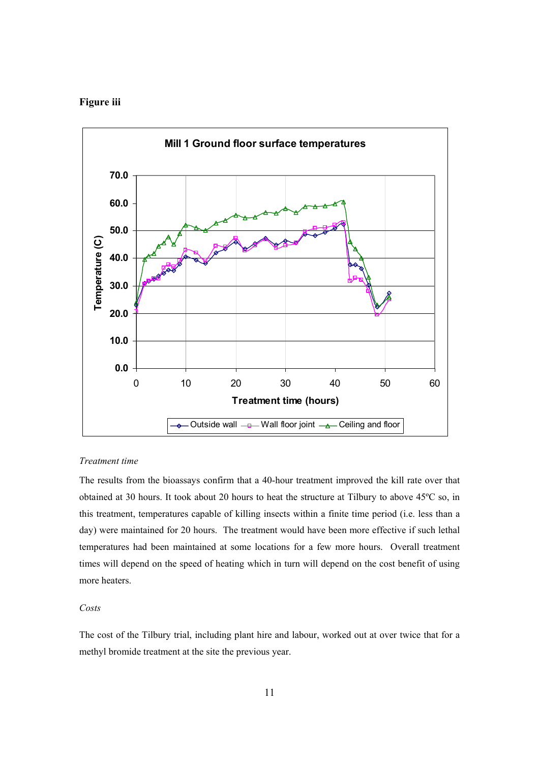**Figure iii**

*Treatment time*

The results from the bioassays confirm that a 40-hour treatment improved the kill rate over that obtained at 30 hours. It took about 20 hours to heat the structure at Tilbury to above 45ºC so, in this treatment, temperatures capable of killing insects within a finite time period (i.e. less than a day) were maintained for 20 hours. The treatment would have been more effective if such lethal temperatures had been maintained at some locations for a few more hours. Overall treatment times will depend on the speed of heating which in turn will depend on the cost benefit of using more heaters.

*Costs*

The cost of the Tilbury trial, including plant hire and labour, worked out at over twice that for a methyl bromide treatment at the site the previous year.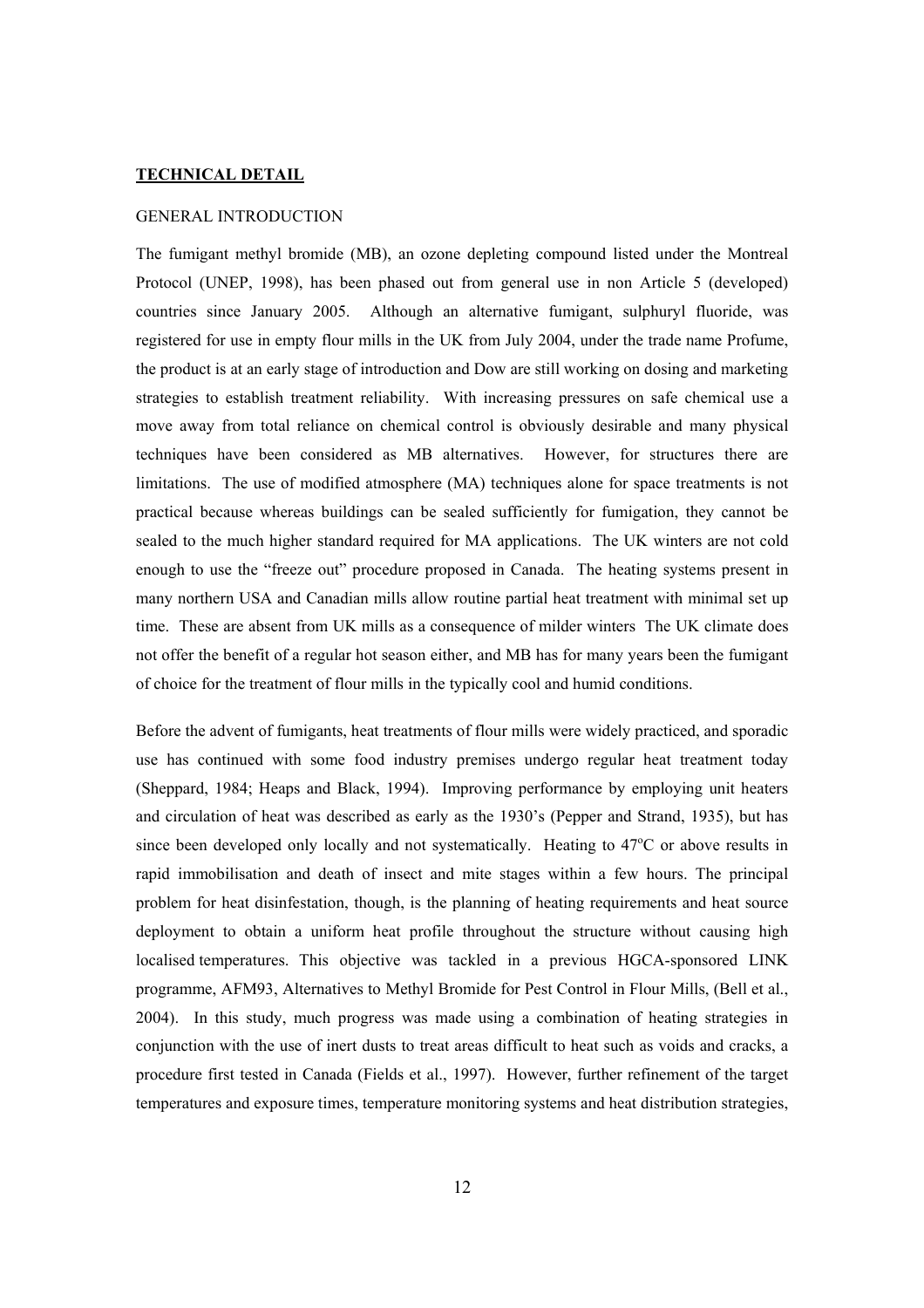**TECHNICAL DETAIL**

GENERAL INTRODUCTION

The fumigant methyl bromide (MB), an ozone depleting compound listed under the Montreal Protocol (UNEP, 1998), has been phased out from general use in non Article 5 (developed) countries since January 2005. Although an alternative fumigant, sulphuryl fluoride, was registered for use in empty flour mills in the UK from July 2004, under the trade name Profume, the product is at an early stage of introduction and Dow are still working on dosing and marketing strategies to establish treatment reliability. With increasing pressures on safe chemical use a move away from total reliance on chemical control is obviously desirable and many physical techniques have been considered as MB alternatives. However, for structures there are limitations. The use of modified atmosphere (MA) techniques alone for space treatments is not practical because whereas buildings can be sealed sufficiently for fumigation, they cannot be sealed to the much higher standard required for MA applications. The UK winters are not cold enough to use the "freeze out" procedure proposed in Canada. The heating systems present in many northern USA and Canadian mills allow routine partial heat treatment with minimal set up time. These are absent from UK mills as a consequence of milder winters The UK climate does not offer the benefit of a regular hot season either, and MB has for many years been the fumigant of choice for the treatment of flour mills in the typically cool and humid conditions.

Before the advent of fumigants, heat treatments of flour mills were widely practiced, and sporadic use has continued with some food industry premises undergo regular heat treatment today (Sheppard, 1984; Heaps and Black, 1994). Improving performance by employing unit heaters and circulation of heat was described as early as the 1930's (Pepper and Strand, 1935), but has since been developed only locally and not systematically. Heating to 47°C or above results in rapid immobilisation and death of insect and mite stages within a few hours. The principal problem for heat disinfestation, though, is the planning of heating requirements and heat source deployment to obtain a uniform heat profile throughout the structure without causing high localised temperatures. This objective was tackled in a previous HGCA-sponsored LINK programme, AFM93, Alternatives to Methyl Bromide for Pest Control in Flour Mills, (Bell et al., 2004). In this study, much progress was made using a combination of heating strategies in conjunction with the use of inert dusts to treat areas difficult to heat such as voids and cracks, a procedure first tested in Canada (Fields et al., 1997). However, further refinement of the target temperatures and exposure times, temperature monitoring systems and heat distribution strategies,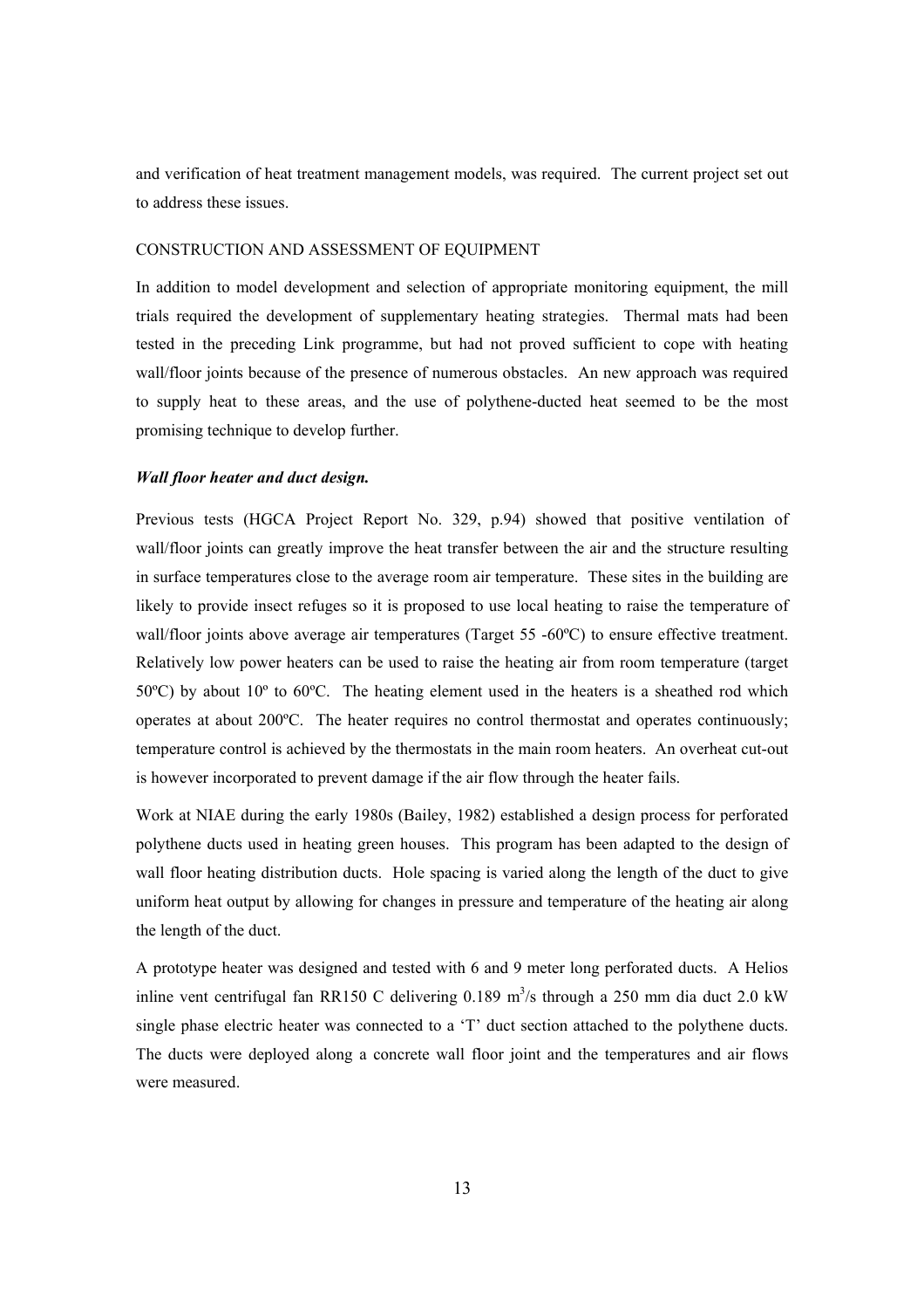and verification of heat treatment management models, was required. The current project set out to address these issues.

## CONSTRUCTION AND ASSESSMENT OF EQUIPMENT

In addition to model development and selection of appropriate monitoring equipment, the mill trials required the development of supplementary heating strategies. Thermal mats had been tested in the preceding Link programme, but had not proved sufficient to cope with heating wall/floor joints because of the presence of numerous obstacles. An new approach was required to supply heat to these areas, and the use of polythene-ducted heat seemed to be the most promising technique to develop further.

### *Wall floor heater and duct design.*

Previous tests (HGCA Project Report No. 329, p.94) showed that positive ventilation of wall/floor joints can greatly improve the heat transfer between the air and the structure resulting in surface temperatures close to the average room air temperature. These sites in the building are likely to provide insect refuges so it is proposed to use local heating to raise the temperature of wall/floor joints above average air temperatures (Target 55 -60ºC) to ensure effective treatment. Relatively low power heaters can be used to raise the heating air from room temperature (target 50ºC) by about 10º to 60ºC. The heating element used in the heaters is a sheathed rod which operates at about 200ºC. The heater requires no control thermostat and operates continuously; temperature control is achieved by the thermostats in the main room heaters. An overheat cut-out is however incorporated to prevent damage if the air flow through the heater fails.

Work at NIAE during the early 1980s (Bailey, 1982) established a design process for perforated polythene ducts used in heating green houses. This program has been adapted to the design of wall floor heating distribution ducts. Hole spacing is varied along the length of the duct to give uniform heat output by allowing for changes in pressure and temperature of the heating air along the length of the duct.

A prototype heater was designed and tested with 6 and 9 meter long perforated ducts. A Helios inline vent centrifugal fan RR150 C delivering 0.189 $m^3$/s through a 250 mm dia duct 2.0 kW single phase electric heater was connected to a 'T' duct section attached to the polythene ducts. The ducts were deployed along a concrete wall floor joint and the temperatures and air flows were measured.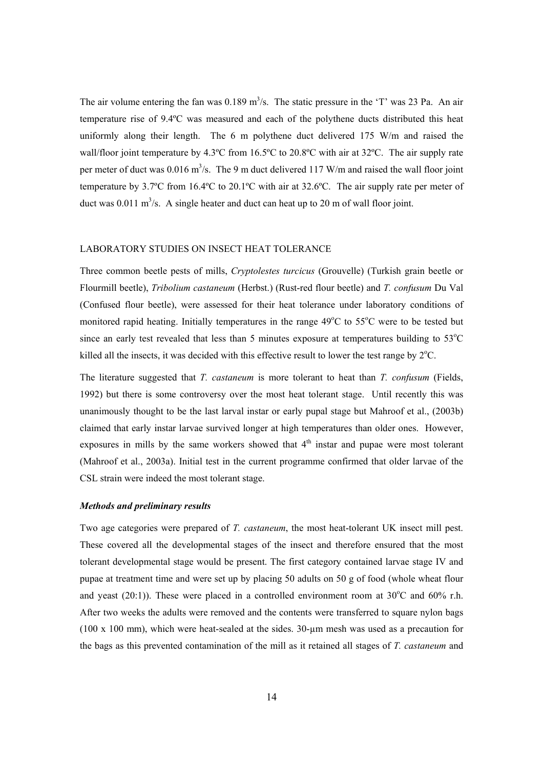The air volume entering the fan was 0.189 $m^3$/s. The static pressure in the 'T' was 23 Pa. An air temperature rise of 9.4ºC was measured and each of the polythene ducts distributed this heat uniformly along their length. The 6 m polythene duct delivered 175 W/m and raised the wall/floor joint temperature by 4.3ºC from 16.5ºC to 20.8ºC with air at 32ºC. The air supply rate per meter of duct was 0.016 $m^3$/s. The 9 m duct delivered 117 W/m and raised the wall floor joint temperature by 3.7ºC from 16.4ºC to 20.1ºC with air at 32.6ºC. The air supply rate per meter of duct was 0.011 $m^3$/s. A single heater and duct can heat up to 20 m of wall floor joint.

## LABORATORY STUDIES ON INSECT HEAT TOLERANCE

Three common beetle pests of mills, *Cryptolestes turcicus* (Grouvelle) (Turkish grain beetle or Flourmill beetle), *Tribolium castaneum* (Herbst.) (Rust-red flour beetle) and *T. confusum* Du Val (Confused flour beetle), were assessed for their heat tolerance under laboratory conditions of monitored rapid heating. Initially temperatures in the range 49°C to 55°C were to be tested but since an early test revealed that less than 5 minutes exposure at temperatures building to 53°C killed all the insects, it was decided with this effective result to lower the test range by 2°C.

The literature suggested that *T. castaneum* is more tolerant to heat than *T. confusum* (Fields, 1992) but there is some controversy over the most heat tolerant stage. Until recently this was unanimously thought to be the last larval instar or early pupal stage but Mahroof et al., (2003b) claimed that early instar larvae survived longer at high temperatures than older ones. However, exposures in mills by the same workers showed that 4th instar and pupae were most tolerant (Mahroof et al., 2003a). Initial test in the current programme confirmed that older larvae of the CSL strain were indeed the most tolerant stage.

### *Methods and preliminary results*

Two age categories were prepared of *T. castaneum*, the most heat-tolerant UK insect mill pest. These covered all the developmental stages of the insect and therefore ensured that the most tolerant developmental stage would be present. The first category contained larvae stage IV and pupae at treatment time and were set up by placing 50 adults on 50 g of food (whole wheat flour and yeast (20:1)). These were placed in a controlled environment room at 30°C and 60% r.h. After two weeks the adults were removed and the contents were transferred to square nylon bags (100 x 100 mm), which were heat-sealed at the sides. 30-µm mesh was used as a precaution for the bags as this prevented contamination of the mill as it retained all stages of *T. castaneum* and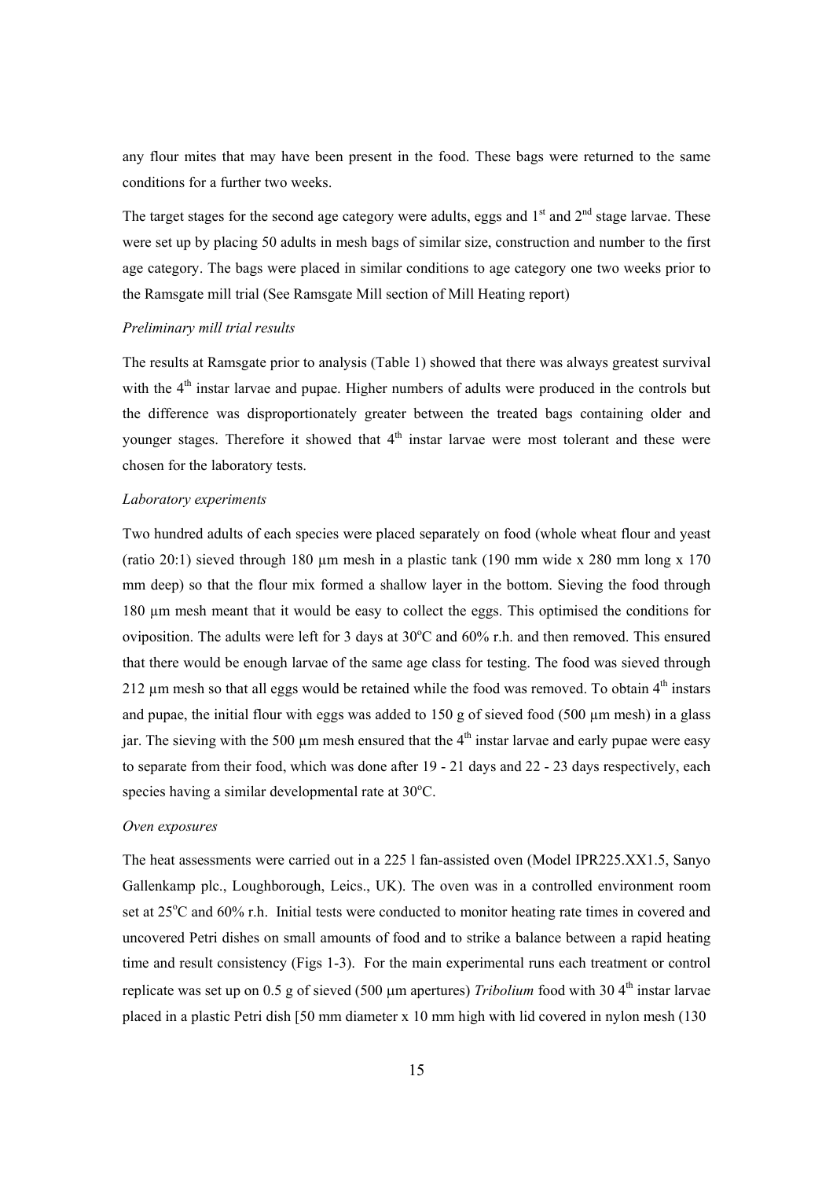any flour mites that may have been present in the food. These bags were returned to the same conditions for a further two weeks.

The target stages for the second age category were adults, eggs and 1st and 2nd stage larvae. These were set up by placing 50 adults in mesh bags of similar size, construction and number to the first age category. The bags were placed in similar conditions to age category one two weeks prior to the Ramsgate mill trial (See Ramsgate Mill section of Mill Heating report)

*Preliminary mill trial results*

The results at Ramsgate prior to analysis (Table 1) showed that there was always greatest survival with the 4th instar larvae and pupae. Higher numbers of adults were produced in the controls but the difference was disproportionately greater between the treated bags containing older and younger stages. Therefore it showed that 4th instar larvae were most tolerant and these were chosen for the laboratory tests.

*Laboratory experiments*

Two hundred adults of each species were placed separately on food (whole wheat flour and yeast (ratio 20:1) sieved through 180 µm mesh in a plastic tank (190 mm wide x 280 mm long x 170 mm deep) so that the flour mix formed a shallow layer in the bottom. Sieving the food through 180 µm mesh meant that it would be easy to collect the eggs. This optimised the conditions for oviposition. The adults were left for 3 days at 30°C and 60% r.h. and then removed. This ensured that there would be enough larvae of the same age class for testing. The food was sieved through 212 µm mesh so that all eggs would be retained while the food was removed. To obtain 4th instars and pupae, the initial flour with eggs was added to 150 g of sieved food (500 µm mesh) in a glass jar. The sieving with the 500 µm mesh ensured that the 4th instar larvae and early pupae were easy to separate from their food, which was done after 19 - 21 days and 22 - 23 days respectively, each species having a similar developmental rate at 30°C.

*Oven exposures*

The heat assessments were carried out in a 225 l fan-assisted oven (Model IPR225.XX1.5, Sanyo Gallenkamp plc., Loughborough, Leics., UK). The oven was in a controlled environment room set at 25°C and 60% r.h. Initial tests were conducted to monitor heating rate times in covered and uncovered Petri dishes on small amounts of food and to strike a balance between a rapid heating time and result consistency (Figs 1-3). For the main experimental runs each treatment or control replicate was set up on 0.5 g of sieved (500 µm apertures) *Tribolium* food with 30 4th instar larvae placed in a plastic Petri dish [50 mm diameter x 10 mm high with lid covered in nylon mesh (130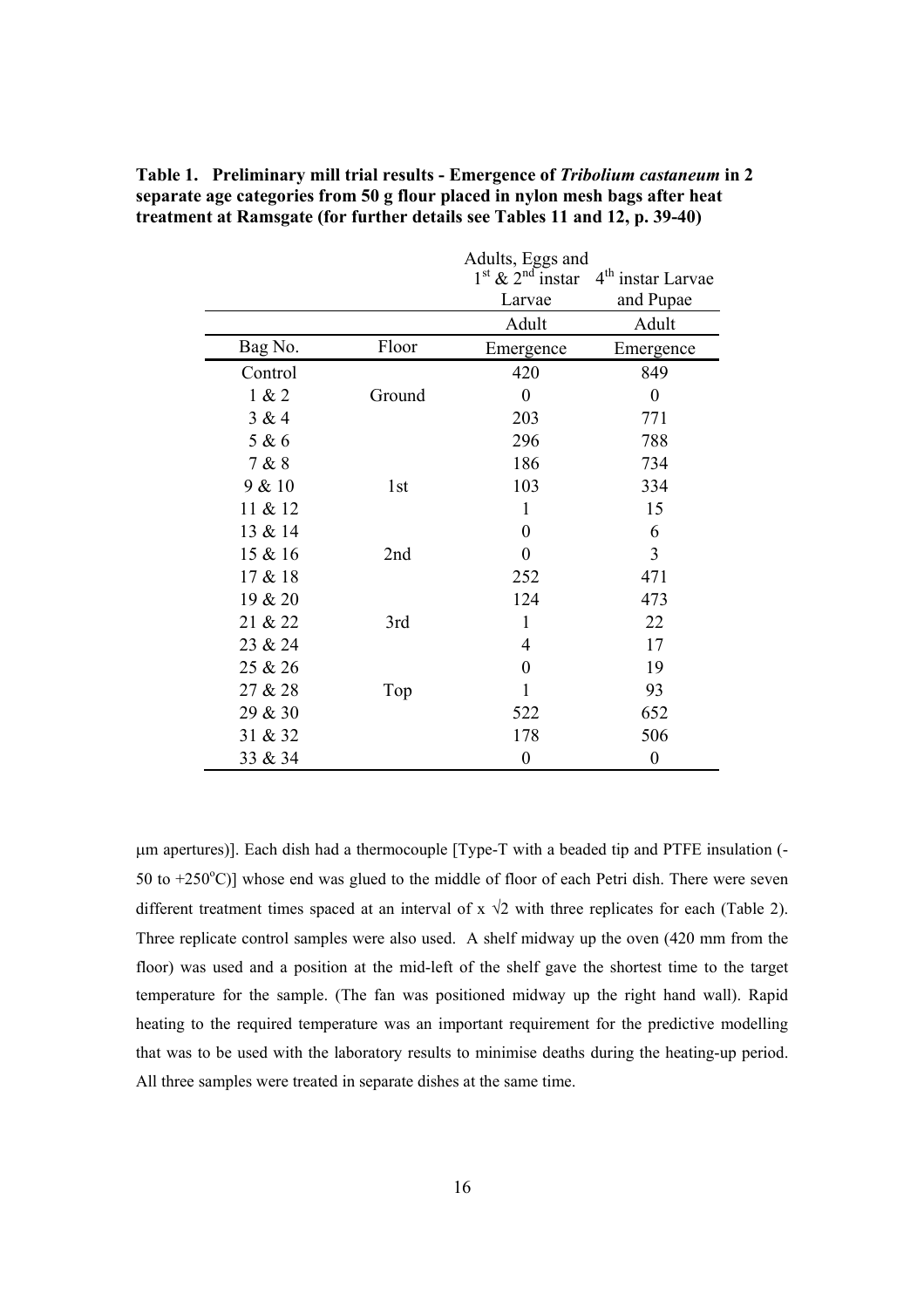**Table 1. Preliminary mill trial results - Emergence of *Tribolium castaneum* in 2 separate age categories from 50 g flour placed in nylon mesh bags after heat treatment at Ramsgate (for further details see Tables 11 and 12, p. 39-40)**

| | | Adults, Eggs and $1^{st}$ & $2^{nd}$ instar Larvae | $4^{th}$ instar Larvae and Pupae |
|---|---|---|---|
| | | Adult | Adult |
| Bag No. | Floor | Emergence | Emergence |
| Control | | 420 | 849 |
| 1 & 2 | Ground | 0 | 0 |
| 3 & 4 | | 203 | 771 |
| 5 & 6 | | 296 | 788 |
| 7 & 8 | | 186 | 734 |
| 9 & 10 | 1st | 103 | 334 |
| 11 & 12 | | 1 | 15 |
| 13 & 14 | | 0 | 6 |
| 15 & 16 | 2nd | 0 | 3 |
| 17 & 18 | | 252 | 471 |
| 19 & 20 | | 124 | 473 |
| 21 & 22 | 3rd | 1 | 22 |
| 23 & 24 | | 4 | 17 |
| 25 & 26 | | 0 | 19 |
| 27 & 28 | Top | 1 | 93 |
| 29 & 30 | | 522 | 652 |
| 31 & 32 | | 178 | 506 |
| 33 & 34 | | 0 | 0 |

μm apertures)]. Each dish had a thermocouple [Type-T with a beaded tip and PTFE insulation (-50 to +250°C)] whose end was glued to the middle of floor of each Petri dish. There were seven different treatment times spaced at an interval of x $\sqrt{2}$ with three replicates for each (Table 2). Three replicate control samples were also used. A shelf midway up the oven (420 mm from the floor) was used and a position at the mid-left of the shelf gave the shortest time to the target temperature for the sample. (The fan was positioned midway up the right hand wall). Rapid heating to the required temperature was an important requirement for the predictive modelling that was to be used with the laboratory results to minimise deaths during the heating-up period. All three samples were treated in separate dishes at the same time.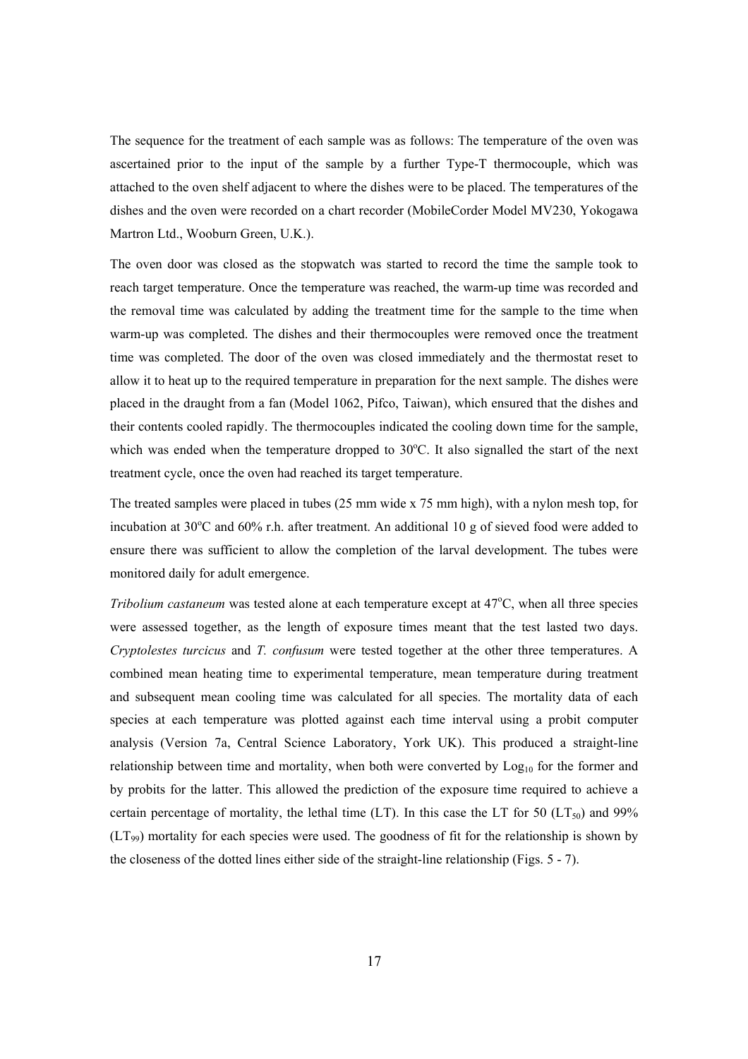The sequence for the treatment of each sample was as follows: The temperature of the oven was ascertained prior to the input of the sample by a further Type-T thermocouple, which was attached to the oven shelf adjacent to where the dishes were to be placed. The temperatures of the dishes and the oven were recorded on a chart recorder (MobileCorder Model MV230, Yokogawa Martron Ltd., Wooburn Green, U.K.).

The oven door was closed as the stopwatch was started to record the time the sample took to reach target temperature. Once the temperature was reached, the warm-up time was recorded and the removal time was calculated by adding the treatment time for the sample to the time when warm-up was completed. The dishes and their thermocouples were removed once the treatment time was completed. The door of the oven was closed immediately and the thermostat reset to allow it to heat up to the required temperature in preparation for the next sample. The dishes were placed in the draught from a fan (Model 1062, Pifco, Taiwan), which ensured that the dishes and their contents cooled rapidly. The thermocouples indicated the cooling down time for the sample, which was ended when the temperature dropped to 30°C. It also signalled the start of the next treatment cycle, once the oven had reached its target temperature.

The treated samples were placed in tubes (25 mm wide x 75 mm high), with a nylon mesh top, for incubation at 30°C and 60% r.h. after treatment. An additional 10 g of sieved food were added to ensure there was sufficient to allow the completion of the larval development. The tubes were monitored daily for adult emergence.

*Tribolium castaneum* was tested alone at each temperature except at 47°C, when all three species were assessed together, as the length of exposure times meant that the test lasted two days. *Cryptolestes turcicus* and *T. confusum* were tested together at the other three temperatures. A combined mean heating time to experimental temperature, mean temperature during treatment and subsequent mean cooling time was calculated for all species. The mortality data of each species at each temperature was plotted against each time interval using a probit computer analysis (Version 7a, Central Science Laboratory, York UK). This produced a straight-line relationship between time and mortality, when both were converted by $Log_{10}$ for the former and by probits for the latter. This allowed the prediction of the exposure time required to achieve a certain percentage of mortality, the lethal time (LT). In this case the LT for 50 ($LT_{50}$) and 99% ($LT_{99}$) mortality for each species were used. The goodness of fit for the relationship is shown by the closeness of the dotted lines either side of the straight-line relationship (Figs. 5 - 7).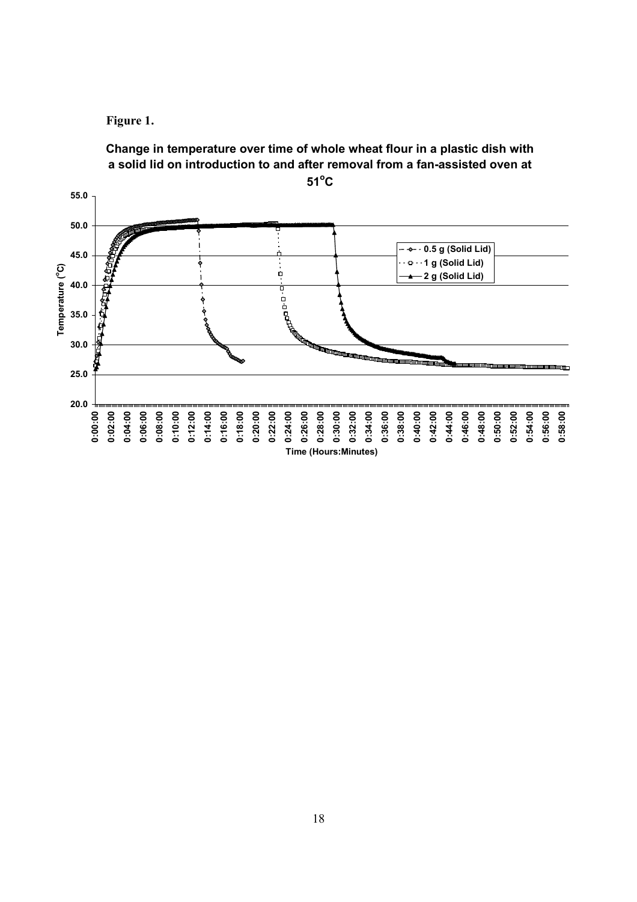**Figure 1.**

**Change in temperature over time of whole wheat flour in a plastic dish with a solid lid on introduction to and after removal from a fan-assisted oven at 51°C**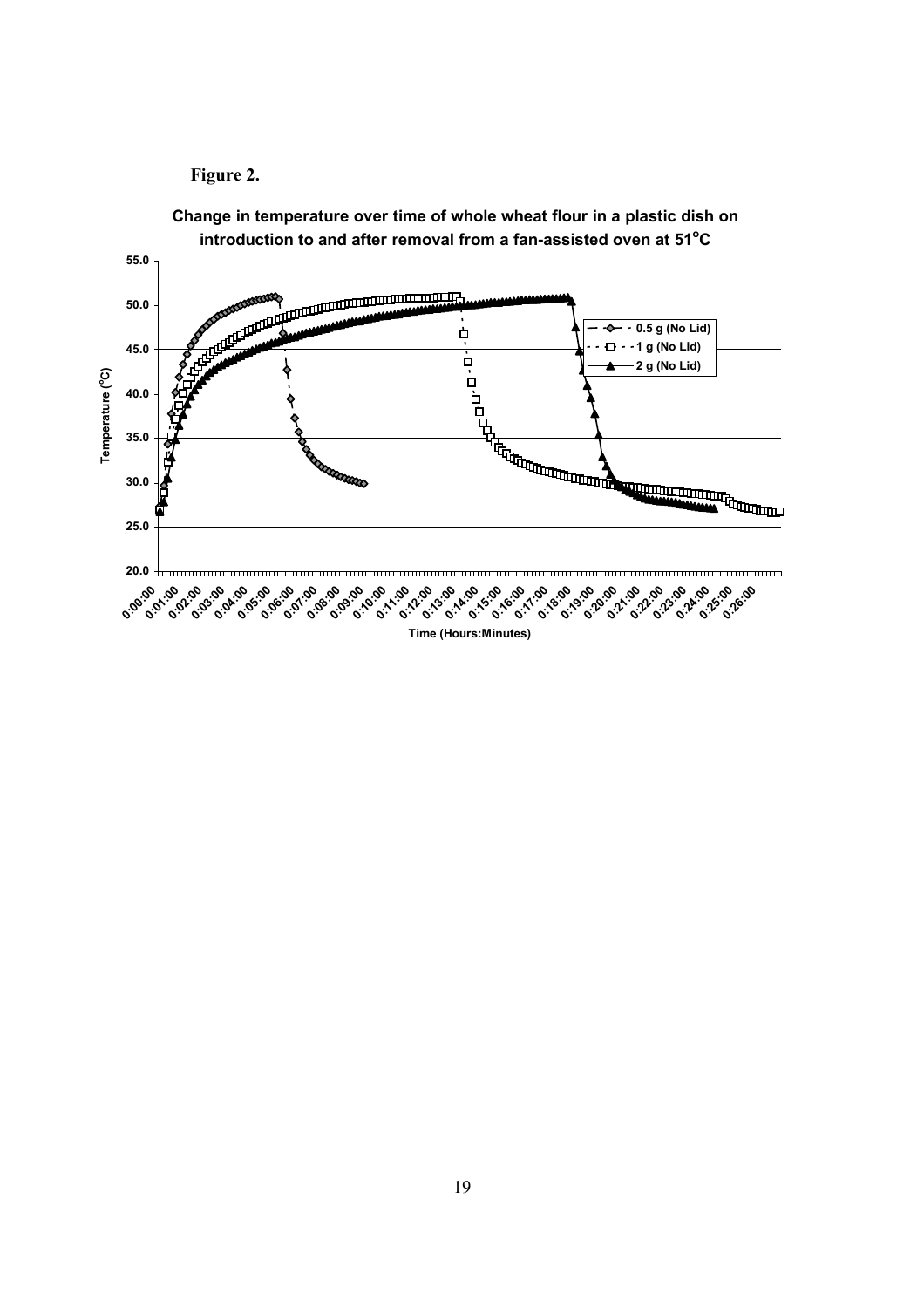**Figure 2.**

**Change in temperature over time of whole wheat flour in a plastic dish on introduction to and after removal from a fan-assisted oven at 51°C**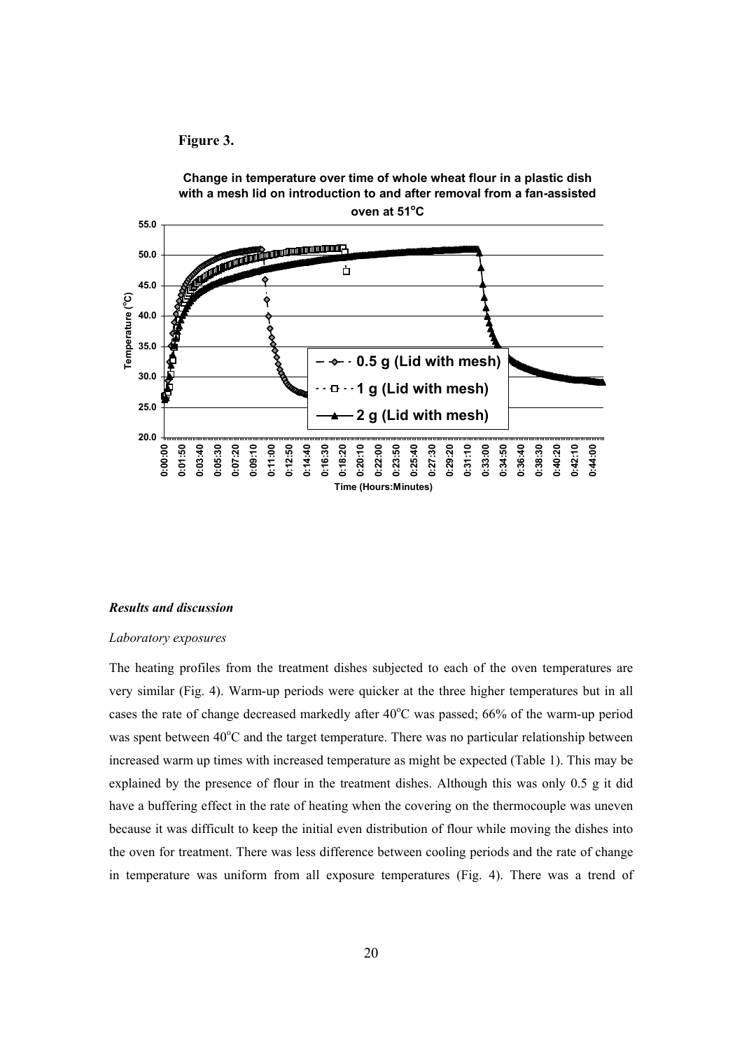**Figure 3.**

**Change in temperature over time of whole wheat flour in a plastic dish with a mesh lid on introduction to and after removal from a fan-assisted oven at 51$^{o}$C**

### *Results and discussion*

*Laboratory exposures*

The heating profiles from the treatment dishes subjected to each of the oven temperatures are very similar (Fig. 4). Warm-up periods were quicker at the three higher temperatures but in all cases the rate of change decreased markedly after 40$^{o}$C was passed; 66% of the warm-up period was spent between 40$^{o}$C and the target temperature. There was no particular relationship between increased warm up times with increased temperature as might be expected (Table 1). This may be explained by the presence of flour in the treatment dishes. Although this was only 0.5 g it did have a buffering effect in the rate of heating when the covering on the thermocouple was uneven because it was difficult to keep the initial even distribution of flour while moving the dishes into the oven for treatment. There was less difference between cooling periods and the rate of change in temperature was uniform from all exposure temperatures (Fig. 4). There was a trend of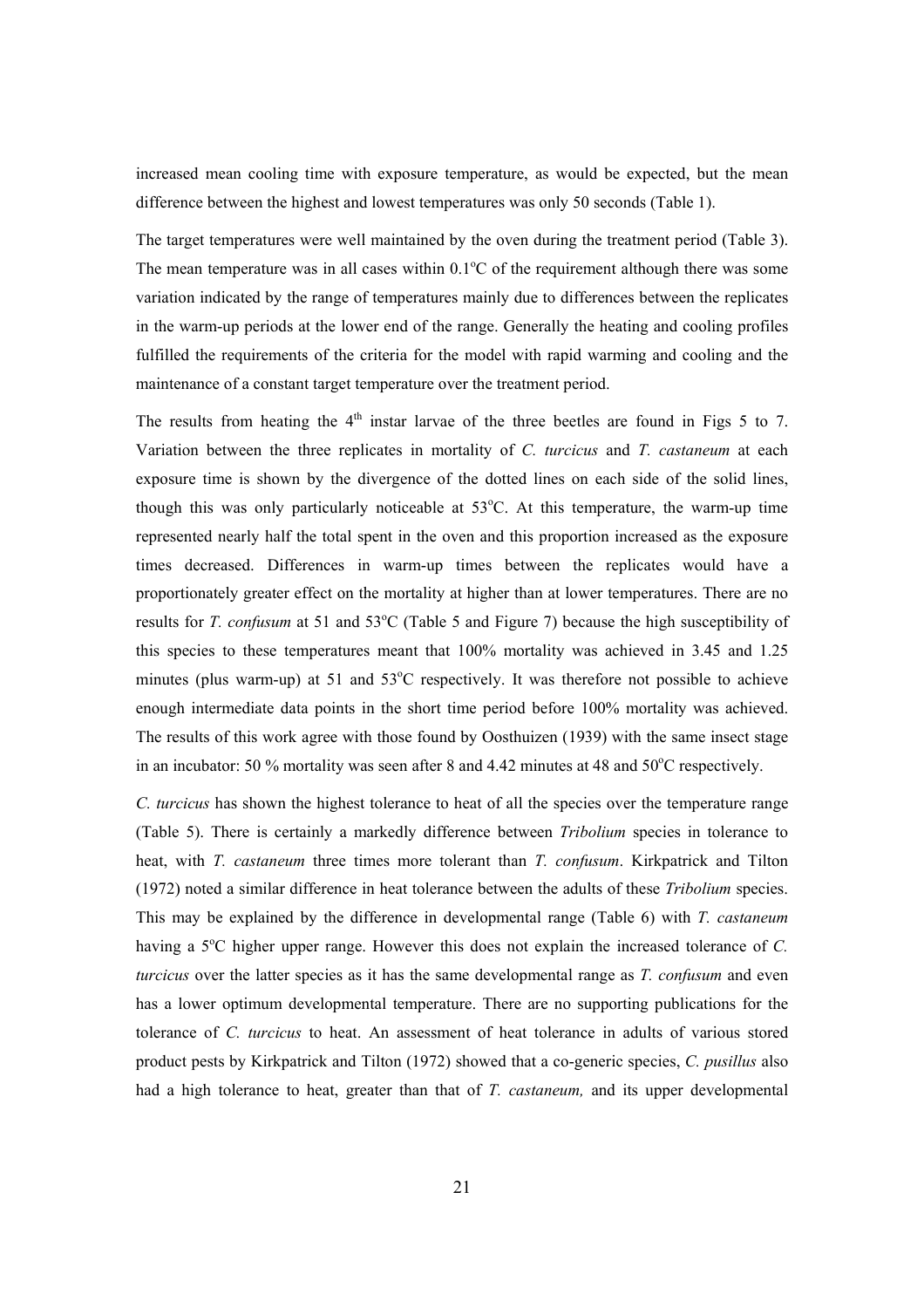increased mean cooling time with exposure temperature, as would be expected, but the mean difference between the highest and lowest temperatures was only 50 seconds (Table 1).

The target temperatures were well maintained by the oven during the treatment period (Table 3). The mean temperature was in all cases within 0.1$^{o}$C of the requirement although there was some variation indicated by the range of temperatures mainly due to differences between the replicates in the warm-up periods at the lower end of the range. Generally the heating and cooling profiles fulfilled the requirements of the criteria for the model with rapid warming and cooling and the maintenance of a constant target temperature over the treatment period.

The results from heating the 4$^{th}$ instar larvae of the three beetles are found in Figs 5 to 7. Variation between the three replicates in mortality of *C. turcicus* and *T. castaneum* at each exposure time is shown by the divergence of the dotted lines on each side of the solid lines, though this was only particularly noticeable at 53$^{o}$C. At this temperature, the warm-up time represented nearly half the total spent in the oven and this proportion increased as the exposure times decreased. Differences in warm-up times between the replicates would have a proportionately greater effect on the mortality at higher than at lower temperatures. There are no results for *T. confusum* at 51 and 53$^{o}$C (Table 5 and Figure 7) because the high susceptibility of this species to these temperatures meant that 100% mortality was achieved in 3.45 and 1.25 minutes (plus warm-up) at 51 and 53$^{o}$C respectively. It was therefore not possible to achieve enough intermediate data points in the short time period before 100% mortality was achieved. The results of this work agree with those found by Oosthuizen (1939) with the same insect stage in an incubator: 50 % mortality was seen after 8 and 4.42 minutes at 48 and 50$^{o}$C respectively.

*C. turcicus* has shown the highest tolerance to heat of all the species over the temperature range (Table 5). There is certainly a markedly difference between *Tribolium* species in tolerance to heat, with *T. castaneum* three times more tolerant than *T. confusum*. Kirkpatrick and Tilton (1972) noted a similar difference in heat tolerance between the adults of these *Tribolium* species. This may be explained by the difference in developmental range (Table 6) with *T. castaneum* having a 5$^{o}$C higher upper range. However this does not explain the increased tolerance of *C. turcicus* over the latter species as it has the same developmental range as *T. confusum* and even has a lower optimum developmental temperature. There are no supporting publications for the tolerance of *C. turcicus* to heat. An assessment of heat tolerance in adults of various stored product pests by Kirkpatrick and Tilton (1972) showed that a co-generic species, *C. pusillus* also had a high tolerance to heat, greater than that of *T. castaneum,* and its upper developmental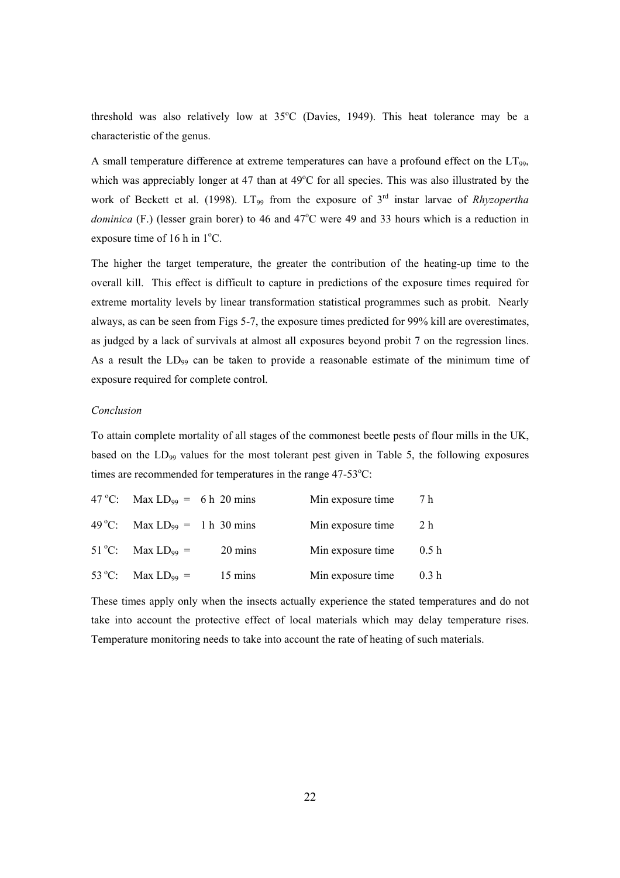threshold was also relatively low at 35°C (Davies, 1949). This heat tolerance may be a characteristic of the genus.

A small temperature difference at extreme temperatures can have a profound effect on the $LT_{99}$, which was appreciably longer at 47 than at 49°C for all species. This was also illustrated by the work of Beckett et al. (1998). $LT_{99}$ from the exposure of 3rd instar larvae of *Rhyzopertha dominica* (F.) (lesser grain borer) to 46 and 47°C were 49 and 33 hours which is a reduction in exposure time of 16 h in 1°C.

The higher the target temperature, the greater the contribution of the heating-up time to the overall kill. This effect is difficult to capture in predictions of the exposure times required for extreme mortality levels by linear transformation statistical programmes such as probit. Nearly always, as can be seen from Figs 5-7, the exposure times predicted for 99% kill are overestimates, as judged by a lack of survivals at almost all exposures beyond probit 7 on the regression lines. As a result the $LD_{99}$ can be taken to provide a reasonable estimate of the minimum time of exposure required for complete control.

*Conclusion*

To attain complete mortality of all stages of the commonest beetle pests of flour mills in the UK, based on the $LD_{99}$ values for the most tolerant pest given in Table 5, the following exposures times are recommended for temperatures in the range 47-53°C:

| | | | |
|---|---|---|---|
| 47 °C: | Max $LD_{99}$ = 6 h 20 mins | Min exposure time | 7 h |
| 49 °C: | Max $LD_{99}$ = 1 h 30 mins | Min exposure time | 2 h |
| 51 °C: | Max $LD_{99}$ = 20 mins | Min exposure time | 0.5 h |
| 53 °C: | Max $LD_{99}$ = 15 mins | Min exposure time | 0.3 h |

These times apply only when the insects actually experience the stated temperatures and do not take into account the protective effect of local materials which may delay temperature rises. Temperature monitoring needs to take into account the rate of heating of such materials.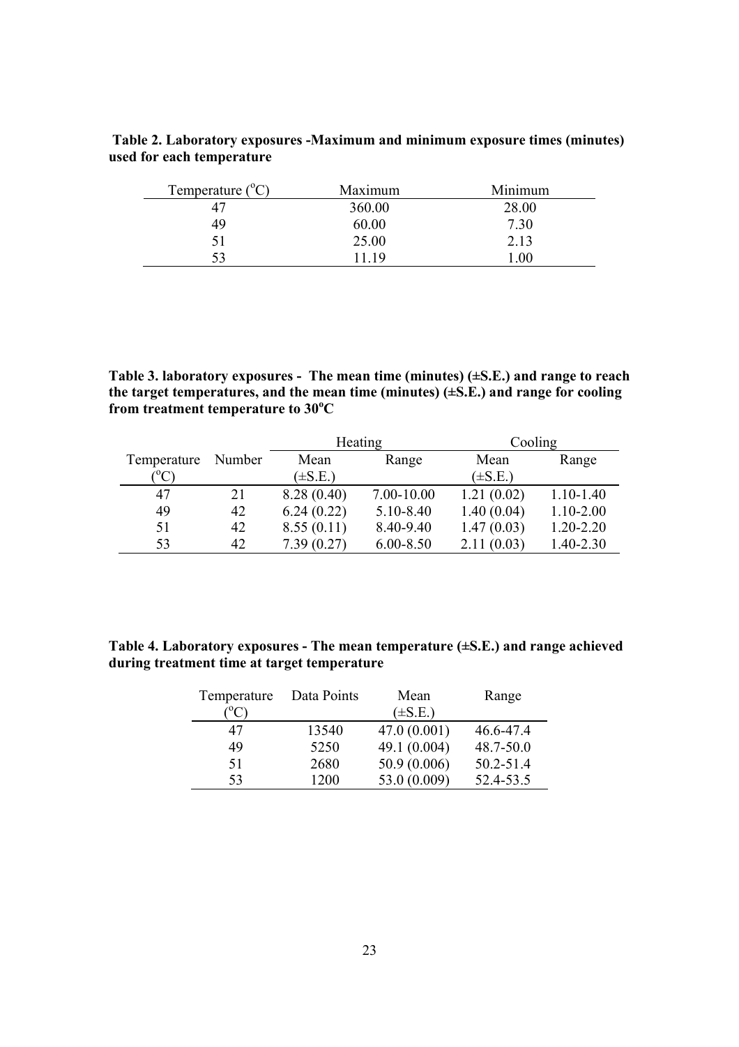**Table 2. Laboratory exposures -Maximum and minimum exposure times (minutes) used for each temperature**

| Temperature ($^{o}$C) | Maximum | Minimum |
|---|---|---|
| 47 | 360.00 | 28.00 |
| 49 | 60.00 | 7.30 |
| 51 | 25.00 | 2.13 |
| 53 | 11.19 | 1.00 |

**Table 3. laboratory exposures - The mean time (minutes) (±S.E.) and range to reach the target temperatures, and the mean time (minutes) (±S.E.) and range for cooling from treatment temperature to 30$^{o}$C**

| | | Heating | | Cooling | |
|---|---|---|---|---|---|
| Temperature ($^{o}$C) | Number | Mean (±S.E.) | Range | Mean (±S.E.) | Range |
| 47 | 21 | 8.28 (0.40) | 7.00-10.00 | 1.21 (0.02) | 1.10-1.40 |
| 49 | 42 | 6.24 (0.22) | 5.10-8.40 | 1.40 (0.04) | 1.10-2.00 |
| 51 | 42 | 8.55 (0.11) | 8.40-9.40 | 1.47 (0.03) | 1.20-2.20 |
| 53 | 42 | 7.39 (0.27) | 6.00-8.50 | 2.11 (0.03) | 1.40-2.30 |

**Table 4. Laboratory exposures - The mean temperature (±S.E.) and range achieved during treatment time at target temperature**

| Temperature ($^{o}$C) | Data Points | Mean (±S.E.) | Range |
|---|---|---|---|
| 47 | 13540 | 47.0 (0.001) | 46.6-47.4 |
| 49 | 5250 | 49.1 (0.004) | 48.7-50.0 |
| 51 | 2680 | 50.9 (0.006) | 50.2-51.4 |
| 53 | 1200 | 53.0 (0.009) | 52.4-53.5 |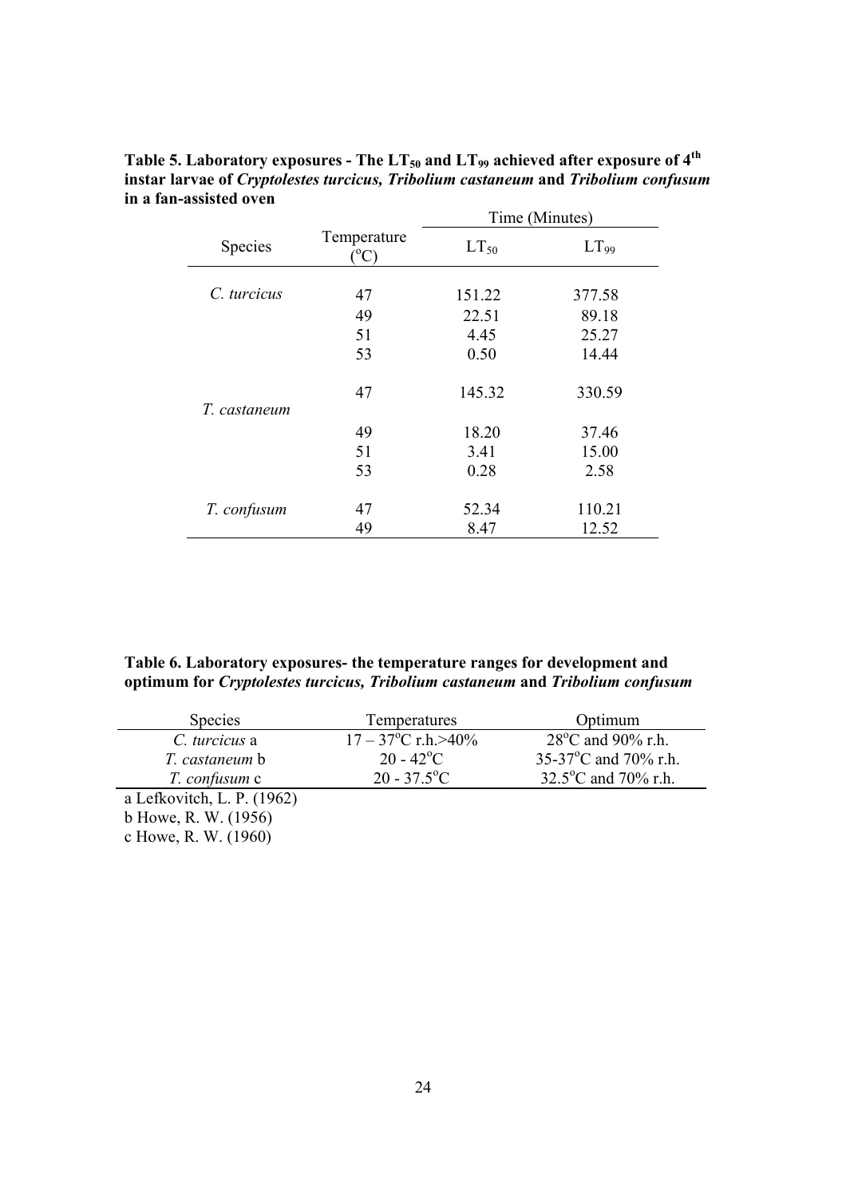**Table 5. Laboratory exposures - The $LT_{50}$ and $LT_{99}$ achieved after exposure of 4th instar larvae of *Cryptolestes turcicus, Tribolium castaneum* and *Tribolium confusum* in a fan-assisted oven**

| Species | Temperature (°C) | Time (Minutes) | |
|---|---|---|---|
| | | $LT_{50}$ | $LT_{99}$ |
| *C. turcicus* | 47 | 151.22 | 377.58 |
| | 49 | 22.51 | 89.18 |
| | 51 | 4.45 | 25.27 |
| | 53 | 0.50 | 14.44 |
| *T. castaneum* | 47 | 145.32 | 330.59 |
| | 49 | 18.20 | 37.46 |
| | 51 | 3.41 | 15.00 |
| | 53 | 0.28 | 2.58 |
| *T. confusum* | 47 | 52.34 | 110.21 |
| | 49 | 8.47 | 12.52 |

**Table 6. Laboratory exposures- the temperature ranges for development and optimum for *Cryptolestes turcicus, Tribolium castaneum* and *Tribolium confusum***

| Species | Temperatures | Optimum |
|---|---|---|
| *C. turcicus* a | 17 – 37°C r.h.>40% | 28°C and 90% r.h. |
| *T. castaneum* b | 20 - 42°C | 35-37°C and 70% r.h. |
| *T. confusum* c | 20 - 37.5°C | 32.5°C and 70% r.h. |

a Lefkovitch, L. P. (1962)
b Howe, R. W. (1956)
c Howe, R. W. (1960)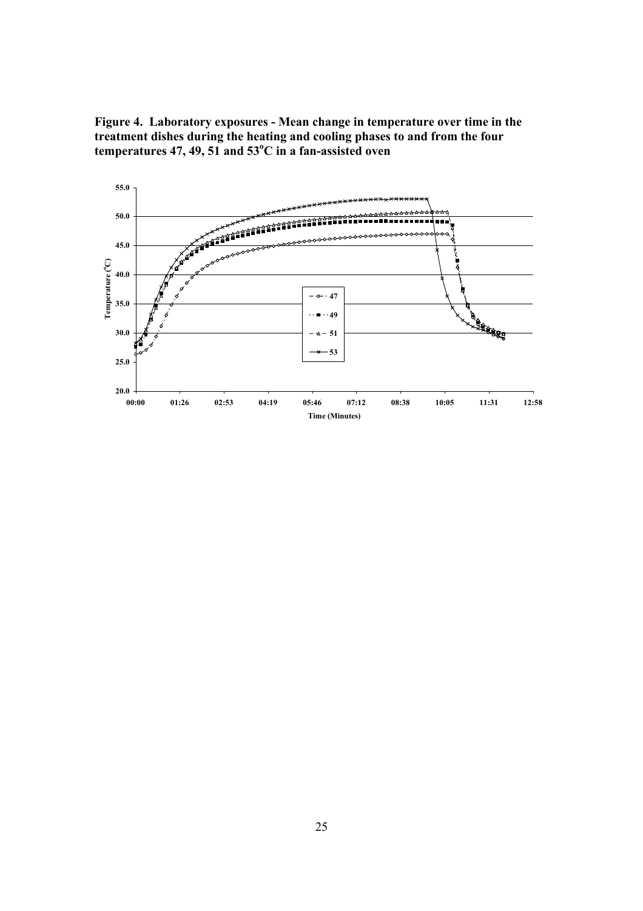**Figure 4. Laboratory exposures - Mean change in temperature over time in the treatment dishes during the heating and cooling phases to and from the four temperatures 47, 49, 51 and 53°C in a fan-assisted oven**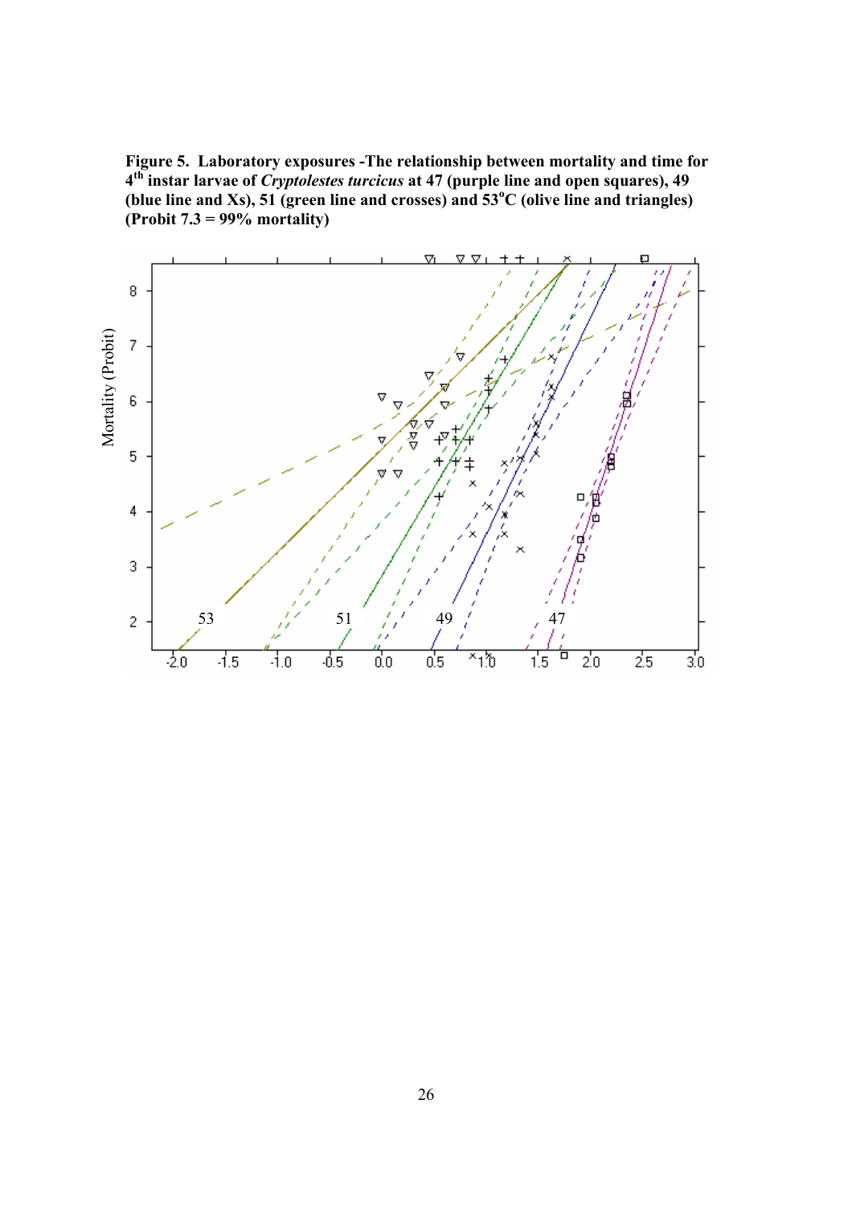**Figure 5. Laboratory exposures -The relationship between mortality and time for 4th instar larvae of *Cryptolestes turcicus* at 47 (purple line and open squares), 49 (blue line and Xs), 51 (green line and crosses) and 53°C (olive line and triangles) (Probit 7.3 = 99% mortality)**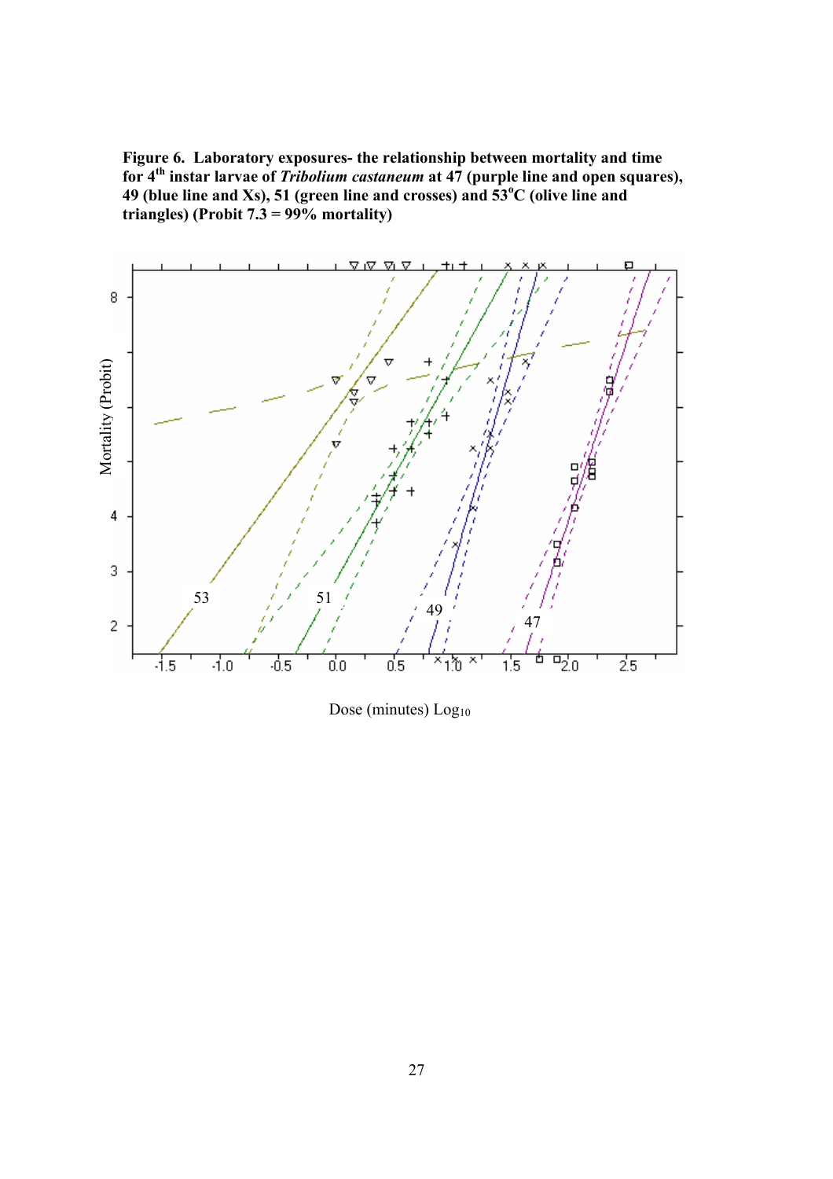**Figure 6. Laboratory exposures- the relationship between mortality and time for 4th instar larvae of *Tribolium castaneum* at 47 (purple line and open squares), 49 (blue line and Xs), 51 (green line and crosses) and 53°C (olive line and triangles) (Probit 7.3 = 99% mortality)**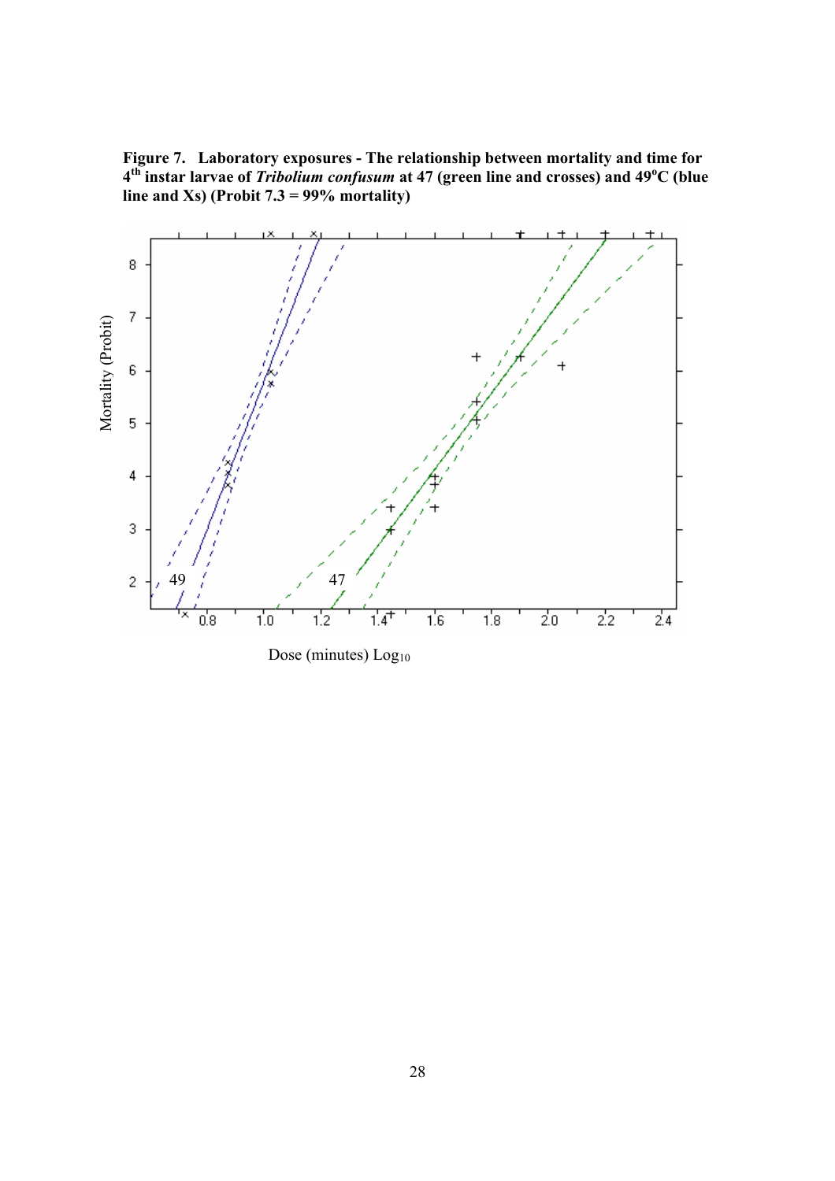**Figure 7. Laboratory exposures - The relationship between mortality and time for 4th instar larvae of *Tribolium confusum* at 47 (green line and crosses) and 49°C (blue line and Xs) (Probit 7.3 = 99% mortality)**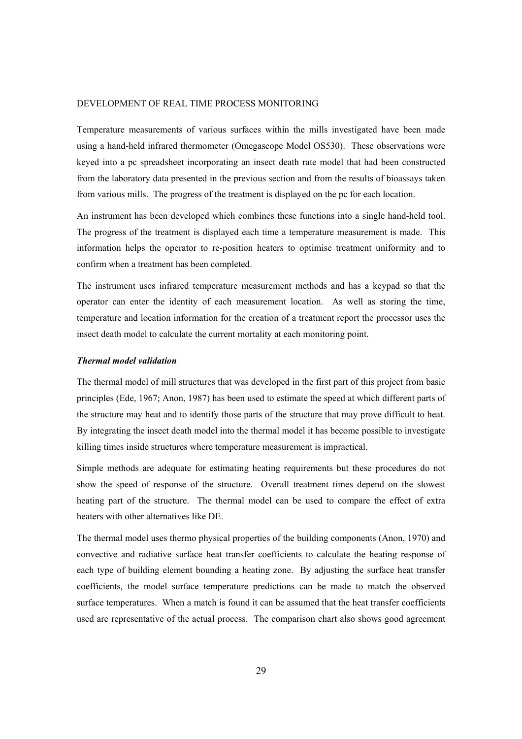## DEVELOPMENT OF REAL TIME PROCESS MONITORING

Temperature measurements of various surfaces within the mills investigated have been made using a hand-held infrared thermometer (Omegascope Model OS530). These observations were keyed into a pc spreadsheet incorporating an insect death rate model that had been constructed from the laboratory data presented in the previous section and from the results of bioassays taken from various mills. The progress of the treatment is displayed on the pc for each location.

An instrument has been developed which combines these functions into a single hand-held tool. The progress of the treatment is displayed each time a temperature measurement is made. This information helps the operator to re-position heaters to optimise treatment uniformity and to confirm when a treatment has been completed.

The instrument uses infrared temperature measurement methods and has a keypad so that the operator can enter the identity of each measurement location. As well as storing the time, temperature and location information for the creation of a treatment report the processor uses the insect death model to calculate the current mortality at each monitoring point.

### *Thermal model validation*

The thermal model of mill structures that was developed in the first part of this project from basic principles (Ede, 1967; Anon, 1987) has been used to estimate the speed at which different parts of the structure may heat and to identify those parts of the structure that may prove difficult to heat. By integrating the insect death model into the thermal model it has become possible to investigate killing times inside structures where temperature measurement is impractical.

Simple methods are adequate for estimating heating requirements but these procedures do not show the speed of response of the structure. Overall treatment times depend on the slowest heating part of the structure. The thermal model can be used to compare the effect of extra heaters with other alternatives like DE.

The thermal model uses thermo physical properties of the building components (Anon, 1970) and convective and radiative surface heat transfer coefficients to calculate the heating response of each type of building element bounding a heating zone. By adjusting the surface heat transfer coefficients, the model surface temperature predictions can be made to match the observed surface temperatures. When a match is found it can be assumed that the heat transfer coefficients used are representative of the actual process. The comparison chart also shows good agreement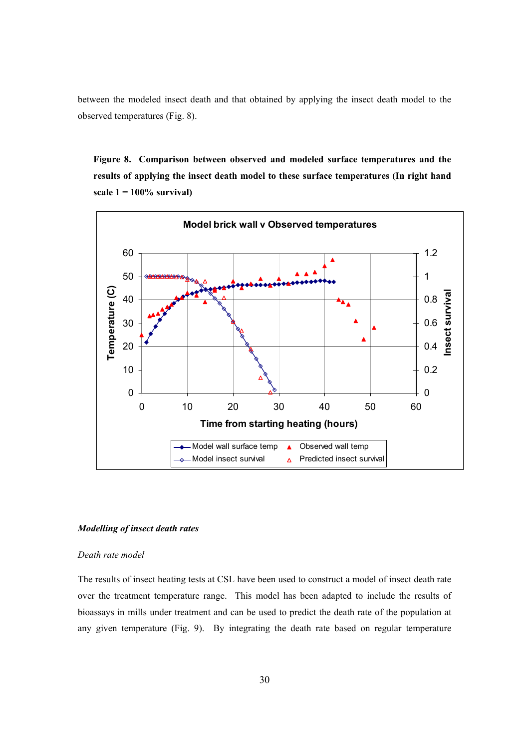between the modeled insect death and that obtained by applying the insect death model to the observed temperatures (Fig. 8).

**Figure 8. Comparison between observed and modeled surface temperatures and the results of applying the insect death model to these surface temperatures (In right hand scale 1 = 100% survival)**

### *Modelling of insect death rates*

*Death rate model*

The results of insect heating tests at CSL have been used to construct a model of insect death rate over the treatment temperature range. This model has been adapted to include the results of bioassays in mills under treatment and can be used to predict the death rate of the population at any given temperature (Fig. 9). By integrating the death rate based on regular temperature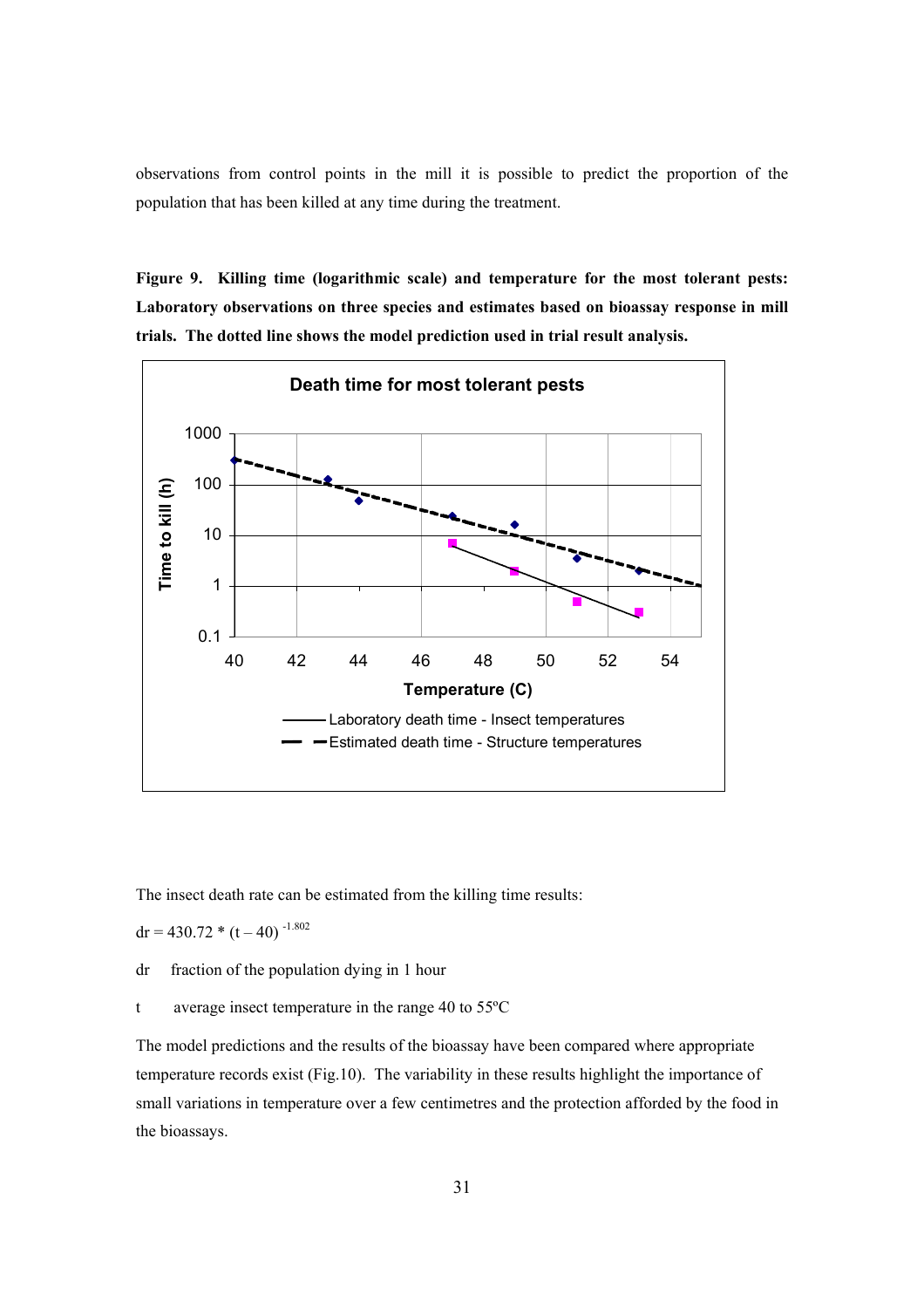observations from control points in the mill it is possible to predict the proportion of the population that has been killed at any time during the treatment.

**Figure 9. Killing time (logarithmic scale) and temperature for the most tolerant pests: Laboratory observations on three species and estimates based on bioassay response in mill trials. The dotted line shows the model prediction used in trial result analysis.**

The insect death rate can be estimated from the killing time results:

$$dr = 430.72 * (t - 40)^{-1.802}$$

dr  fraction of the population dying in 1 hour

t  average insect temperature in the range 40 to 55ºC

The model predictions and the results of the bioassay have been compared where appropriate temperature records exist (Fig.10). The variability in these results highlight the importance of small variations in temperature over a few centimetres and the protection afforded by the food in the bioassays.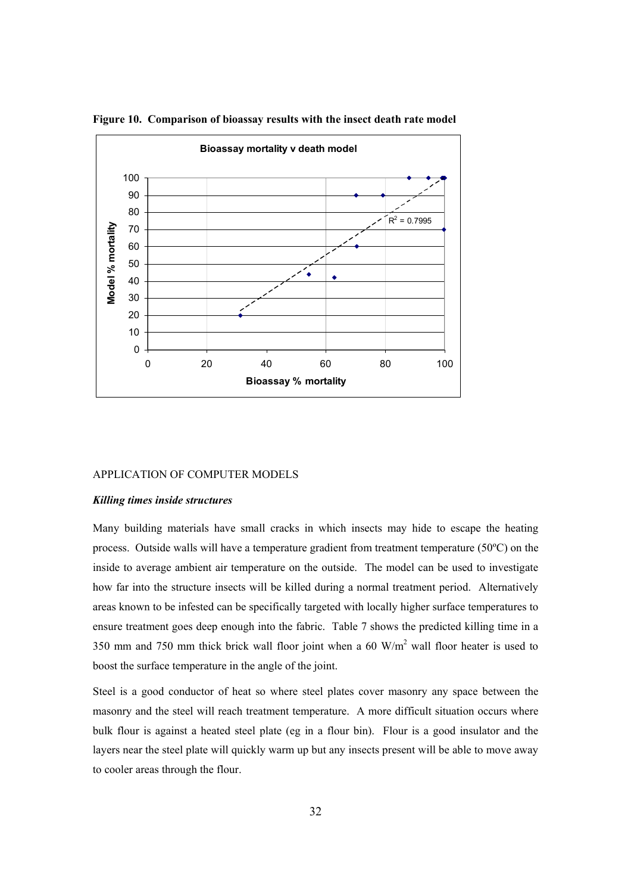**Figure 10. Comparison of bioassay results with the insect death rate model**

APPLICATION OF COMPUTER MODELS

***Killing times inside structures***

Many building materials have small cracks in which insects may hide to escape the heating process. Outside walls will have a temperature gradient from treatment temperature (50ºC) on the inside to average ambient air temperature on the outside. The model can be used to investigate how far into the structure insects will be killed during a normal treatment period. Alternatively areas known to be infested can be specifically targeted with locally higher surface temperatures to ensure treatment goes deep enough into the fabric. Table 7 shows the predicted killing time in a 350 mm and 750 mm thick brick wall floor joint when a 60 $W/m^2$ wall floor heater is used to boost the surface temperature in the angle of the joint.

Steel is a good conductor of heat so where steel plates cover masonry any space between the masonry and the steel will reach treatment temperature. A more difficult situation occurs where bulk flour is against a heated steel plate (eg in a flour bin). Flour is a good insulator and the layers near the steel plate will quickly warm up but any insects present will be able to move away to cooler areas through the flour.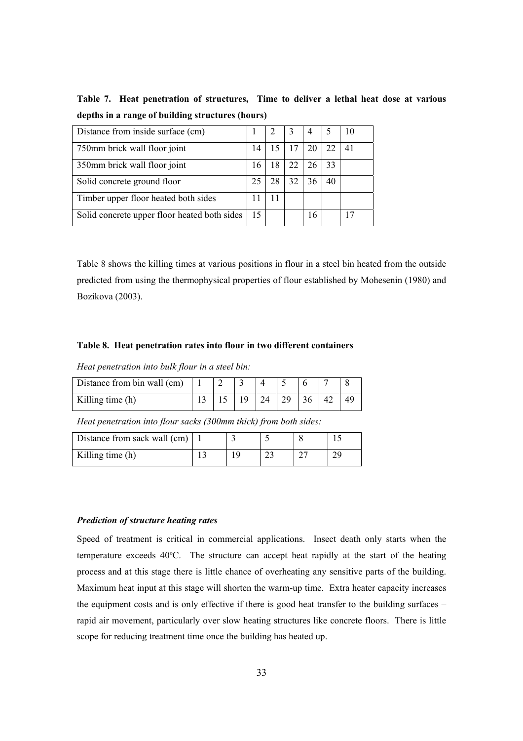**Table 7. Heat penetration of structures, Time to deliver a lethal heat dose at various depths in a range of building structures (hours)**

| Distance from inside surface (cm) | 1 | 2 | 3 | 4 | 5 | 10 |
|---|---|---|---|---|---|---|
| 750mm brick wall floor joint | 14 | 15 | 17 | 20 | 22 | 41 |
| 350mm brick wall floor joint | 16 | 18 | 22 | 26 | 33 | |
| Solid concrete ground floor | 25 | 28 | 32 | 36 | 40 | |
| Timber upper floor heated both sides | 11 | 11 | | | | |
| Solid concrete upper floor heated both sides | 15 | | | 16 | | 17 |

Table 8 shows the killing times at various positions in flour in a steel bin heated from the outside predicted from using the thermophysical properties of flour established by Mohesenin (1980) and Bozikova (2003).

**Table 8. Heat penetration rates into flour in two different containers**

*Heat penetration into bulk flour in a steel bin:*

| Distance from bin wall (cm) | 1 | 2 | 3 | 4 | 5 | 6 | 7 | 8 |
|---|---|---|---|---|---|---|---|---|
| Killing time (h) | 13 | 15 | 19 | 24 | 29 | 36 | 42 | 49 |

*Heat penetration into flour sacks (300mm thick) from both sides:*

| Distance from sack wall (cm) | 1 | 3 | 5 | 8 | 15 |
|---|---|---|---|---|---|
| Killing time (h) | 13 | 19 | 23 | 27 | 29 |

***Prediction of structure heating rates***

Speed of treatment is critical in commercial applications. Insect death only starts when the temperature exceeds 40ºC. The structure can accept heat rapidly at the start of the heating process and at this stage there is little chance of overheating any sensitive parts of the building. Maximum heat input at this stage will shorten the warm-up time. Extra heater capacity increases the equipment costs and is only effective if there is good heat transfer to the building surfaces – rapid air movement, particularly over slow heating structures like concrete floors. There is little scope for reducing treatment time once the building has heated up.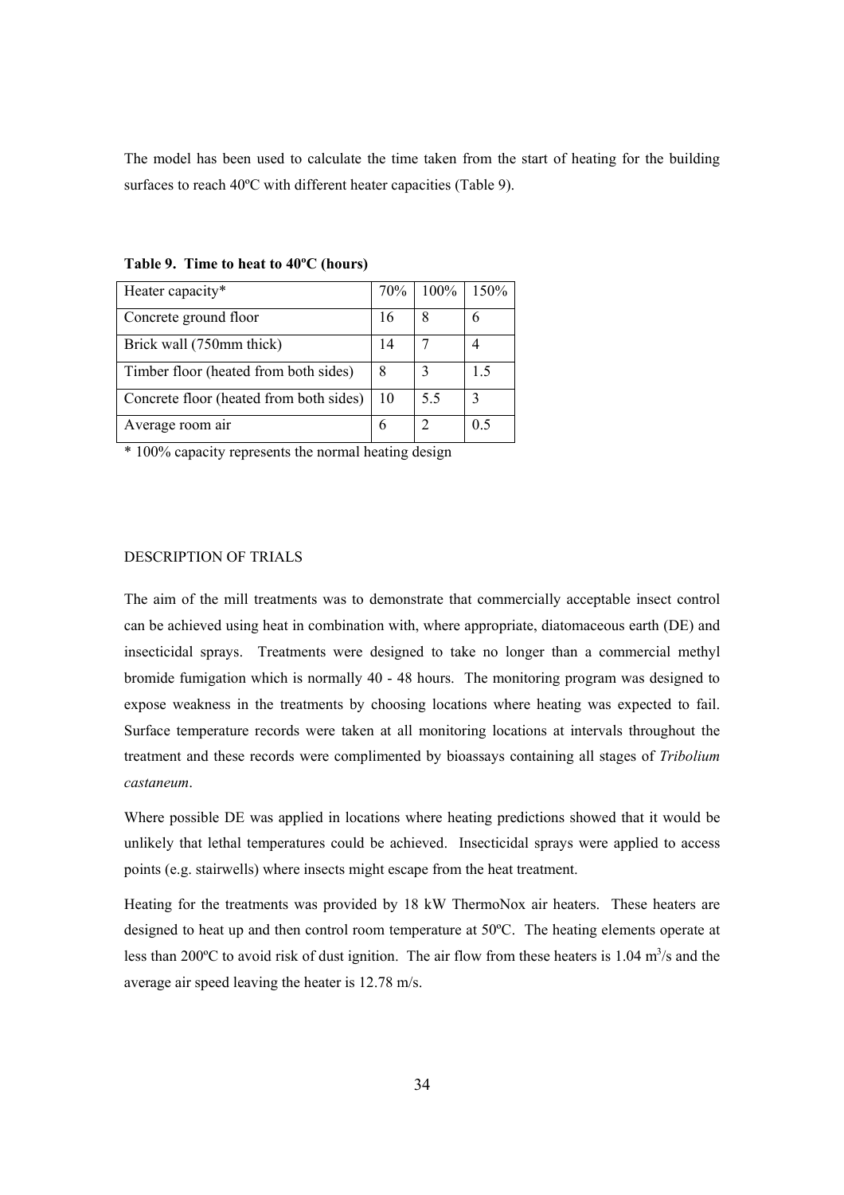The model has been used to calculate the time taken from the start of heating for the building surfaces to reach 40ºC with different heater capacities (Table 9).

**Table 9. Time to heat to 40ºC (hours)**

| Heater capacity* | 70% | 100% | 150% |
|---|---|---|---|
| Concrete ground floor | 16 | 8 | 6 |
| Brick wall (750mm thick) | 14 | 7 | 4 |
| Timber floor (heated from both sides) | 8 | 3 | 1.5 |
| Concrete floor (heated from both sides) | 10 | 5.5 | 3 |
| Average room air | 6 | 2 | 0.5 |

\* 100% capacity represents the normal heating design

## DESCRIPTION OF TRIALS

The aim of the mill treatments was to demonstrate that commercially acceptable insect control can be achieved using heat in combination with, where appropriate, diatomaceous earth (DE) and insecticidal sprays. Treatments were designed to take no longer than a commercial methyl bromide fumigation which is normally 40 - 48 hours. The monitoring program was designed to expose weakness in the treatments by choosing locations where heating was expected to fail. Surface temperature records were taken at all monitoring locations at intervals throughout the treatment and these records were complimented by bioassays containing all stages of *Tribolium castaneum*.

Where possible DE was applied in locations where heating predictions showed that it would be unlikely that lethal temperatures could be achieved. Insecticidal sprays were applied to access points (e.g. stairwells) where insects might escape from the heat treatment.

Heating for the treatments was provided by 18 kW ThermoNox air heaters. These heaters are designed to heat up and then control room temperature at 50ºC. The heating elements operate at less than 200ºC to avoid risk of dust ignition. The air flow from these heaters is 1.04 $m^3/s$ and the average air speed leaving the heater is 12.78 m/s.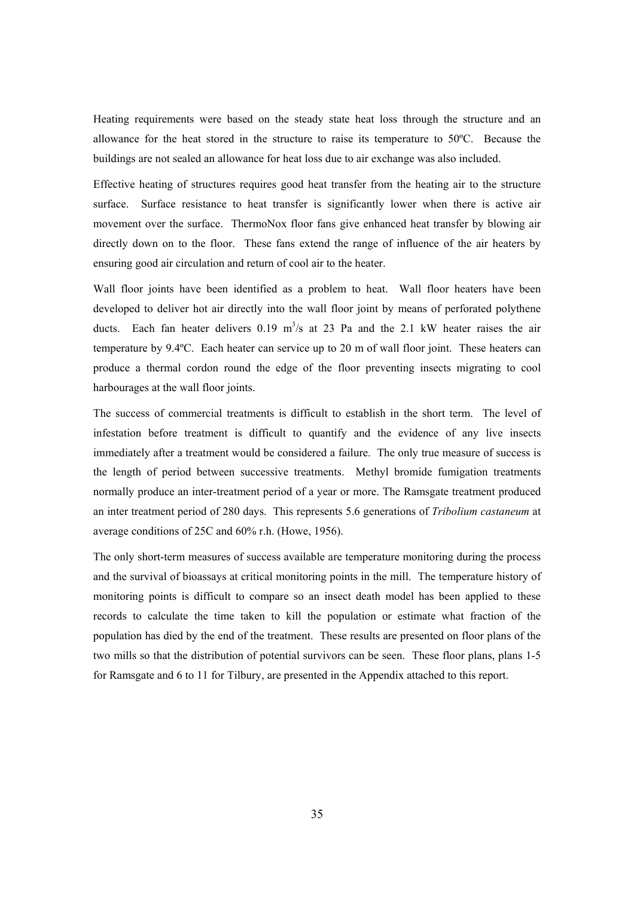Heating requirements were based on the steady state heat loss through the structure and an allowance for the heat stored in the structure to raise its temperature to 50ºC. Because the buildings are not sealed an allowance for heat loss due to air exchange was also included.

Effective heating of structures requires good heat transfer from the heating air to the structure surface. Surface resistance to heat transfer is significantly lower when there is active air movement over the surface. ThermoNox floor fans give enhanced heat transfer by blowing air directly down on to the floor. These fans extend the range of influence of the air heaters by ensuring good air circulation and return of cool air to the heater.

Wall floor joints have been identified as a problem to heat. Wall floor heaters have been developed to deliver hot air directly into the wall floor joint by means of perforated polythene ducts. Each fan heater delivers 0.19 $m^3$/s at 23 Pa and the 2.1 kW heater raises the air temperature by 9.4ºC. Each heater can service up to 20 m of wall floor joint. These heaters can produce a thermal cordon round the edge of the floor preventing insects migrating to cool harbourages at the wall floor joints.

The success of commercial treatments is difficult to establish in the short term. The level of infestation before treatment is difficult to quantify and the evidence of any live insects immediately after a treatment would be considered a failure. The only true measure of success is the length of period between successive treatments. Methyl bromide fumigation treatments normally produce an inter-treatment period of a year or more. The Ramsgate treatment produced an inter treatment period of 280 days. This represents 5.6 generations of *Tribolium castaneum* at average conditions of 25C and 60% r.h. (Howe, 1956).

The only short-term measures of success available are temperature monitoring during the process and the survival of bioassays at critical monitoring points in the mill. The temperature history of monitoring points is difficult to compare so an insect death model has been applied to these records to calculate the time taken to kill the population or estimate what fraction of the population has died by the end of the treatment. These results are presented on floor plans of the two mills so that the distribution of potential survivors can be seen. These floor plans, plans 1-5 for Ramsgate and 6 to 11 for Tilbury, are presented in the Appendix attached to this report.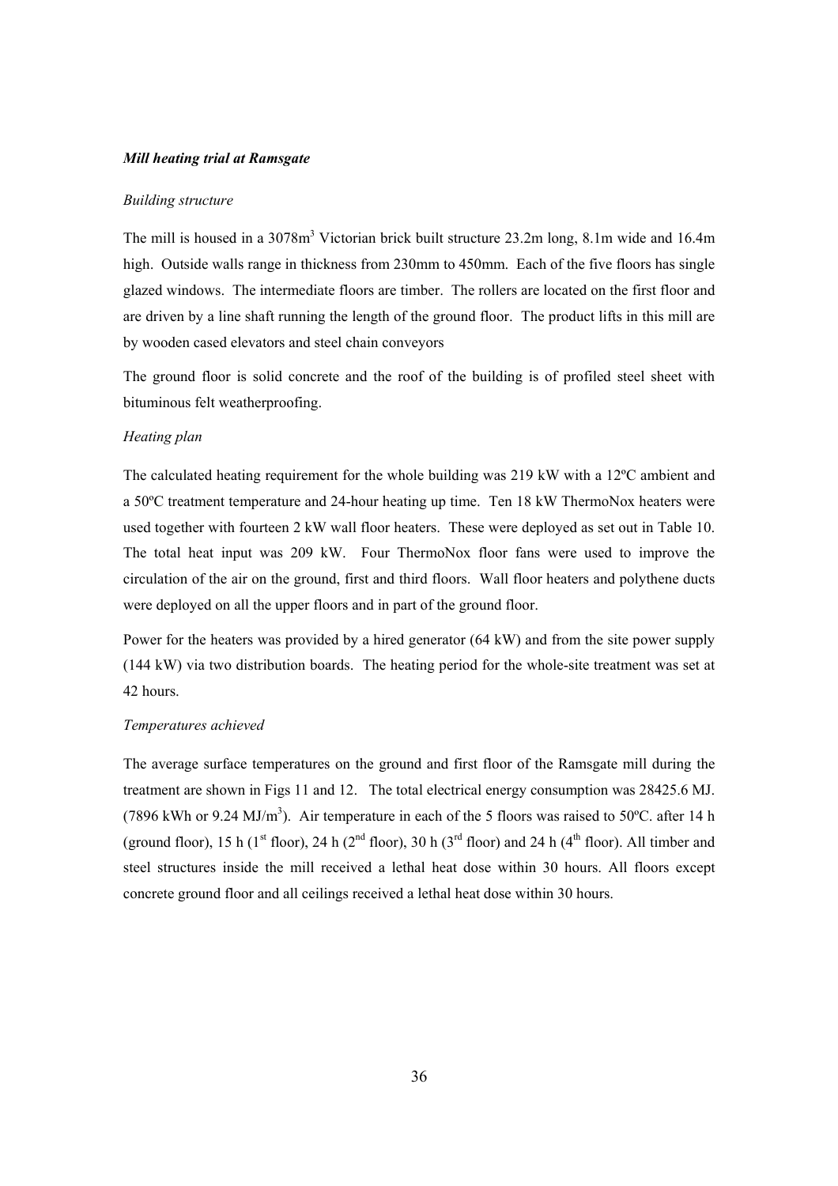***Mill heating trial at Ramsgate***

*Building structure*

The mill is housed in a 3078m$^3$ Victorian brick built structure 23.2m long, 8.1m wide and 16.4m high. Outside walls range in thickness from 230mm to 450mm. Each of the five floors has single glazed windows. The intermediate floors are timber. The rollers are located on the first floor and are driven by a line shaft running the length of the ground floor. The product lifts in this mill are by wooden cased elevators and steel chain conveyors

The ground floor is solid concrete and the roof of the building is of profiled steel sheet with bituminous felt weatherproofing.

*Heating plan*

The calculated heating requirement for the whole building was 219 kW with a 12ºC ambient and a 50ºC treatment temperature and 24-hour heating up time. Ten 18 kW ThermoNox heaters were used together with fourteen 2 kW wall floor heaters. These were deployed as set out in Table 10. The total heat input was 209 kW. Four ThermoNox floor fans were used to improve the circulation of the air on the ground, first and third floors. Wall floor heaters and polythene ducts were deployed on all the upper floors and in part of the ground floor.

Power for the heaters was provided by a hired generator (64 kW) and from the site power supply (144 kW) via two distribution boards. The heating period for the whole-site treatment was set at 42 hours.

*Temperatures achieved*

The average surface temperatures on the ground and first floor of the Ramsgate mill during the treatment are shown in Figs 11 and 12. The total electrical energy consumption was 28425.6 MJ. (7896 kWh or 9.24 MJ/m$^3$). Air temperature in each of the 5 floors was raised to 50ºC. after 14 h (ground floor), 15 h (1$^{st}$ floor), 24 h (2$^{nd}$ floor), 30 h (3$^{rd}$ floor) and 24 h (4$^{th}$ floor). All timber and steel structures inside the mill received a lethal heat dose within 30 hours. All floors except concrete ground floor and all ceilings received a lethal heat dose within 30 hours.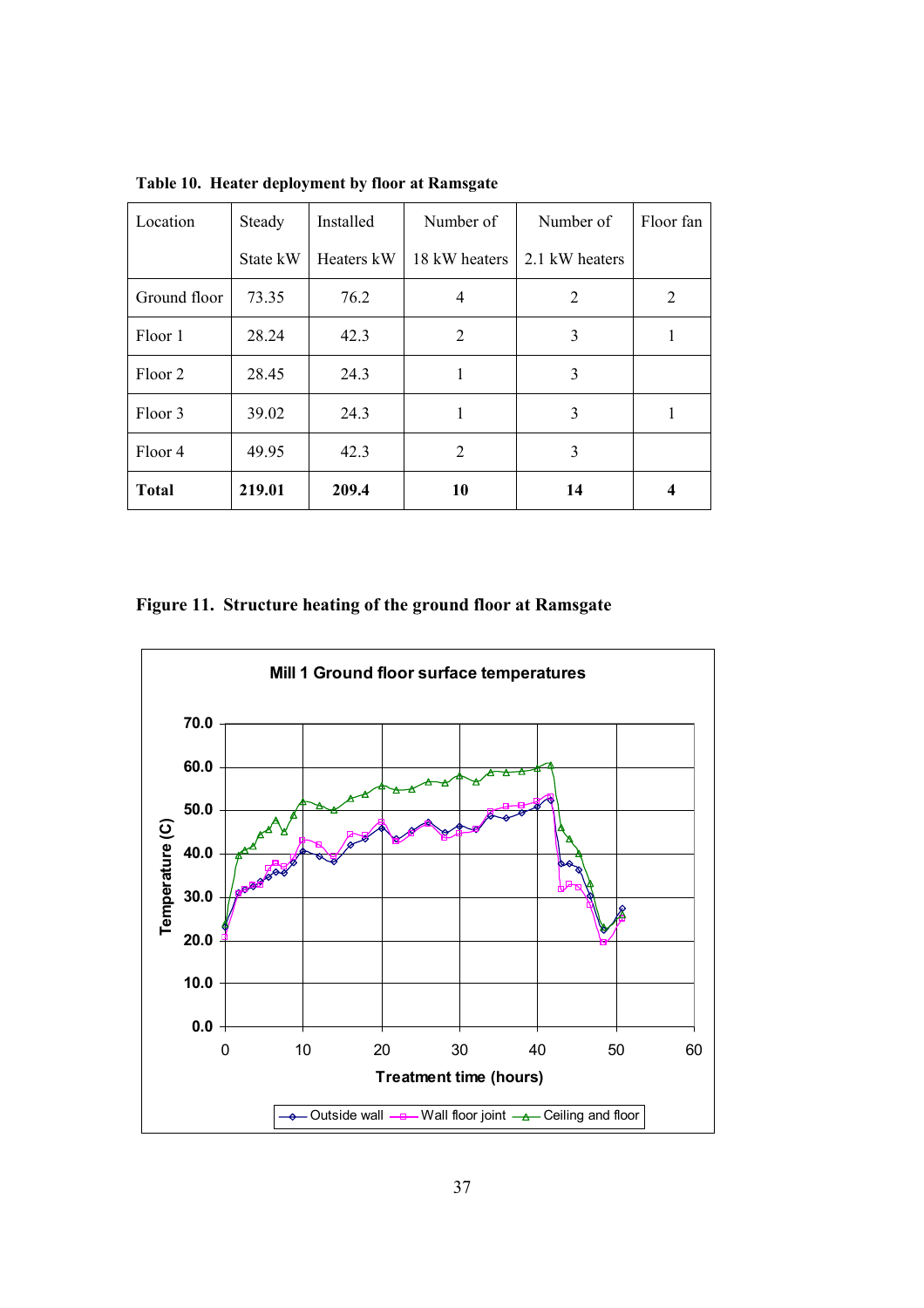**Table 10. Heater deployment by floor at Ramsgate**

| Location | Steady State kW | Installed Heaters kW | Number of 18 kW heaters | Number of 2.1 kW heaters | Floor fan |
|---|---|---|---|---|---|
| Ground floor | 73.35 | 76.2 | 4 | 2 | 2 |
| Floor 1 | 28.24 | 42.3 | 2 | 3 | 1 |
| Floor 2 | 28.45 | 24.3 | 1 | 3 | |
| Floor 3 | 39.02 | 24.3 | 1 | 3 | 1 |
| Floor 4 | 49.95 | 42.3 | 2 | 3 | |
| **Total** | **219.01** | **209.4** | **10** | **14** | **4** |

**Figure 11. Structure heating of the ground floor at Ramsgate**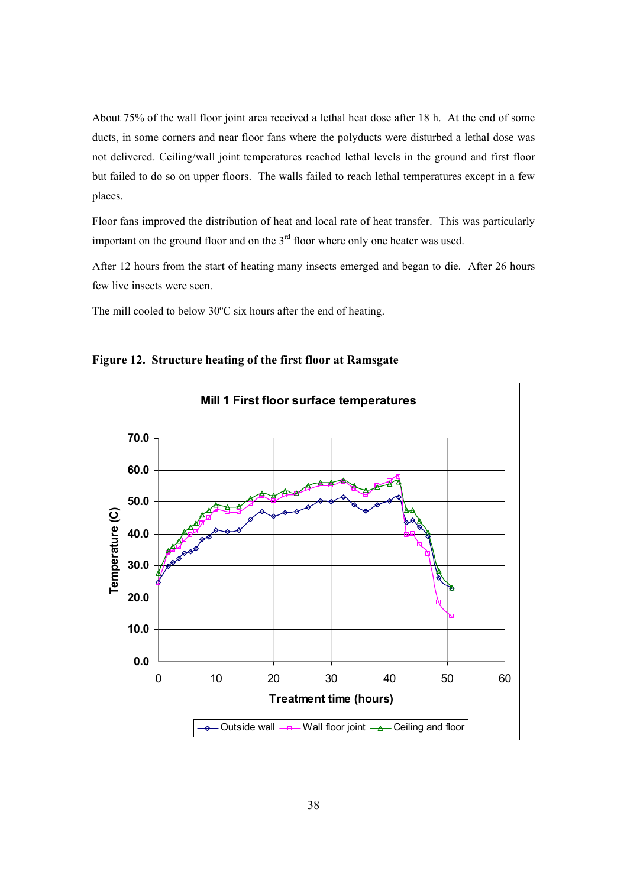About 75% of the wall floor joint area received a lethal heat dose after 18 h. At the end of some ducts, in some corners and near floor fans where the polyducts were disturbed a lethal dose was not delivered. Ceiling/wall joint temperatures reached lethal levels in the ground and first floor but failed to do so on upper floors. The walls failed to reach lethal temperatures except in a few places.

Floor fans improved the distribution of heat and local rate of heat transfer. This was particularly important on the ground floor and on the 3rd floor where only one heater was used.

After 12 hours from the start of heating many insects emerged and began to die. After 26 hours few live insects were seen.

The mill cooled to below 30ºC six hours after the end of heating.

**Figure 12. Structure heating of the first floor at Ramsgate**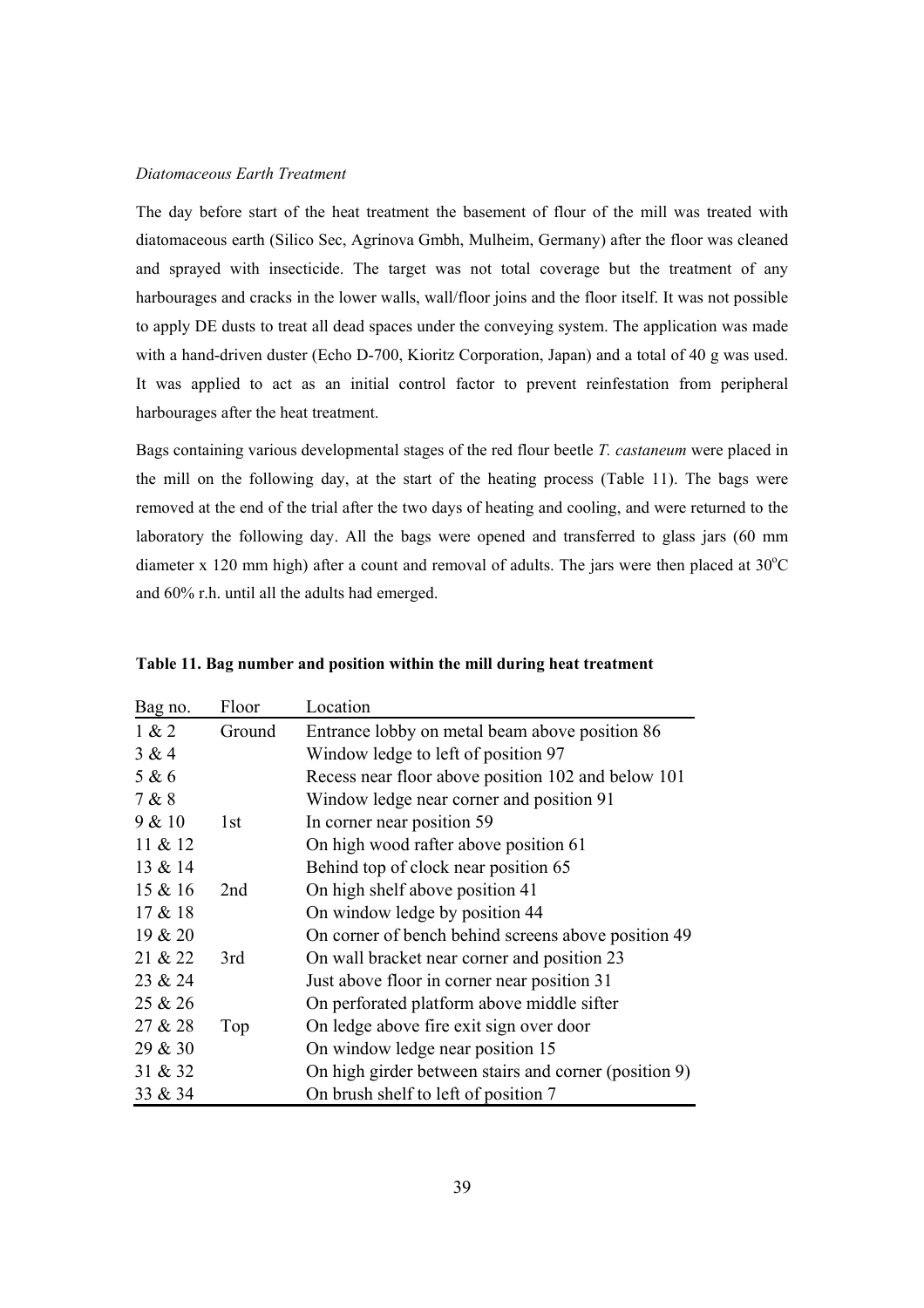*Diatomaceous Earth Treatment*

The day before start of the heat treatment the basement of flour of the mill was treated with diatomaceous earth (Silico Sec, Agrinova Gmbh, Mulheim, Germany) after the floor was cleaned and sprayed with insecticide. The target was not total coverage but the treatment of any harbourages and cracks in the lower walls, wall/floor joins and the floor itself. It was not possible to apply DE dusts to treat all dead spaces under the conveying system. The application was made with a hand-driven duster (Echo D-700, Kioritz Corporation, Japan) and a total of 40 g was used. It was applied to act as an initial control factor to prevent reinfestation from peripheral harbourages after the heat treatment.

Bags containing various developmental stages of the red flour beetle *T. castaneum* were placed in the mill on the following day, at the start of the heating process (Table 11). The bags were removed at the end of the trial after the two days of heating and cooling, and were returned to the laboratory the following day. All the bags were opened and transferred to glass jars (60 mm diameter x 120 mm high) after a count and removal of adults. The jars were then placed at 30$^{o}$C and 60% r.h. until all the adults had emerged.

**Table 11. Bag number and position within the mill during heat treatment**

| Bag no. | Floor | Location |
|---|---|---|
| 1 & 2 | Ground | Entrance lobby on metal beam above position 86 |
| 3 & 4 | | Window ledge to left of position 97 |
| 5 & 6 | | Recess near floor above position 102 and below 101 |
| 7 & 8 | | Window ledge near corner and position 91 |
| 9 & 10 | 1st | In corner near position 59 |
| 11 & 12 | | On high wood rafter above position 61 |
| 13 & 14 | | Behind top of clock near position 65 |
| 15 & 16 | 2nd | On high shelf above position 41 |
| 17 & 18 | | On window ledge by position 44 |
| 19 & 20 | | On corner of bench behind screens above position 49 |
| 21 & 22 | 3rd | On wall bracket near corner and position 23 |
| 23 & 24 | | Just above floor in corner near position 31 |
| 25 & 26 | | On perforated platform above middle sifter |
| 27 & 28 | Top | On ledge above fire exit sign over door |
| 29 & 30 | | On window ledge near position 15 |
| 31 & 32 | | On high girder between stairs and corner (position 9) |
| 33 & 34 | | On brush shelf to left of position 7 |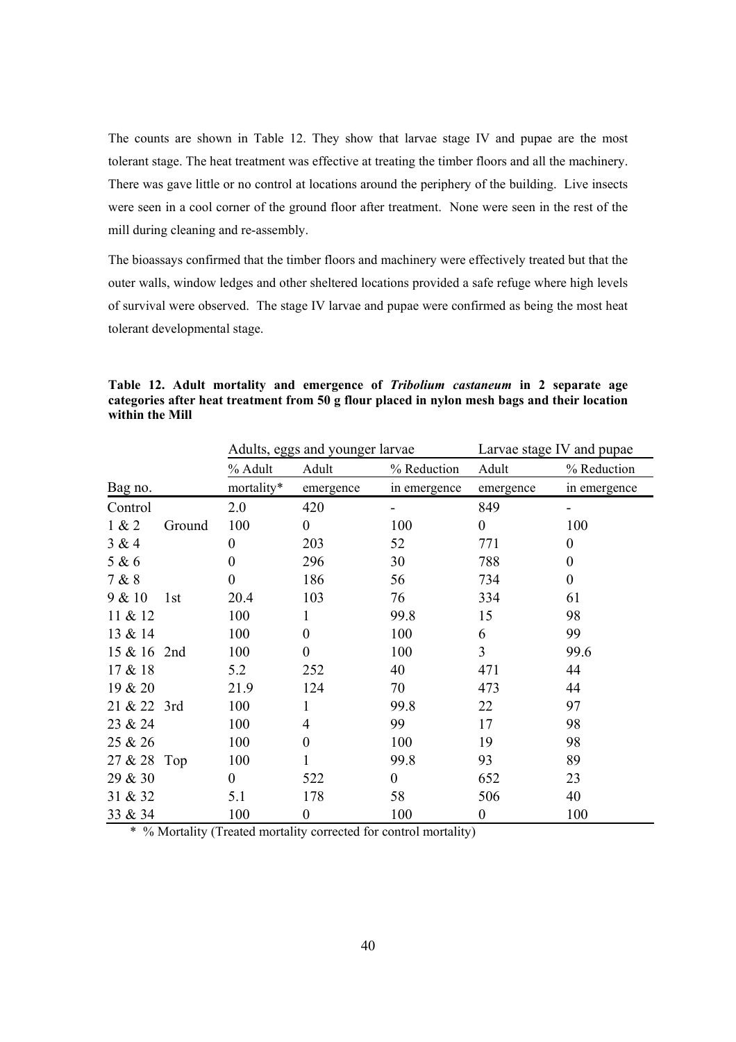The counts are shown in Table 12. They show that larvae stage IV and pupae are the most tolerant stage. The heat treatment was effective at treating the timber floors and all the machinery. There was gave little or no control at locations around the periphery of the building. Live insects were seen in a cool corner of the ground floor after treatment. None were seen in the rest of the mill during cleaning and re-assembly.

The bioassays confirmed that the timber floors and machinery were effectively treated but that the outer walls, window ledges and other sheltered locations provided a safe refuge where high levels of survival were observed. The stage IV larvae and pupae were confirmed as being the most heat tolerant developmental stage.

**Table 12. Adult mortality and emergence of *Tribolium castaneum* in 2 separate age categories after heat treatment from 50 g flour placed in nylon mesh bags and their location within the Mill**

| | | Adults, eggs and younger larvae | | | Larvae stage IV and pupae | |
|---|---|---|---|---|---|---|
| Bag no. | | % Adult mortality* | Adult emergence | % Reduction in emergence | Adult emergence | % Reduction in emergence |
| Control | | 2.0 | 420 | - | 849 | - |
| 1 & 2 | Ground | 100 | 0 | 100 | 0 | 100 |
| 3 & 4 | | 0 | 203 | 52 | 771 | 0 |
| 5 & 6 | | 0 | 296 | 30 | 788 | 0 |
| 7 & 8 | | 0 | 186 | 56 | 734 | 0 |
| 9 & 10 | 1st | 20.4 | 103 | 76 | 334 | 61 |
| 11 & 12 | | 100 | 1 | 99.8 | 15 | 98 |
| 13 & 14 | | 100 | 0 | 100 | 6 | 99 |
| 15 & 16 | 2nd | 100 | 0 | 100 | 3 | 99.6 |
| 17 & 18 | | 5.2 | 252 | 40 | 471 | 44 |
| 19 & 20 | | 21.9 | 124 | 70 | 473 | 44 |
| 21 & 22 | 3rd | 100 | 1 | 99.8 | 22 | 97 |
| 23 & 24 | | 100 | 4 | 99 | 17 | 98 |
| 25 & 26 | | 100 | 0 | 100 | 19 | 98 |
| 27 & 28 | Top | 100 | 1 | 99.8 | 93 | 89 |
| 29 & 30 | | 0 | 522 | 0 | 652 | 23 |
| 31 & 32 | | 5.1 | 178 | 58 | 506 | 40 |
| 33 & 34 | | 100 | 0 | 100 | 0 | 100 |

\* % Mortality (Treated mortality corrected for control mortality)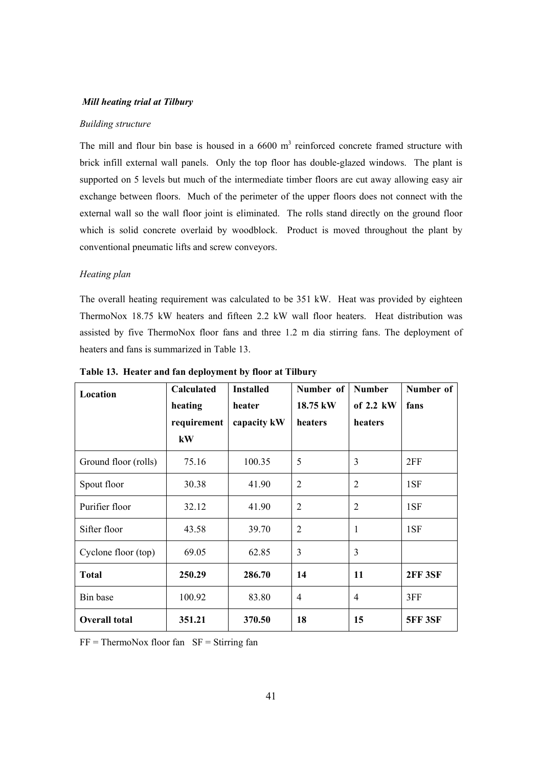### *Mill heating trial at Tilbury*

*Building structure*

The mill and flour bin base is housed in a 6600 m$^3$ reinforced concrete framed structure with brick infill external wall panels. Only the top floor has double-glazed windows. The plant is supported on 5 levels but much of the intermediate timber floors are cut away allowing easy air exchange between floors. Much of the perimeter of the upper floors does not connect with the external wall so the wall floor joint is eliminated. The rolls stand directly on the ground floor which is solid concrete overlaid by woodblock. Product is moved throughout the plant by conventional pneumatic lifts and screw conveyors.

*Heating plan*

The overall heating requirement was calculated to be 351 kW. Heat was provided by eighteen ThermoNox 18.75 kW heaters and fifteen 2.2 kW wall floor heaters. Heat distribution was assisted by five ThermoNox floor fans and three 1.2 m dia stirring fans. The deployment of heaters and fans is summarized in Table 13.

**Table 13. Heater and fan deployment by floor at Tilbury**

| Location | Calculated heating requirement kW | Installed heater capacity kW | Number of 18.75 kW heaters | Number of 2.2 kW heaters | Number of fans |
|---|---|---|---|---|---|
| Ground floor (rolls) | 75.16 | 100.35 | 5 | 3 | 2FF |
| Spout floor | 30.38 | 41.90 | 2 | 2 | 1SF |
| Purifier floor | 32.12 | 41.90 | 2 | 2 | 1SF |
| Sifter floor | 43.58 | 39.70 | 2 | 1 | 1SF |
| Cyclone floor (top) | 69.05 | 62.85 | 3 | 3 | |
| **Total** | **250.29** | **286.70** | **14** | **11** | **2FF 3SF** |
| Bin base | 100.92 | 83.80 | 4 | 4 | 3FF |
| **Overall total** | **351.21** | **370.50** | **18** | **15** | **5FF 3SF** |

FF = ThermoNox floor fan SF = Stirring fan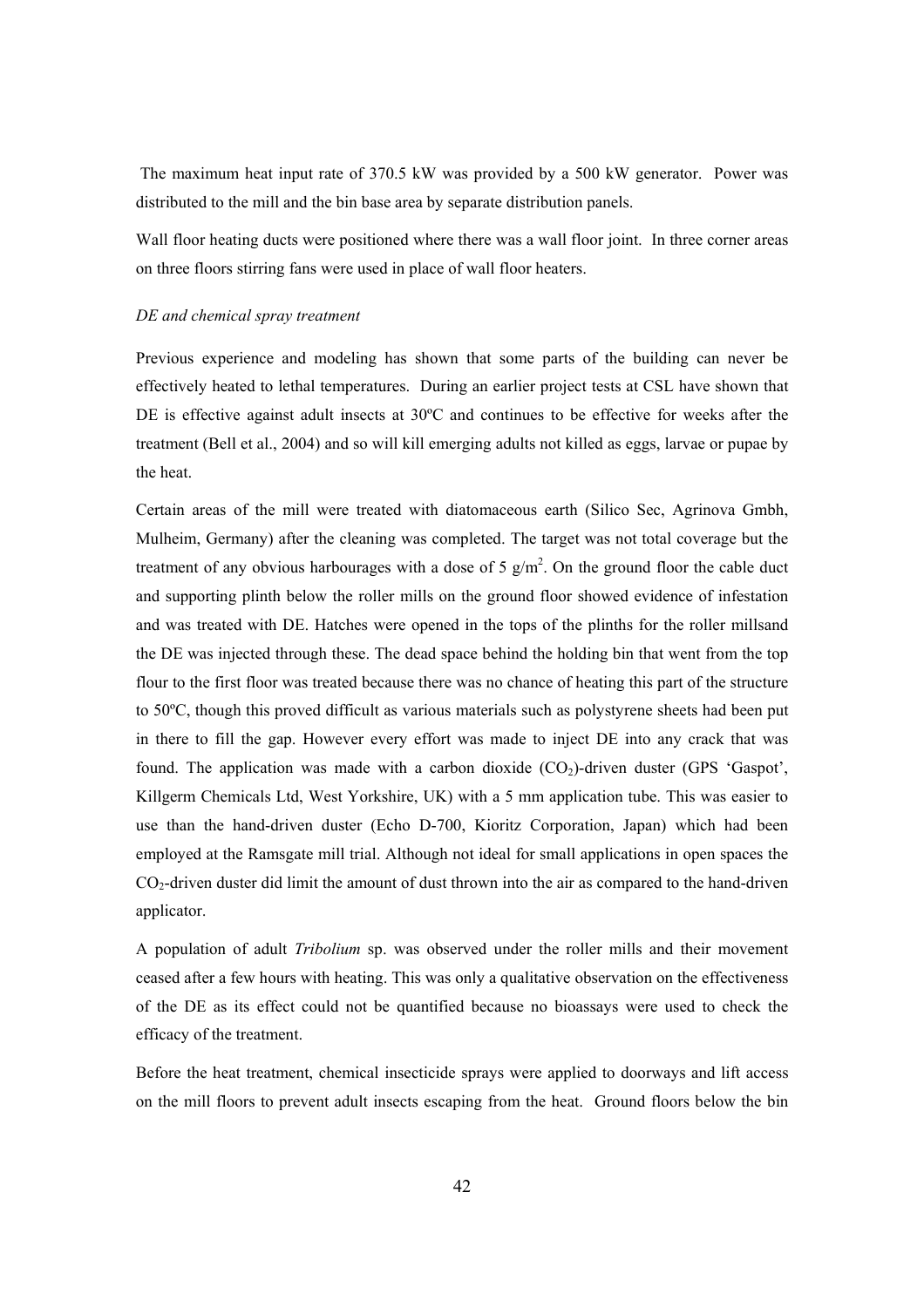The maximum heat input rate of 370.5 kW was provided by a 500 kW generator. Power was distributed to the mill and the bin base area by separate distribution panels.

Wall floor heating ducts were positioned where there was a wall floor joint. In three corner areas on three floors stirring fans were used in place of wall floor heaters.

*DE and chemical spray treatment*

Previous experience and modeling has shown that some parts of the building can never be effectively heated to lethal temperatures. During an earlier project tests at CSL have shown that DE is effective against adult insects at 30ºC and continues to be effective for weeks after the treatment (Bell et al., 2004) and so will kill emerging adults not killed as eggs, larvae or pupae by the heat.

Certain areas of the mill were treated with diatomaceous earth (Silico Sec, Agrinova Gmbh, Mulheim, Germany) after the cleaning was completed. The target was not total coverage but the treatment of any obvious harbourages with a dose of 5 $g/m^2$. On the ground floor the cable duct and supporting plinth below the roller mills on the ground floor showed evidence of infestation and was treated with DE. Hatches were opened in the tops of the plinths for the roller millsand the DE was injected through these. The dead space behind the holding bin that went from the top flour to the first floor was treated because there was no chance of heating this part of the structure to 50ºC, though this proved difficult as various materials such as polystyrene sheets had been put in there to fill the gap. However every effort was made to inject DE into any crack that was found. The application was made with a carbon dioxide ($CO_2$)-driven duster (GPS 'Gaspot', Killgerm Chemicals Ltd, West Yorkshire, UK) with a 5 mm application tube. This was easier to use than the hand-driven duster (Echo D-700, Kioritz Corporation, Japan) which had been employed at the Ramsgate mill trial. Although not ideal for small applications in open spaces the $CO_2$-driven duster did limit the amount of dust thrown into the air as compared to the hand-driven applicator.

A population of adult *Tribolium* sp. was observed under the roller mills and their movement ceased after a few hours with heating. This was only a qualitative observation on the effectiveness of the DE as its effect could not be quantified because no bioassays were used to check the efficacy of the treatment.

Before the heat treatment, chemical insecticide sprays were applied to doorways and lift access on the mill floors to prevent adult insects escaping from the heat. Ground floors below the bin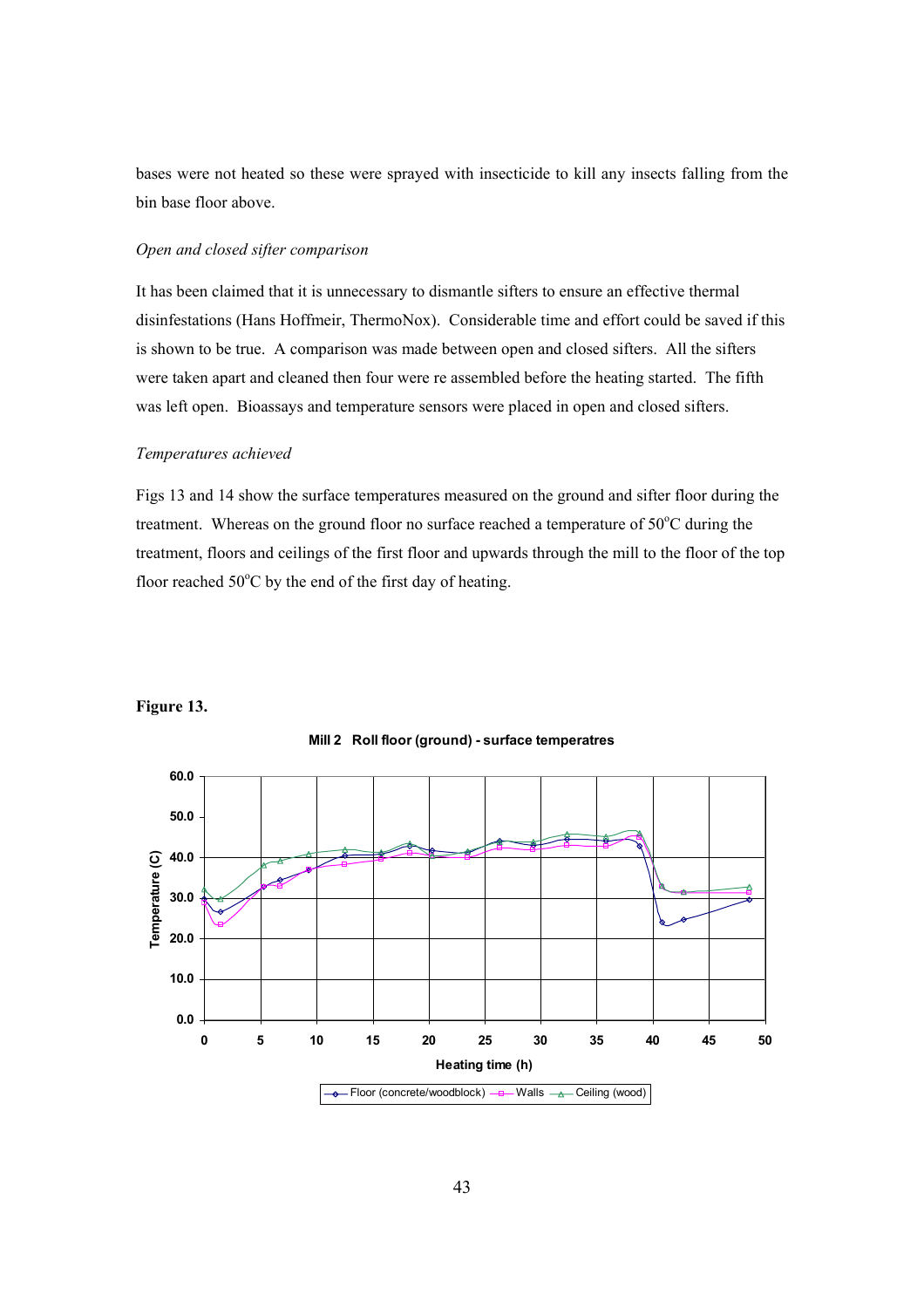bases were not heated so these were sprayed with insecticide to kill any insects falling from the bin base floor above.

*Open and closed sifter comparison*

It has been claimed that it is unnecessary to dismantle sifters to ensure an effective thermal disinfestations (Hans Hoffmeir, ThermoNox). Considerable time and effort could be saved if this is shown to be true. A comparison was made between open and closed sifters. All the sifters were taken apart and cleaned then four were re assembled before the heating started. The fifth was left open. Bioassays and temperature sensors were placed in open and closed sifters.

*Temperatures achieved*

Figs 13 and 14 show the surface temperatures measured on the ground and sifter floor during the treatment. Whereas on the ground floor no surface reached a temperature of 50°C during the treatment, floors and ceilings of the first floor and upwards through the mill to the floor of the top floor reached 50°C by the end of the first day of heating.

**Figure 13.**

Mill 2 Roll floor (ground) - surface temperatres

Temperature (C)

Heating time (h)

Floor (concrete/woodblock) — Walls — Ceiling (wood)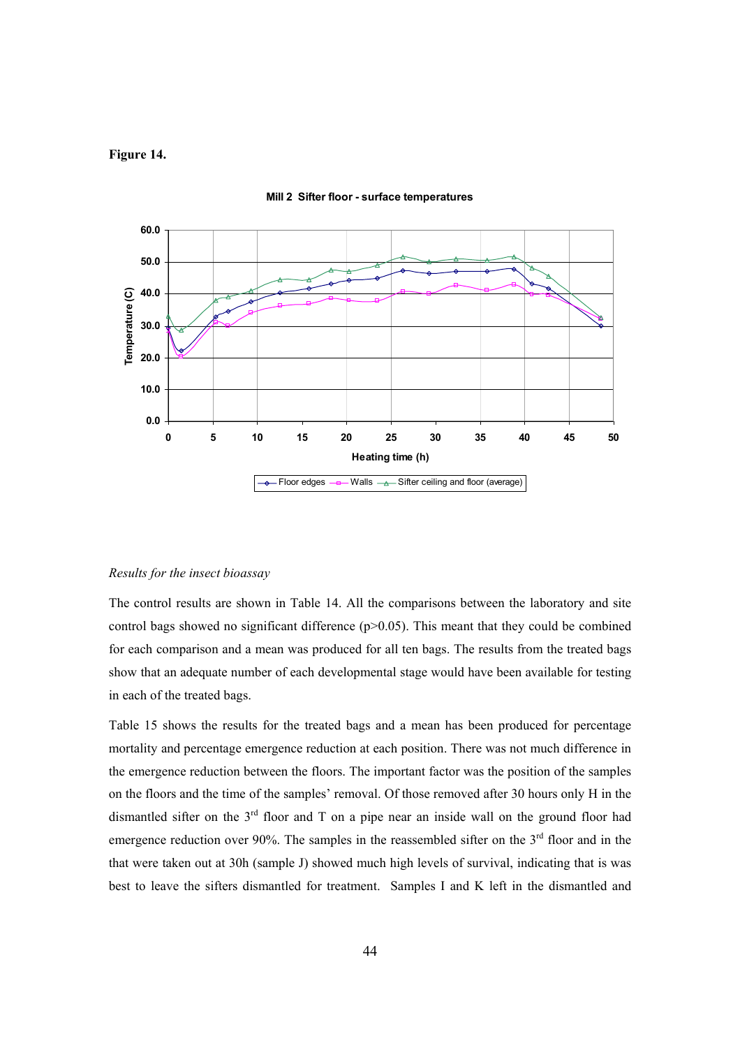**Figure 14.**

Mill 2 Sifter floor - surface temperatures

*Results for the insect bioassay*

The control results are shown in Table 14. All the comparisons between the laboratory and site control bags showed no significant difference (p>0.05). This meant that they could be combined for each comparison and a mean was produced for all ten bags. The results from the treated bags show that an adequate number of each developmental stage would have been available for testing in each of the treated bags.

Table 15 shows the results for the treated bags and a mean has been produced for percentage mortality and percentage emergence reduction at each position. There was not much difference in the emergence reduction between the floors. The important factor was the position of the samples on the floors and the time of the samples' removal. Of those removed after 30 hours only H in the dismantled sifter on the 3rd floor and T on a pipe near an inside wall on the ground floor had emergence reduction over 90%. The samples in the reassembled sifter on the 3rd floor and in the that were taken out at 30h (sample J) showed much high levels of survival, indicating that is was best to leave the sifters dismantled for treatment. Samples I and K left in the dismantled and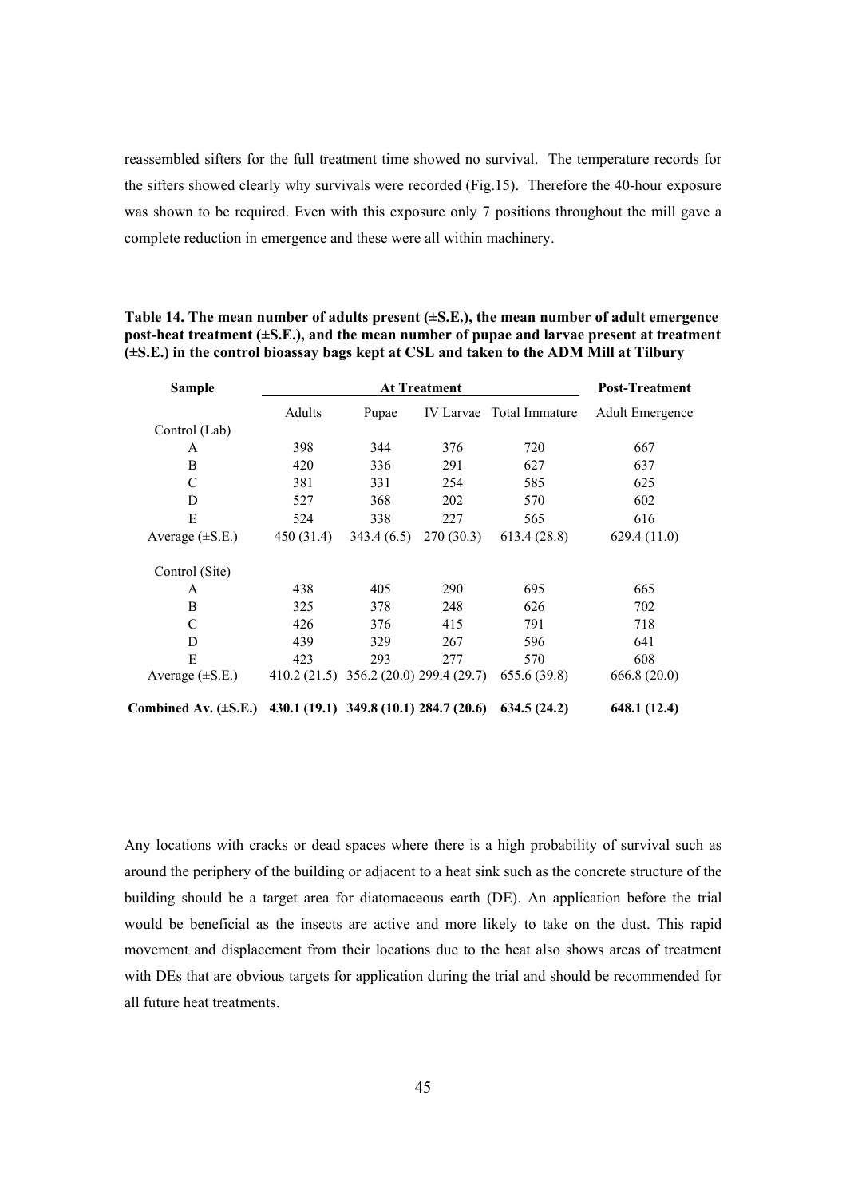reassembled sifters for the full treatment time showed no survival. The temperature records for the sifters showed clearly why survivals were recorded (Fig.15). Therefore the 40-hour exposure was shown to be required. Even with this exposure only 7 positions throughout the mill gave a complete reduction in emergence and these were all within machinery.

**Table 14. The mean number of adults present (±S.E.), the mean number of adult emergence post-heat treatment (±S.E.), and the mean number of pupae and larvae present at treatment (±S.E.) in the control bioassay bags kept at CSL and taken to the ADM Mill at Tilbury**

| Sample | At Treatment | | | | Post-Treatment |
|---|---|---|---|---|---|
| | Adults | Pupae | IV Larvae | Total Immature | Adult Emergence |
| Control (Lab) | | | | | |
| A | 398 | 344 | 376 | 720 | 667 |
| B | 420 | 336 | 291 | 627 | 637 |
| C | 381 | 331 | 254 | 585 | 625 |
| D | 527 | 368 | 202 | 570 | 602 |
| E | 524 | 338 | 227 | 565 | 616 |
| Average (±S.E.) | 450 (31.4) | 343.4 (6.5) | 270 (30.3) | 613.4 (28.8) | 629.4 (11.0) |
| Control (Site) | | | | | |
| A | 438 | 405 | 290 | 695 | 665 |
| B | 325 | 378 | 248 | 626 | 702 |
| C | 426 | 376 | 415 | 791 | 718 |
| D | 439 | 329 | 267 | 596 | 641 |
| E | 423 | 293 | 277 | 570 | 608 |
| Average (±S.E.) | 410.2 (21.5) | 356.2 (20.0) | 299.4 (29.7) | 655.6 (39.8) | 666.8 (20.0) |
| **Combined Av. (±S.E.)** | **430.1 (19.1)** | **349.8 (10.1)** | **284.7 (20.6)** | **634.5 (24.2)** | **648.1 (12.4)** |

Any locations with cracks or dead spaces where there is a high probability of survival such as around the periphery of the building or adjacent to a heat sink such as the concrete structure of the building should be a target area for diatomaceous earth (DE). An application before the trial would be beneficial as the insects are active and more likely to take on the dust. This rapid movement and displacement from their locations due to the heat also shows areas of treatment with DEs that are obvious targets for application during the trial and should be recommended for all future heat treatments.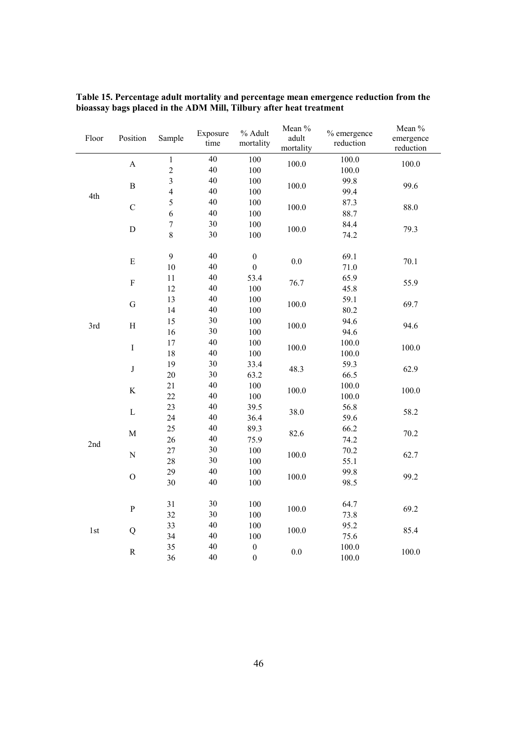**Table 15. Percentage adult mortality and percentage mean emergence reduction from the bioassay bags placed in the ADM Mill, Tilbury after heat treatment**

| Floor | Position | Sample | Exposure time | % Adult mortality | Mean % adult mortality | % emergence reduction | Mean % emergence reduction |
|---|---|---|---|---|---|---|---|
| 4th | A | 1 | 40 | 100 | 100.0 | 100.0 | 100.0 |
| | | 2 | 40 | 100 | | 100.0 | |
| | B | 3 | 40 | 100 | 100.0 | 99.8 | 99.6 |
| | | 4 | 40 | 100 | | 99.4 | |
| | C | 5 | 40 | 100 | 100.0 | 87.3 | 88.0 |
| | | 6 | 40 | 100 | | 88.7 | |
| | D | 7 | 30 | 100 | 100.0 | 84.4 | 79.3 |
| | | 8 | 30 | 100 | | 74.2 | |
| 3rd | E | 9 | 40 | 0 | 0.0 | 69.1 | 70.1 |
| | | 10 | 40 | 0 | | 71.0 | |
| | F | 11 | 40 | 53.4 | 76.7 | 65.9 | 55.9 |
| | | 12 | 40 | 100 | | 45.8 | |
| | G | 13 | 40 | 100 | 100.0 | 59.1 | 69.7 |
| | | 14 | 40 | 100 | | 80.2 | |
| | H | 15 | 30 | 100 | 100.0 | 94.6 | 94.6 |
| | | 16 | 30 | 100 | | 94.6 | |
| | I | 17 | 40 | 100 | 100.0 | 100.0 | 100.0 |
| | | 18 | 40 | 100 | | 100.0 | |
| | J | 19 | 30 | 33.4 | 48.3 | 59.3 | 62.9 |
| | | 20 | 30 | 63.2 | | 66.5 | |
| 2nd | K | 21 | 40 | 100 | 100.0 | 100.0 | 100.0 |
| | | 22 | 40 | 100 | | 100.0 | |
| | L | 23 | 40 | 39.5 | 38.0 | 56.8 | 58.2 |
| | | 24 | 40 | 36.4 | | 59.6 | |
| | M | 25 | 40 | 89.3 | 82.6 | 66.2 | 70.2 |
| | | 26 | 40 | 75.9 | | 74.2 | |
| | N | 27 | 30 | 100 | 100.0 | 70.2 | 62.7 |
| | | 28 | 30 | 100 | | 55.1 | |
| | O | 29 | 40 | 100 | 100.0 | 99.8 | 99.2 |
| | | 30 | 40 | 100 | | 98.5 | |
| 1st | P | 31 | 30 | 100 | 100.0 | 64.7 | 69.2 |
| | | 32 | 30 | 100 | | 73.8 | |
| | Q | 33 | 40 | 100 | 100.0 | 95.2 | 85.4 |
| | | 34 | 40 | 100 | | 75.6 | |
| | R | 35 | 40 | 0 | 0.0 | 100.0 | 100.0 |
| | | 36 | 40 | 0 | | 100.0 | |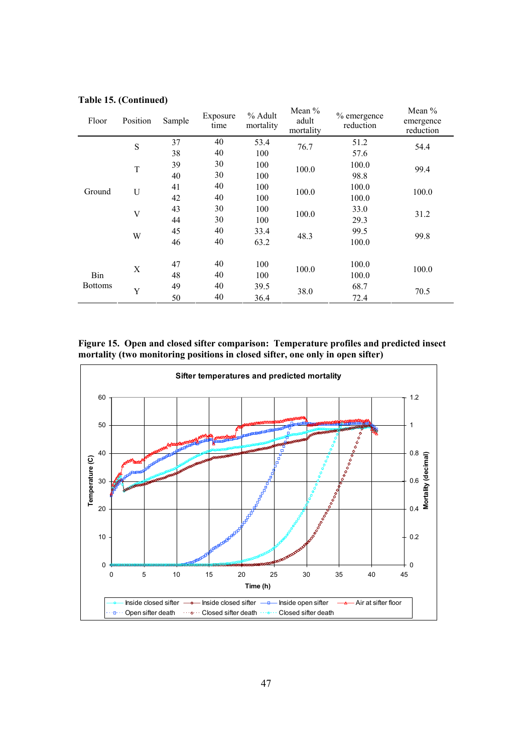**Table 15. (Continued)**

| Floor | Position | Sample | Exposure time | % Adult mortality | Mean % adult mortality | % emergence reduction | Mean % emergence reduction |
|---|---|---|---|---|---|---|---|
| Ground | S | 37 | 40 | 53.4 | 76.7 | 51.2 | 54.4 |
| | | 38 | 40 | 100 | | 57.6 | |
| | T | 39 | 30 | 100 | 100.0 | 100.0 | 99.4 |
| | | 40 | 30 | 100 | | 98.8 | |
| | U | 41 | 40 | 100 | 100.0 | 100.0 | 100.0 |
| | | 42 | 40 | 100 | | 100.0 | |
| | V | 43 | 30 | 100 | 100.0 | 33.0 | 31.2 |
| | | 44 | 30 | 100 | | 29.3 | |
| | W | 45 | 40 | 33.4 | 48.3 | 99.5 | 99.8 |
| | | 46 | 40 | 63.2 | | 100.0 | |
| Bin Bottoms | X | 47 | 40 | 100 | 100.0 | 100.0 | 100.0 |
| | | 48 | 40 | 100 | | 100.0 | |
| | Y | 49 | 40 | 39.5 | 38.0 | 68.7 | 70.5 |
| | | 50 | 40 | 36.4 | | 72.4 | |

**Figure 15. Open and closed sifter comparison: Temperature profiles and predicted insect mortality (two monitoring positions in closed sifter, one only in open sifter)**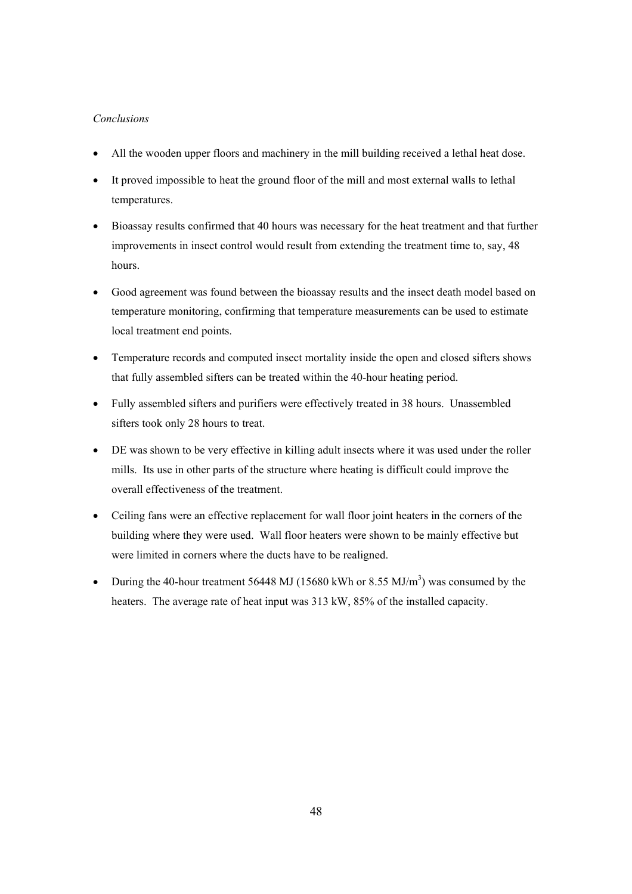*Conclusions*

- All the wooden upper floors and machinery in the mill building received a lethal heat dose.
- It proved impossible to heat the ground floor of the mill and most external walls to lethal temperatures.
- Bioassay results confirmed that 40 hours was necessary for the heat treatment and that further improvements in insect control would result from extending the treatment time to, say, 48 hours.
- Good agreement was found between the bioassay results and the insect death model based on temperature monitoring, confirming that temperature measurements can be used to estimate local treatment end points.
- Temperature records and computed insect mortality inside the open and closed sifters shows that fully assembled sifters can be treated within the 40-hour heating period.
- Fully assembled sifters and purifiers were effectively treated in 38 hours. Unassembled sifters took only 28 hours to treat.
- DE was shown to be very effective in killing adult insects where it was used under the roller mills. Its use in other parts of the structure where heating is difficult could improve the overall effectiveness of the treatment.
- Ceiling fans were an effective replacement for wall floor joint heaters in the corners of the building where they were used. Wall floor heaters were shown to be mainly effective but were limited in corners where the ducts have to be realigned.
- During the 40-hour treatment 56448 MJ (15680 kWh or 8.55 $MJ/m^3$) was consumed by the heaters. The average rate of heat input was 313 kW, 85% of the installed capacity.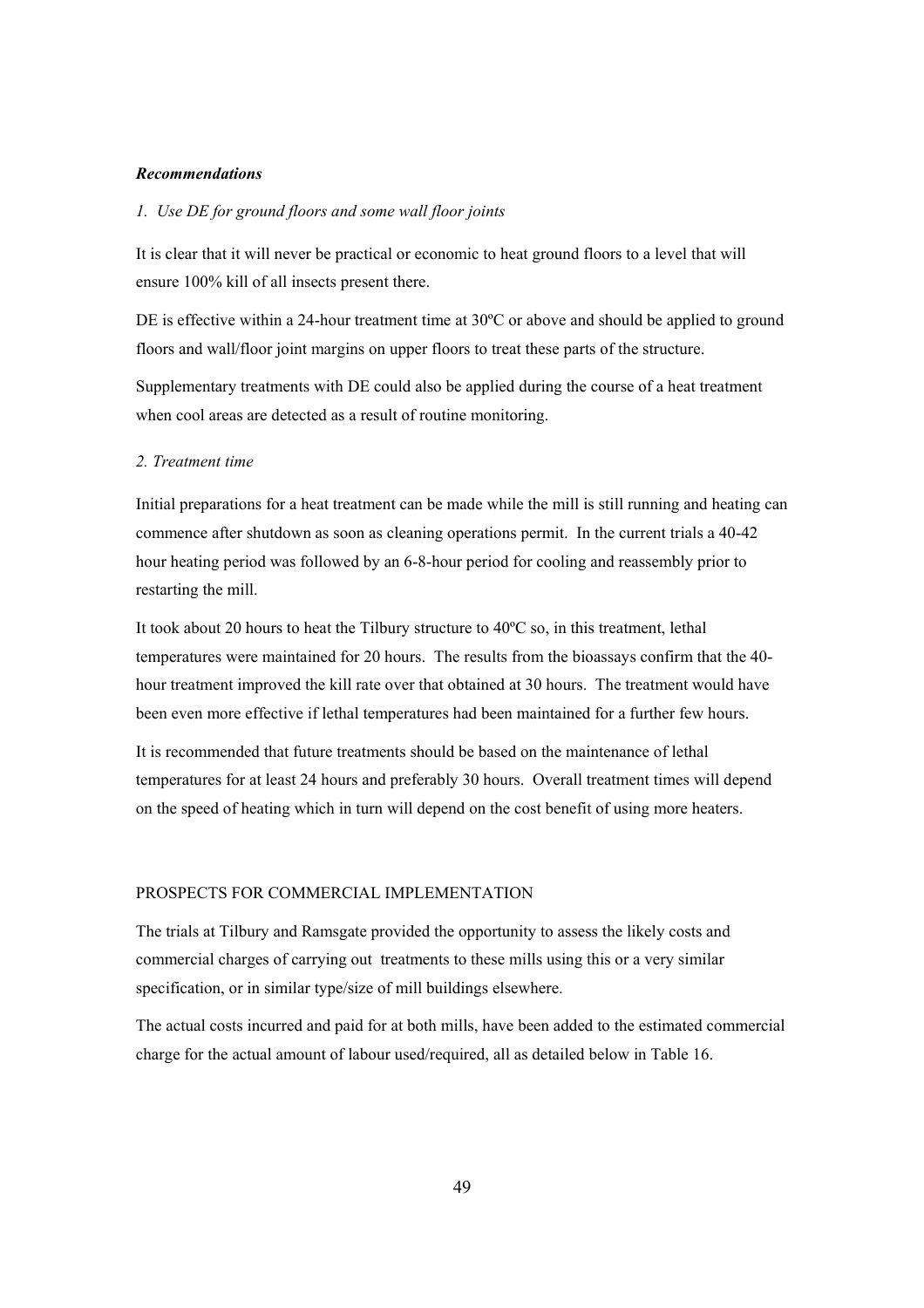***Recommendations***

*1. Use DE for ground floors and some wall floor joints*

It is clear that it will never be practical or economic to heat ground floors to a level that will ensure 100% kill of all insects present there.

DE is effective within a 24-hour treatment time at 30ºC or above and should be applied to ground floors and wall/floor joint margins on upper floors to treat these parts of the structure.

Supplementary treatments with DE could also be applied during the course of a heat treatment when cool areas are detected as a result of routine monitoring.

*2. Treatment time*

Initial preparations for a heat treatment can be made while the mill is still running and heating can commence after shutdown as soon as cleaning operations permit. In the current trials a 40-42 hour heating period was followed by an 6-8-hour period for cooling and reassembly prior to restarting the mill.

It took about 20 hours to heat the Tilbury structure to 40ºC so, in this treatment, lethal temperatures were maintained for 20 hours. The results from the bioassays confirm that the 40-hour treatment improved the kill rate over that obtained at 30 hours. The treatment would have been even more effective if lethal temperatures had been maintained for a further few hours.

It is recommended that future treatments should be based on the maintenance of lethal temperatures for at least 24 hours and preferably 30 hours. Overall treatment times will depend on the speed of heating which in turn will depend on the cost benefit of using more heaters.

## PROSPECTS FOR COMMERCIAL IMPLEMENTATION

The trials at Tilbury and Ramsgate provided the opportunity to assess the likely costs and commercial charges of carrying out treatments to these mills using this or a very similar specification, or in similar type/size of mill buildings elsewhere.

The actual costs incurred and paid for at both mills, have been added to the estimated commercial charge for the actual amount of labour used/required, all as detailed below in Table 16.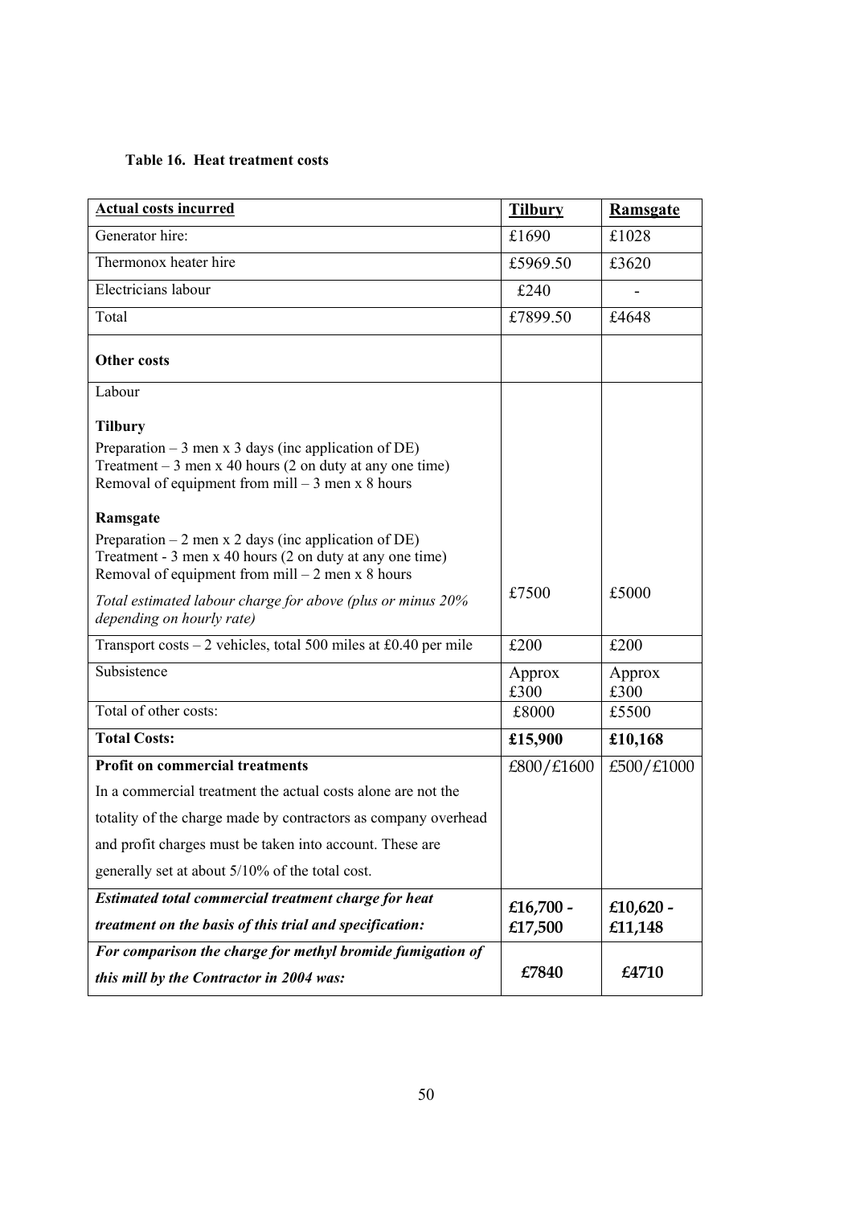**Table 16. Heat treatment costs**

| **Actual costs incurred** | **Tilbury** | **Ramsgate** |
|---|---|---|
| Generator hire: | £1690 | £1028 |
| Thermonox heater hire | £5969.50 | £3620 |
| Electricians labour | £240 | - |
| Total | £7899.50 | £4648 |
| **Other costs** | | |
| Labour<br><br>**Tilbury**<br>Preparation – 3 men x 3 days (inc application of DE)<br>Treatment – 3 men x 40 hours (2 on duty at any one time)<br>Removal of equipment from mill – 3 men x 8 hours<br><br>**Ramsgate**<br>Preparation – 2 men x 2 days (inc application of DE)<br>Treatment - 3 men x 40 hours (2 on duty at any one time)<br>Removal of equipment from mill – 2 men x 8 hours<br><br>*Total estimated labour charge for above (plus or minus 20% depending on hourly rate)* | £7500 | £5000 |
| Transport costs – 2 vehicles, total 500 miles at £0.40 per mile | £200 | £200 |
| Subsistence | Approx £300 | Approx £300 |
| Total of other costs: | £8000 | £5500 |
| **Total Costs:** | **£15,900** | **£10,168** |
| **Profit on commercial treatments**<br>In a commercial treatment the actual costs alone are not the totality of the charge made by contractors as company overhead and profit charges must be taken into account. These are generally set at about 5/10% of the total cost. | £800/£1600 | £500/£1000 |
| ***Estimated total commercial treatment charge for heat treatment on the basis of this trial and specification:*** | **£16,700 - £17,500** | **£10,620 - £11,148** |
| ***For comparison the charge for methyl bromide fumigation of this mill by the Contractor in 2004 was:*** | **£7840** | **£4710** |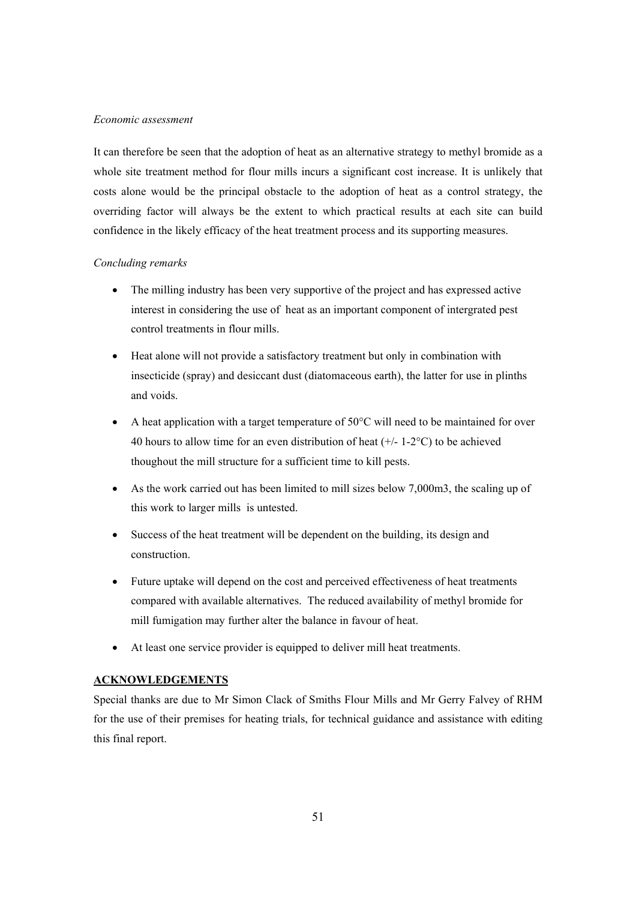*Economic assessment*

It can therefore be seen that the adoption of heat as an alternative strategy to methyl bromide as a whole site treatment method for flour mills incurs a significant cost increase. It is unlikely that costs alone would be the principal obstacle to the adoption of heat as a control strategy, the overriding factor will always be the extent to which practical results at each site can build confidence in the likely efficacy of the heat treatment process and its supporting measures.

*Concluding remarks*

- The milling industry has been very supportive of the project and has expressed active interest in considering the use of heat as an important component of intergrated pest control treatments in flour mills.
- Heat alone will not provide a satisfactory treatment but only in combination with insecticide (spray) and desiccant dust (diatomaceous earth), the latter for use in plinths and voids.
- A heat application with a target temperature of 50°C will need to be maintained for over 40 hours to allow time for an even distribution of heat (+/- 1-2°C) to be achieved thoughout the mill structure for a sufficient time to kill pests.
- As the work carried out has been limited to mill sizes below 7,000m3, the scaling up of this work to larger mills is untested.
- Success of the heat treatment will be dependent on the building, its design and construction.
- Future uptake will depend on the cost and perceived effectiveness of heat treatments compared with available alternatives. The reduced availability of methyl bromide for mill fumigation may further alter the balance in favour of heat.
- At least one service provider is equipped to deliver mill heat treatments.

**ACKNOWLEDGEMENTS**

Special thanks are due to Mr Simon Clack of Smiths Flour Mills and Mr Gerry Falvey of RHM for the use of their premises for heating trials, for technical guidance and assistance with editing this final report.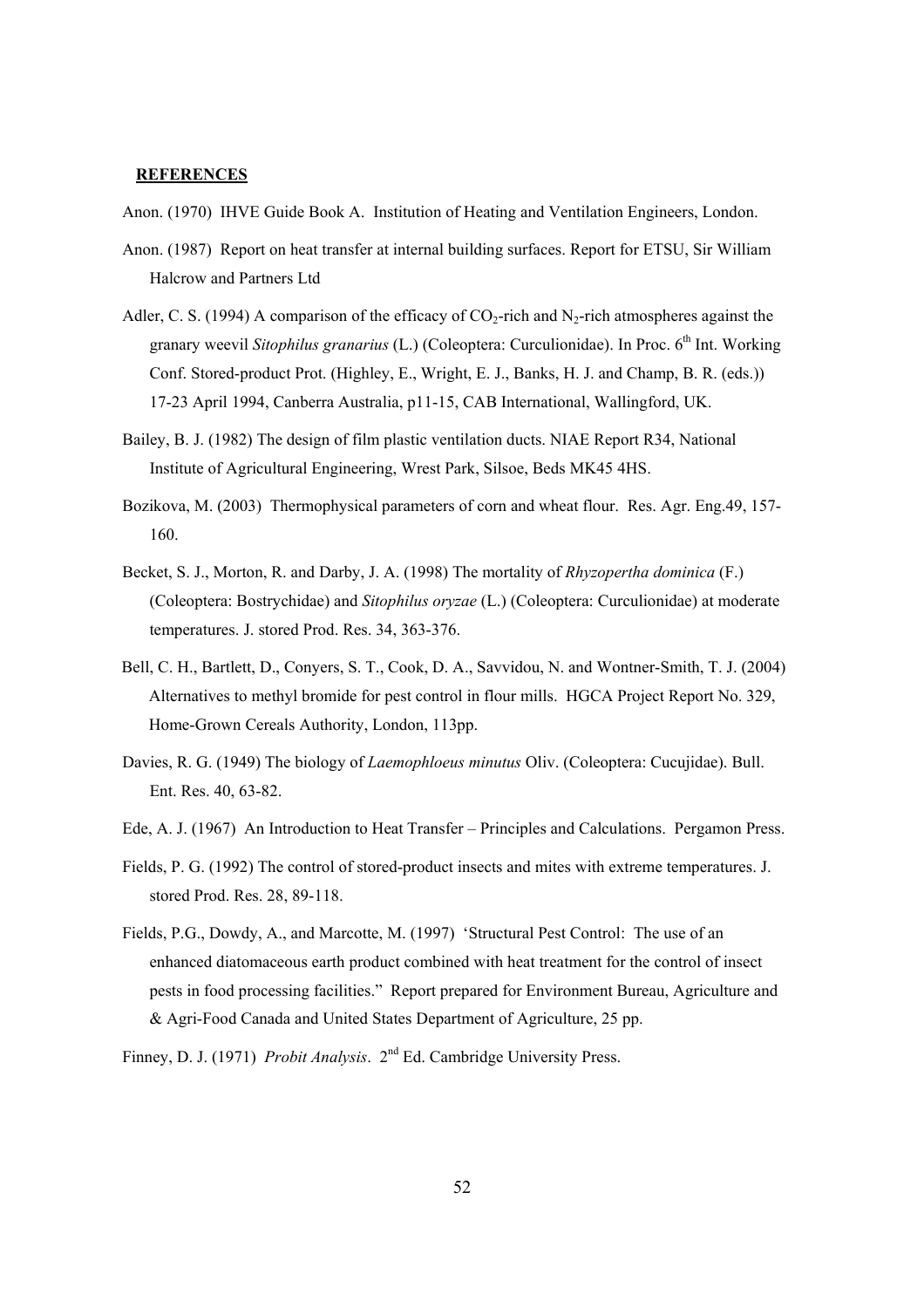## REFERENCES

Anon. (1970) IHVE Guide Book A. Institution of Heating and Ventilation Engineers, London.

Anon. (1987) Report on heat transfer at internal building surfaces. Report for ETSU, Sir William Halcrow and Partners Ltd

Adler, C. S. (1994) A comparison of the efficacy of $CO_2$-rich and $N_2$-rich atmospheres against the granary weevil *Sitophilus granarius* (L.) (Coleoptera: Curculionidae). In Proc. 6th Int. Working Conf. Stored-product Prot. (Highley, E., Wright, E. J., Banks, H. J. and Champ, B. R. (eds.)) 17-23 April 1994, Canberra Australia, p11-15, CAB International, Wallingford, UK.

Bailey, B. J. (1982) The design of film plastic ventilation ducts. NIAE Report R34, National Institute of Agricultural Engineering, Wrest Park, Silsoe, Beds MK45 4HS.

Bozikova, M. (2003) Thermophysical parameters of corn and wheat flour. Res. Agr. Eng.49, 157-160.

Becket, S. J., Morton, R. and Darby, J. A. (1998) The mortality of *Rhyzopertha dominica* (F.) (Coleoptera: Bostrychidae) and *Sitophilus oryzae* (L.) (Coleoptera: Curculionidae) at moderate temperatures. J. stored Prod. Res. 34, 363-376.

Bell, C. H., Bartlett, D., Conyers, S. T., Cook, D. A., Savvidou, N. and Wontner-Smith, T. J. (2004) Alternatives to methyl bromide for pest control in flour mills. HGCA Project Report No. 329, Home-Grown Cereals Authority, London, 113pp.

Davies, R. G. (1949) The biology of *Laemophloeus minutus* Oliv. (Coleoptera: Cucujidae). Bull. Ent. Res. 40, 63-82.

Ede, A. J. (1967) An Introduction to Heat Transfer – Principles and Calculations. Pergamon Press.

Fields, P. G. (1992) The control of stored-product insects and mites with extreme temperatures. J. stored Prod. Res. 28, 89-118.

Fields, P.G., Dowdy, A., and Marcotte, M. (1997) 'Structural Pest Control: The use of an enhanced diatomaceous earth product combined with heat treatment for the control of insect pests in food processing facilities." Report prepared for Environment Bureau, Agriculture and & Agri-Food Canada and United States Department of Agriculture, 25 pp.

Finney, D. J. (1971) *Probit Analysis*. 2nd Ed. Cambridge University Press.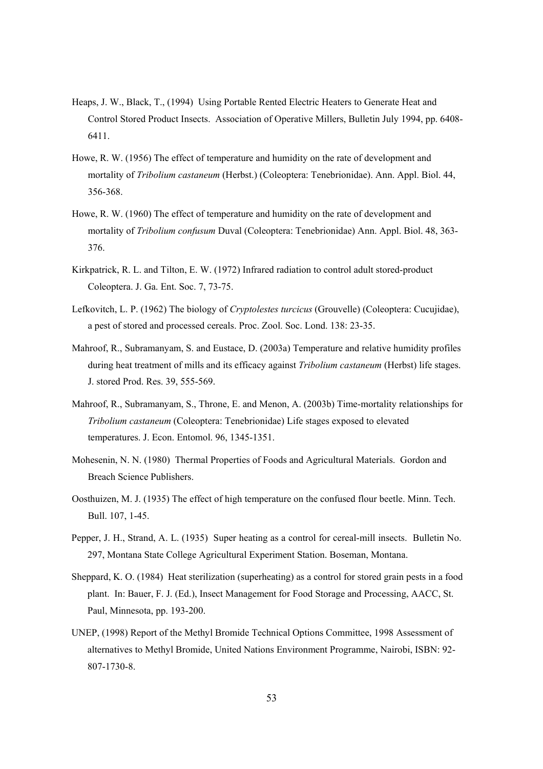Heaps, J. W., Black, T., (1994) Using Portable Rented Electric Heaters to Generate Heat and Control Stored Product Insects. Association of Operative Millers, Bulletin July 1994, pp. 6408-6411.

Howe, R. W. (1956) The effect of temperature and humidity on the rate of development and mortality of *Tribolium castaneum* (Herbst.) (Coleoptera: Tenebrionidae). Ann. Appl. Biol. 44, 356-368.

Howe, R. W. (1960) The effect of temperature and humidity on the rate of development and mortality of *Tribolium confusum* Duval (Coleoptera: Tenebrionidae) Ann. Appl. Biol. 48, 363-376.

Kirkpatrick, R. L. and Tilton, E. W. (1972) Infrared radiation to control adult stored-product Coleoptera. J. Ga. Ent. Soc. 7, 73-75.

Lefkovitch, L. P. (1962) The biology of *Cryptolestes turcicus* (Grouvelle) (Coleoptera: Cucujidae), a pest of stored and processed cereals. Proc. Zool. Soc. Lond. 138: 23-35.

Mahroof, R., Subramanyam, S. and Eustace, D. (2003a) Temperature and relative humidity profiles during heat treatment of mills and its efficacy against *Tribolium castaneum* (Herbst) life stages. J. stored Prod. Res. 39, 555-569.

Mahroof, R., Subramanyam, S., Throne, E. and Menon, A. (2003b) Time-mortality relationships for *Tribolium castaneum* (Coleoptera: Tenebrionidae) Life stages exposed to elevated temperatures. J. Econ. Entomol. 96, 1345-1351.

Mohesenin, N. N. (1980) Thermal Properties of Foods and Agricultural Materials. Gordon and Breach Science Publishers.

Oosthuizen, M. J. (1935) The effect of high temperature on the confused flour beetle. Minn. Tech. Bull. 107, 1-45.

Pepper, J. H., Strand, A. L. (1935) Super heating as a control for cereal-mill insects. Bulletin No. 297, Montana State College Agricultural Experiment Station. Boseman, Montana.

Sheppard, K. O. (1984) Heat sterilization (superheating) as a control for stored grain pests in a food plant. In: Bauer, F. J. (Ed.), Insect Management for Food Storage and Processing, AACC, St. Paul, Minnesota, pp. 193-200.

UNEP, (1998) Report of the Methyl Bromide Technical Options Committee, 1998 Assessment of alternatives to Methyl Bromide, United Nations Environment Programme, Nairobi, ISBN: 92-807-1730-8.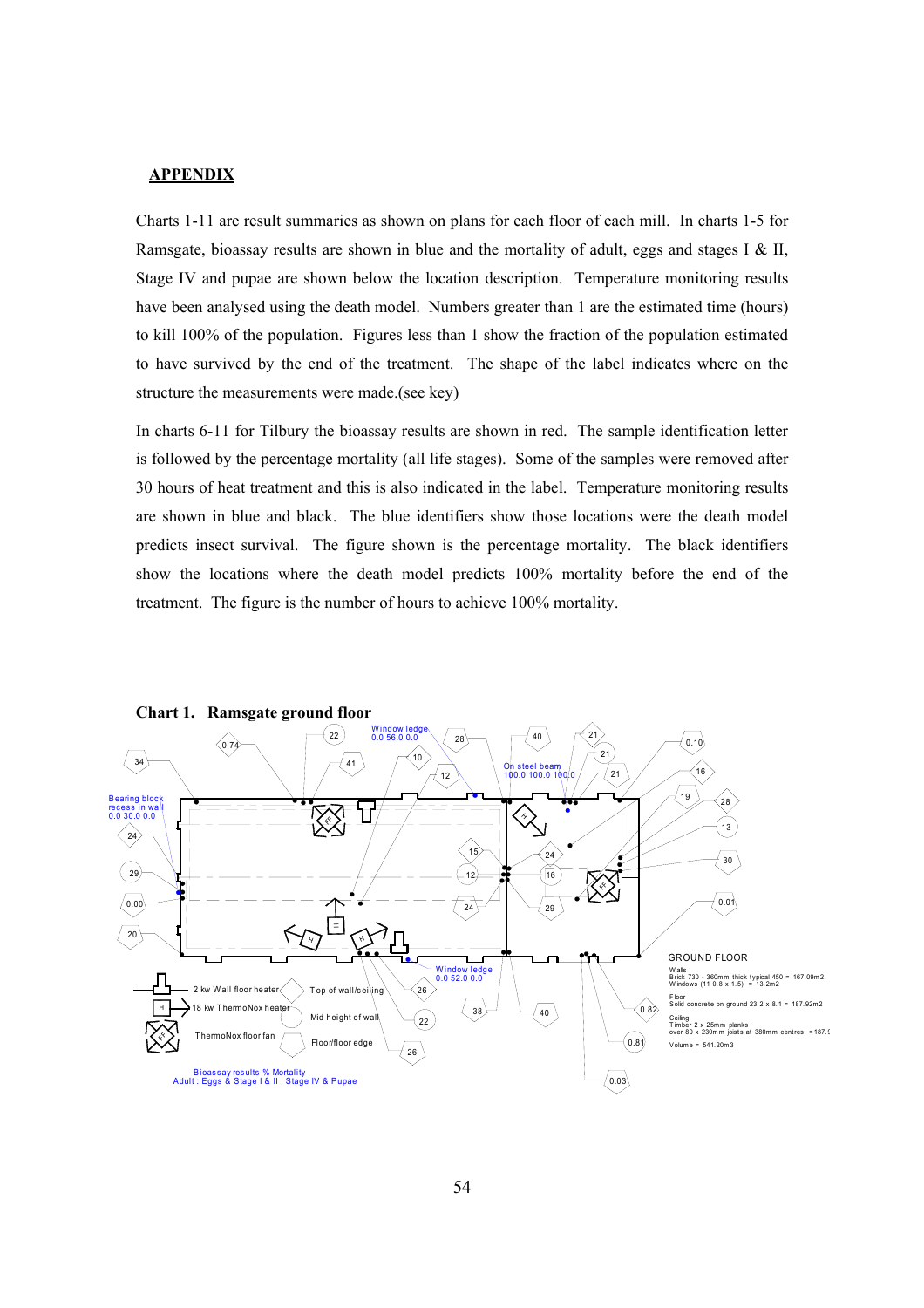## APPENDIX

Charts 1-11 are result summaries as shown on plans for each floor of each mill. In charts 1-5 for Ramsgate, bioassay results are shown in blue and the mortality of adult, eggs and stages I & II, Stage IV and pupae are shown below the location description. Temperature monitoring results have been analysed using the death model. Numbers greater than 1 are the estimated time (hours) to kill 100% of the population. Figures less than 1 show the fraction of the population estimated to have survived by the end of the treatment. The shape of the label indicates where on the structure the measurements were made.(see key)

In charts 6-11 for Tilbury the bioassay results are shown in red. The sample identification letter is followed by the percentage mortality (all life stages). Some of the samples were removed after 30 hours of heat treatment and this is also indicated in the label. Temperature monitoring results are shown in blue and black. The blue identifiers show those locations were the death model predicts insect survival. The figure shown is the percentage mortality. The black identifiers show the locations where the death model predicts 100% mortality before the end of the treatment. The figure is the number of hours to achieve 100% mortality.

**Chart 1. Ramsgate ground floor**

Window ledge 0.0 56.0 0.0

On steel beam 100.0 100.0 100.0

Bearing block recess in wall 0.0 30.0 0.0

Window ledge 0.0 52.0 0.0

Key:
- 2 kw Wall floor heater
- 18 kw ThermoNox heater
- ThermoNox floor fan
- Top of wall/ceiling
- Mid height of wall
- Floor/floor edge

Bioassay results % Mortality
Adult : Eggs & Stage I & II : Stage IV & Pupae

GROUND FLOOR

Walls
Brick 730 - 360mm thick typical 450 = 167.09m2
Windows (11 0.8 x 1.5) = 13.2m2

Floor
Solid concrete on ground 23.2 x 8.1 = 187.92m2

Ceiling
Timber 2 x 25mm planks
over 80 x 230mm joists at 380mm centres = 187.9

Volume = 541.20m3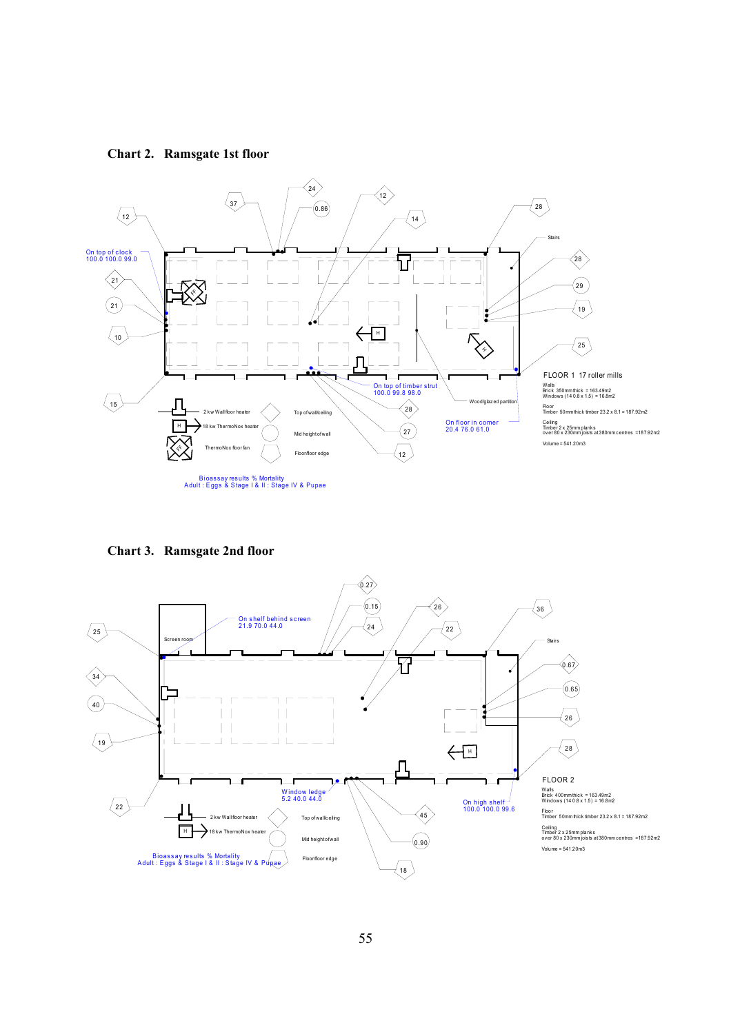## Chart 2. Ramsgate 1st floor

On top of clock
100.0 100.0 99.0

On top of timber strut
100.0 99.8 98.0

On floor in corner
20.4 76.0 61.0

Wood/glazed partition

Stairs

12, 37, 24, 0.86, 12, 14, 28, 28, 29, 19, 25, 21, 21, 10, 15, 28, 27, 12

2 kw Wall/floor heater
18 kw ThermoNox heater
ThermoNox floor fan
Top of wall/ceiling
Mid height of wall
Floor/floor edge

Bioassay results % Mortality
Adult : Eggs & Stage I & II : Stage IV & Pupae

FLOOR 1 17 roller mills

Walls
Brick 350mm thick = 163.49m2
Windows (14 0.8 x 1.5) = 16.8m2

Floor
Timber 50mm thick timber 23.2 x 8.1 = 187.92m2

Ceiling
Timber 2 x 25mm planks
over 80 x 230mm joists at 380mm centres = 187.92m2

Volume = 541.20m3

## Chart 3. Ramsgate 2nd floor

On shelf behind screen
21.9 70.0 44.0

Window ledge
5.2 40.0 44.0

On high shelf
100.0 100.0 99.6

Screen room

Stairs

25, 0.27, 0.15, 24, 26, 22, 36, 0.67, 0.65, 26, 28, 34, 40, 19, 22, 45, 0.90, 18

2 kw Wall/floor heater
18 kw ThermoNox heater
Top of wall/ceiling
Mid height of wall
Floor/floor edge

Bioassay results % Mortality
Adult : Eggs & Stage I & II : Stage IV & Pupae

FLOOR 2

Walls
Brick 400mm thick = 163.49m2
Windows (14 0.8 x 1.5) = 16.8m2

Floor
Timber 50mm thick timber 23.2 x 8.1 = 187.92m2

Ceiling
Timber 2 x 25mm planks
over 80 x 230mm joists at 380mm centres = 187.92m2

Volume = 541.20m3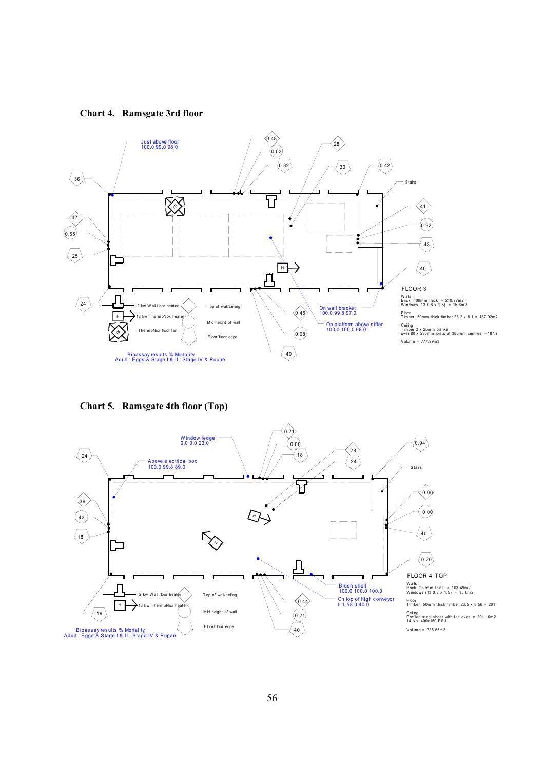## Chart 4. Ramsgate 3rd floor

Just above floor
100.0 99.0 98.0

0.48
0.03
0.32
28
30
0.42
36
Stairs
42
41
0.55
0.92
25
43
40
24

2 kw Wall floor heater — Top of wall/ceiling
18 kw ThermoNox heater — Mid height of wall
ThermoNox floor fan — Floor/floor edge

0.45
0.08
40

On wall bracket
100.0 99.8 97.0

On platform above sifter
100.0 100.0 98.0

FLOOR 3

Walls
Brick 400mm thick = 240.77m2
Windows (13 0.8 x 1.5) = 15.6m2

Floor
Timber 50mm thick timber 23.2 x 8.1 = 187.92m2

Ceiling
Timber 2 x 25mm planks
over 80 x 230mm joists at 380mm centres = 187.9

Volume = 777.99m3

Bioassay results % Mortality
Adult : Eggs & Stage I & II : Stage IV & Pupae

## Chart 5. Ramsgate 4th floor (Top)

Window ledge
0.0 0.0 23.0

0.21
0.00
18
28
24
0.94
24
Stairs

Above electrical box
100.0 99.8 89.0

39
0.00
43
0.00
18
40
0.20

FLOOR 4 TOP

Walls
Brick 230mm thick = 163.49m2
Windows (13 0.8 x 1.5) = 15.6m2

Floor
Timber 50mm thick timber 23.5 x 8.56 = 201.

Ceiling
Profiled steel sheet with felt over. = 201.16m2
14 No. 400x150 RSJ

Volume = 725.65m3

Brush shelf
100.0 100.0 100.0

On top of high conveyor
5.1 58.0 40.0

0.44
0.21
40
19

2 kw Wall floor heater — Top of wall/ceiling
18 kw ThermoNox heater — Mid height of wall
Floor/floor edge

Bioassay results % Mortality
Adult : Eggs & Stage I & II : Stage IV & Pupae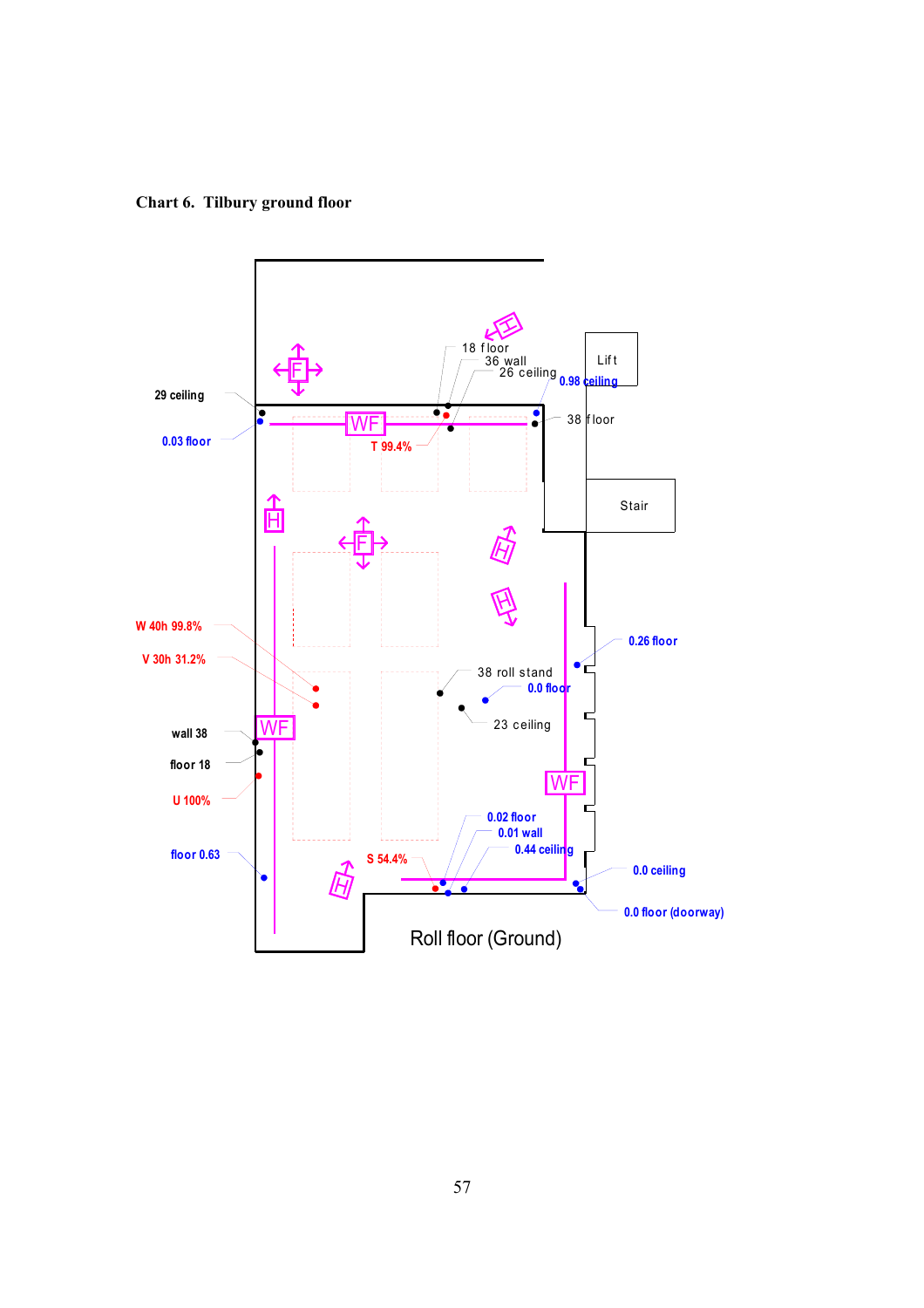**Chart 6. Tilbury ground floor**

18 floor

36 wall

26 ceiling

Lift

0.98 ceiling

29 ceiling

0.03 floor

38 floor

T 99.4%

Stair

W 40h 99.8%

V 30h 31.2%

0.26 floor

38 roll stand

0.0 floor

23 ceiling

wall 38

floor 18

U 100%

0.02 floor

0.01 wall

0.44 ceiling

floor 0.63

S 54.4%

0.0 ceiling

0.0 floor (doorway)

Roll floor (Ground)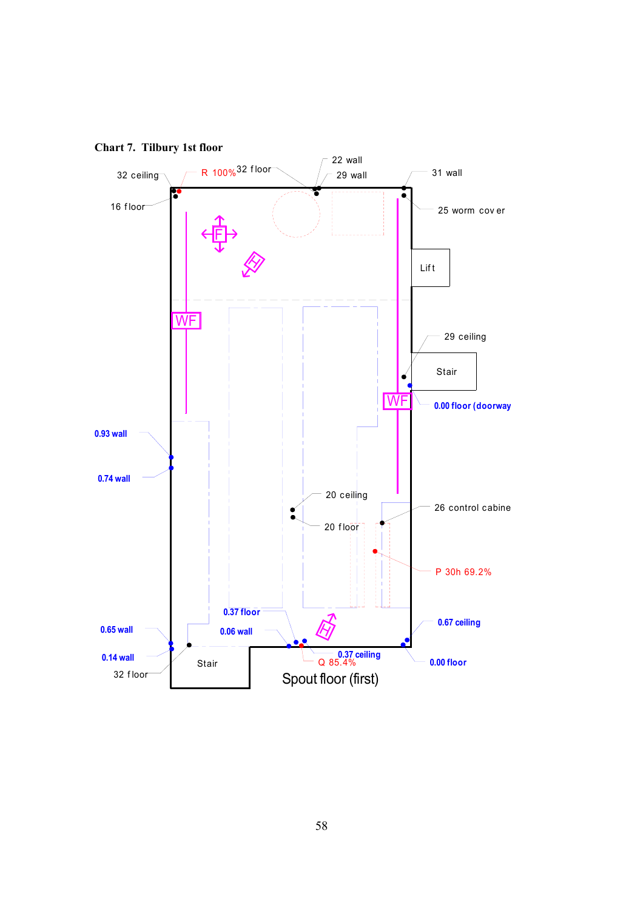**Chart 7. Tilbury 1st floor**

32 ceiling

R 100%

32 floor

22 wall

29 wall

31 wall

16 floor

25 worm cover

Lift

29 ceiling

Stair

0.00 floor (doorway

0.93 wall

0.74 wall

20 ceiling

20 floor

26 control cabine

P 30h 69.2%

0.37 floor

0.65 wall

0.06 wall

0.67 ceiling

0.14 wall

0.37 ceiling

Q 85.4%

0.00 floor

32 floor

Stair

Spout floor (first)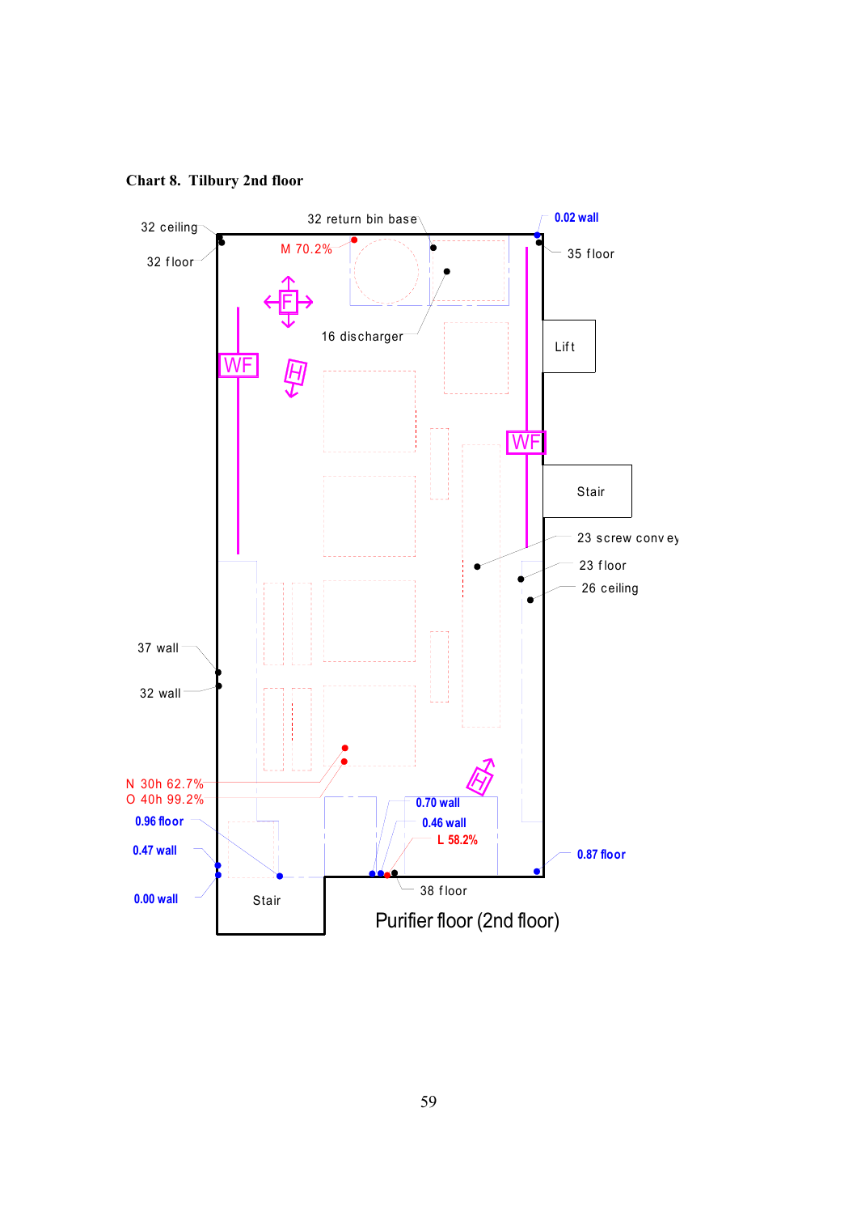**Chart 8. Tilbury 2nd floor**

32 ceiling

32 floor

32 return bin base

M 70.2%

0.02 wall

35 floor

16 discharger

WF

H

Lift

WF

Stair

23 screw convey

23 floor

26 ceiling

37 wall

32 wall

N 30h 62.7%

O 40h 99.2%

0.96 floor

0.47 wall

0.00 wall

0.70 wall

0.46 wall

L 58.2%

H

0.87 floor

Stair

38 floor

Purifier floor (2nd floor)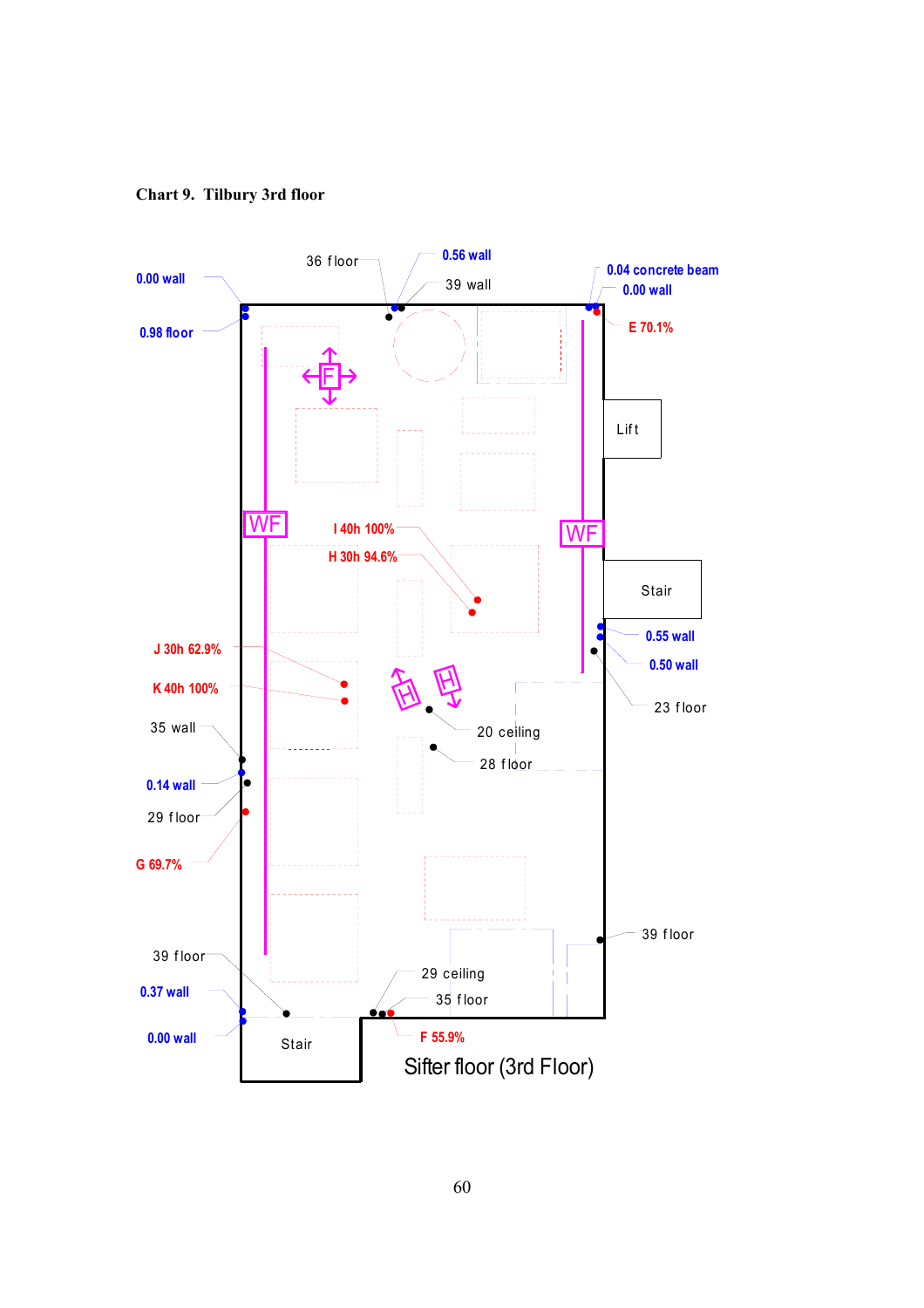**Chart 9. Tilbury 3rd floor**

36 floor

0.56 wall

39 wall

0.04 concrete beam

0.00 wall

0.00 wall

0.98 floor

E 70.1%

Lift

I 40h 100%

H 30h 94.6%

Stair

0.55 wall

0.50 wall

J 30h 62.9%

K 40h 100%

23 floor

35 wall

20 ceiling

28 floor

0.14 wall

29 floor

G 69.7%

39 floor

39 floor

29 ceiling

0.37 wall

35 floor

0.00 wall

Stair

F 55.9%

Sifter floor (3rd Floor)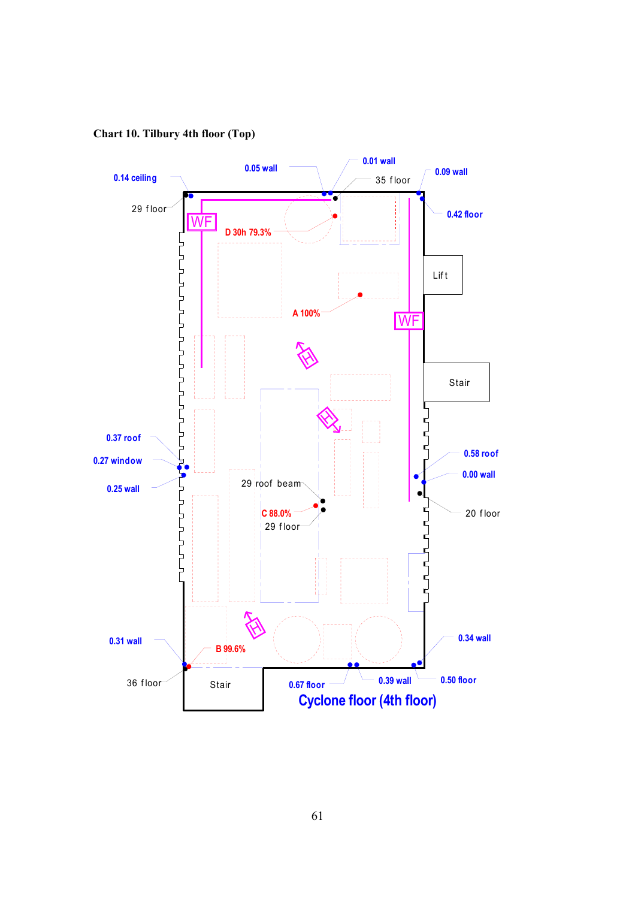**Chart 10. Tilbury 4th floor (Top)**

0.14 ceiling

0.05 wall

0.01 wall

35 floor

0.09 wall

29 floor

0.42 floor

WF

D 30h 79.3%

Lift

A 100%

WF

Stair

0.37 roof

0.58 roof

0.27 window

0.00 wall

0.25 wall

29 roof beam

20 floor

C 88.0%

29 floor

0.31 wall

0.34 wall

B 99.6%

36 floor

Stair

0.67 floor

0.39 wall

0.50 floor

Cyclone floor (4th floor)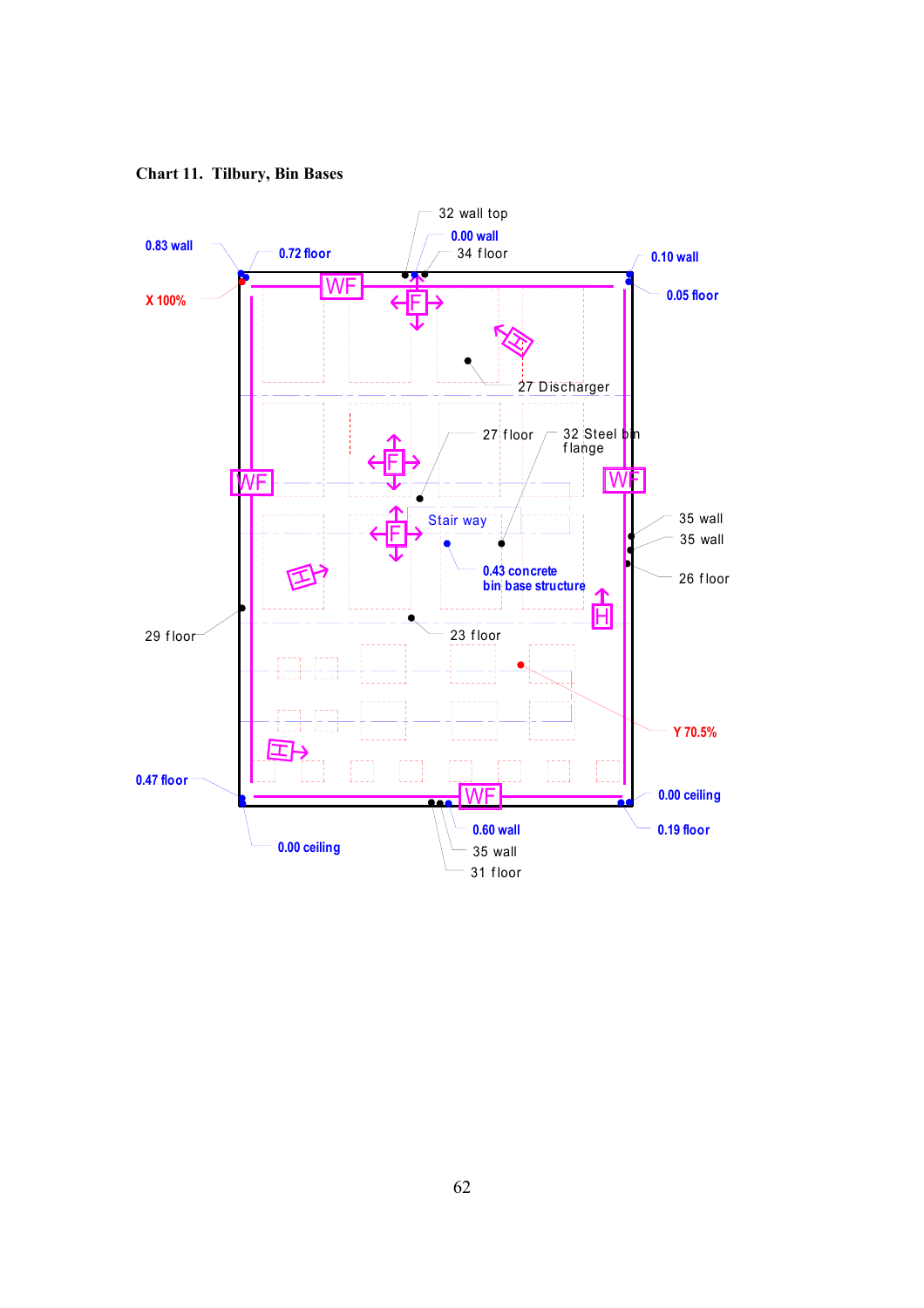**Chart 11. Tilbury, Bin Bases**

32 wall top

0.00 wall

34 floor

0.83 wall

0.72 floor

0.10 wall

0.05 floor

X 100%

WF

F

H

27 Discharger

27 floor

32 Steel bin flange

WF

F

WF

Stair way

F

35 wall

35 wall

26 floor

H

0.43 concrete bin base structure

H

29 floor

23 floor

Y 70.5%

H

0.47 floor

WF

0.00 ceiling

0.60 wall

0.19 floor

0.00 ceiling

35 wall

31 floor